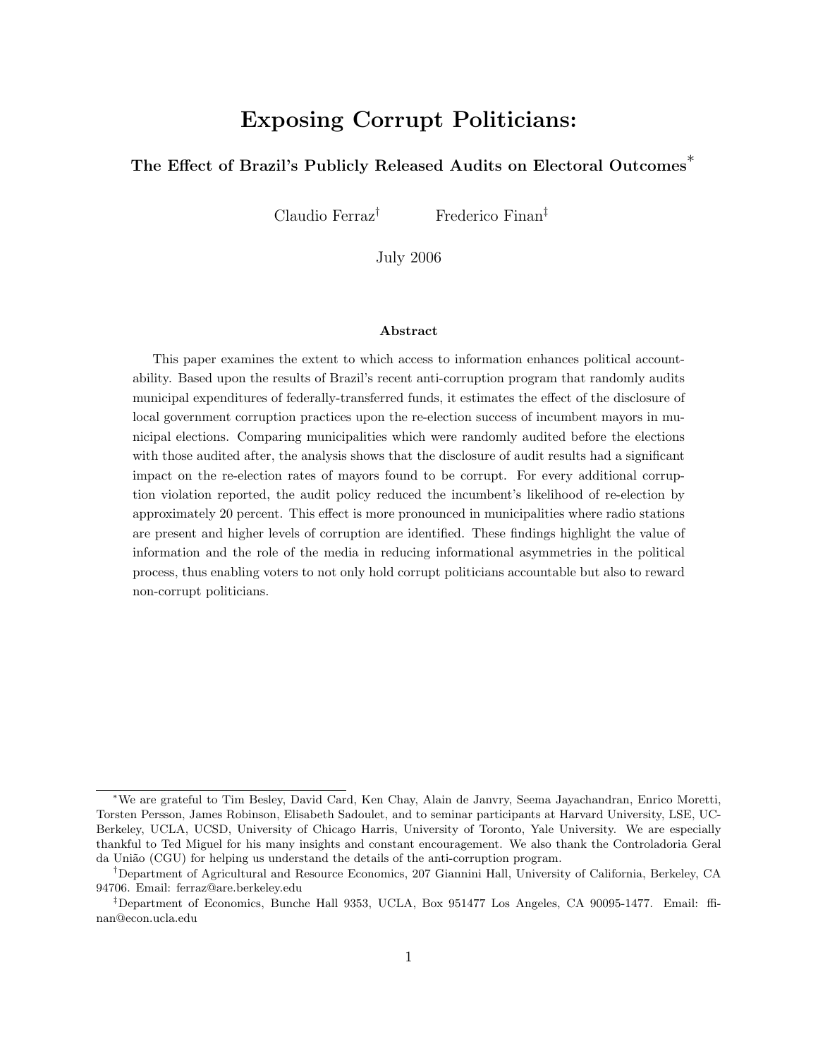# Exposing Corrupt Politicians:

### The Effect of Brazil's Publicly Released Audits on Electoral Outcomes[*]

Claudio Ferraz[†] Frederico Finan[‡]

July 2006

#### Abstract

This paper examines the extent to which access to information enhances political accountability. Based upon the results of Brazil's recent anti-corruption program that randomly audits municipal expenditures of federally-transferred funds, it estimates the effect of the disclosure of local government corruption practices upon the re-election success of incumbent mayors in municipal elections. Comparing municipalities which were randomly audited before the elections with those audited after, the analysis shows that the disclosure of audit results had a significant impact on the re-election rates of mayors found to be corrupt. For every additional corruption violation reported, the audit policy reduced the incumbent's likelihood of re-election by approximately 20 percent. This effect is more pronounced in municipalities where radio stations are present and higher levels of corruption are identified. These findings highlight the value of information and the role of the media in reducing informational asymmetries in the political process, thus enabling voters to not only hold corrupt politicians accountable but also to reward non-corrupt politicians.

---

[*] We are grateful to Tim Besley, David Card, Ken Chay, Alain de Janvry, Seema Jayachandran, Enrico Moretti, Torsten Persson, James Robinson, Elisabeth Sadoulet, and to seminar participants at Harvard University, LSE, UC-Berkeley, UCLA, UCSD, University of Chicago Harris, University of Toronto, Yale University. We are especially thankful to Ted Miguel for his many insights and constant encouragement. We also thank the Controladoria Geral da União (CGU) for helping us understand the details of the anti-corruption program.

[†] Department of Agricultural and Resource Economics, 207 Giannini Hall, University of California, Berkeley, CA 94706. Email: ferraz@are.berkeley.edu

[‡] Department of Economics, Bunche Hall 9353, UCLA, Box 951477 Los Angeles, CA 90095-1477. Email: ffinan@econ.ucla.edu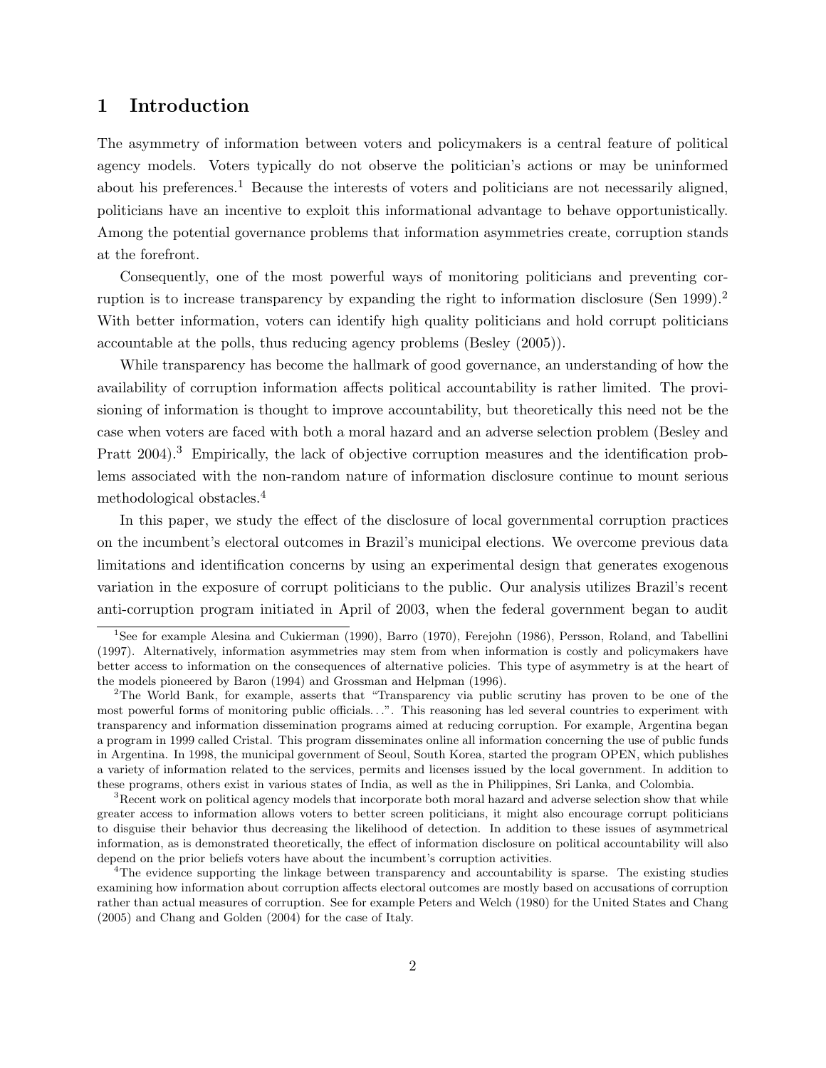# 1 Introduction

The asymmetry of information between voters and policymakers is a central feature of political agency models. Voters typically do not observe the politician's actions or may be uninformed about his preferences.[1] Because the interests of voters and politicians are not necessarily aligned, politicians have an incentive to exploit this informational advantage to behave opportunistically. Among the potential governance problems that information asymmetries create, corruption stands at the forefront.

Consequently, one of the most powerful ways of monitoring politicians and preventing corruption is to increase transparency by expanding the right to information disclosure (Sen 1999).[2] With better information, voters can identify high quality politicians and hold corrupt politicians accountable at the polls, thus reducing agency problems (Besley (2005)).

While transparency has become the hallmark of good governance, an understanding of how the availability of corruption information affects political accountability is rather limited. The provisioning of information is thought to improve accountability, but theoretically this need not be the case when voters are faced with both a moral hazard and an adverse selection problem (Besley and Pratt 2004).[3] Empirically, the lack of objective corruption measures and the identification problems associated with the non-random nature of information disclosure continue to mount serious methodological obstacles.[4]

In this paper, we study the effect of the disclosure of local governmental corruption practices on the incumbent's electoral outcomes in Brazil's municipal elections. We overcome previous data limitations and identification concerns by using an experimental design that generates exogenous variation in the exposure of corrupt politicians to the public. Our analysis utilizes Brazil's recent anti-corruption program initiated in April of 2003, when the federal government began to audit

---

[1] See for example Alesina and Cukierman (1990), Barro (1970), Ferejohn (1986), Persson, Roland, and Tabellini (1997). Alternatively, information asymmetries may stem from when information is costly and policymakers have better access to information on the consequences of alternative policies. This type of asymmetry is at the heart of the models pioneered by Baron (1994) and Grossman and Helpman (1996).

[2] The World Bank, for example, asserts that "Transparency via public scrutiny has proven to be one of the most powerful forms of monitoring public officials...". This reasoning has led several countries to experiment with transparency and information dissemination programs aimed at reducing corruption. For example, Argentina began a program in 1999 called Cristal. This program disseminates online all information concerning the use of public funds in Argentina. In 1998, the municipal government of Seoul, South Korea, started the program OPEN, which publishes a variety of information related to the services, permits and licenses issued by the local government. In addition to these programs, others exist in various states of India, as well as the in Philippines, Sri Lanka, and Colombia.

[3] Recent work on political agency models that incorporate both moral hazard and adverse selection show that while greater access to information allows voters to better screen politicians, it might also encourage corrupt politicians to disguise their behavior thus decreasing the likelihood of detection. In addition to these issues of asymmetrical information, as is demonstrated theoretically, the effect of information disclosure on political accountability will also depend on the prior beliefs voters have about the incumbent's corruption activities.

[4] The evidence supporting the linkage between transparency and accountability is sparse. The existing studies examining how information about corruption affects electoral outcomes are mostly based on accusations of corruption rather than actual measures of corruption. See for example Peters and Welch (1980) for the United States and Chang (2005) and Chang and Golden (2004) for the case of Italy.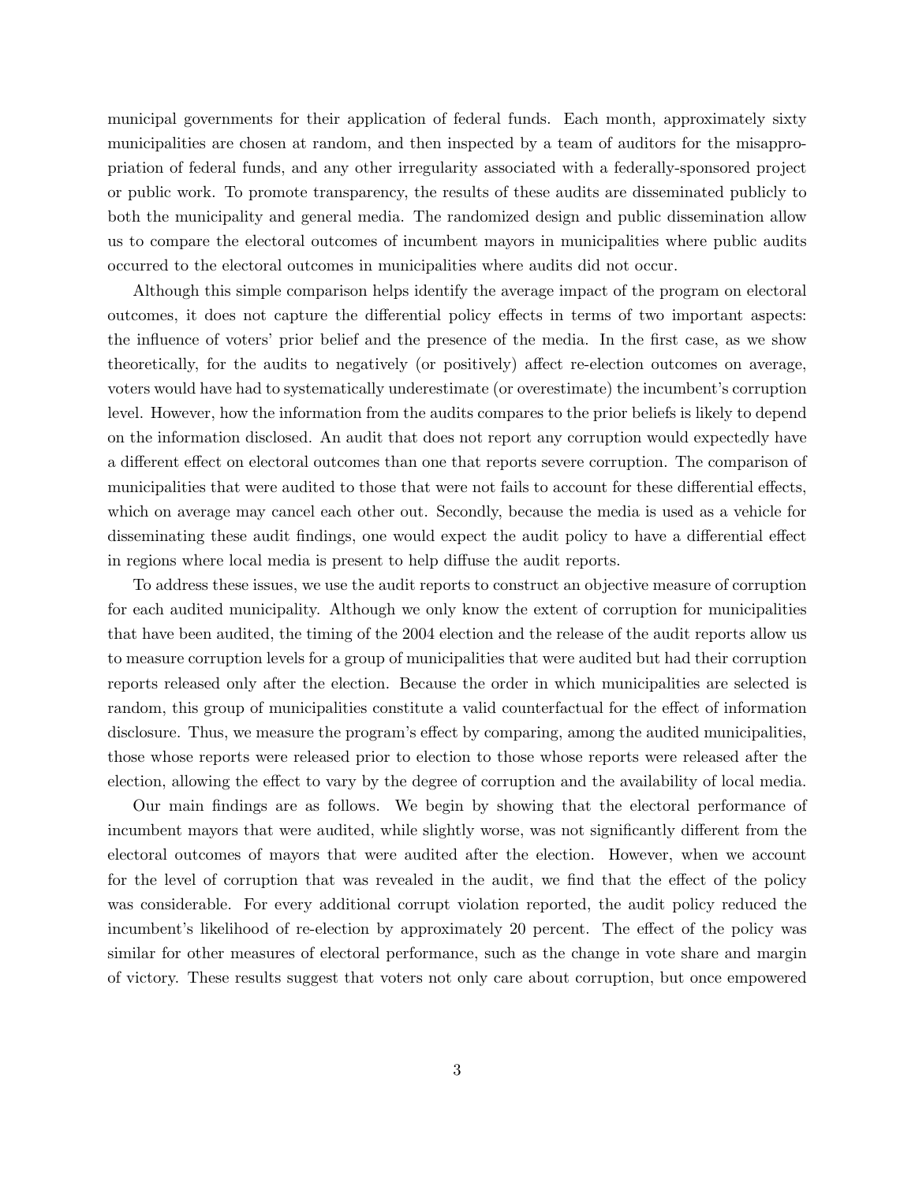municipal governments for their application of federal funds. Each month, approximately sixty municipalities are chosen at random, and then inspected by a team of auditors for the misappropriation of federal funds, and any other irregularity associated with a federally-sponsored project or public work. To promote transparency, the results of these audits are disseminated publicly to both the municipality and general media. The randomized design and public dissemination allow us to compare the electoral outcomes of incumbent mayors in municipalities where public audits occurred to the electoral outcomes in municipalities where audits did not occur.

Although this simple comparison helps identify the average impact of the program on electoral outcomes, it does not capture the differential policy effects in terms of two important aspects: the influence of voters' prior belief and the presence of the media. In the first case, as we show theoretically, for the audits to negatively (or positively) affect re-election outcomes on average, voters would have had to systematically underestimate (or overestimate) the incumbent's corruption level. However, how the information from the audits compares to the prior beliefs is likely to depend on the information disclosed. An audit that does not report any corruption would expectedly have a different effect on electoral outcomes than one that reports severe corruption. The comparison of municipalities that were audited to those that were not fails to account for these differential effects, which on average may cancel each other out. Secondly, because the media is used as a vehicle for disseminating these audit findings, one would expect the audit policy to have a differential effect in regions where local media is present to help diffuse the audit reports.

To address these issues, we use the audit reports to construct an objective measure of corruption for each audited municipality. Although we only know the extent of corruption for municipalities that have been audited, the timing of the 2004 election and the release of the audit reports allow us to measure corruption levels for a group of municipalities that were audited but had their corruption reports released only after the election. Because the order in which municipalities are selected is random, this group of municipalities constitute a valid counterfactual for the effect of information disclosure. Thus, we measure the program's effect by comparing, among the audited municipalities, those whose reports were released prior to election to those whose reports were released after the election, allowing the effect to vary by the degree of corruption and the availability of local media.

Our main findings are as follows. We begin by showing that the electoral performance of incumbent mayors that were audited, while slightly worse, was not significantly different from the electoral outcomes of mayors that were audited after the election. However, when we account for the level of corruption that was revealed in the audit, we find that the effect of the policy was considerable. For every additional corrupt violation reported, the audit policy reduced the incumbent's likelihood of re-election by approximately 20 percent. The effect of the policy was similar for other measures of electoral performance, such as the change in vote share and margin of victory. These results suggest that voters not only care about corruption, but once empowered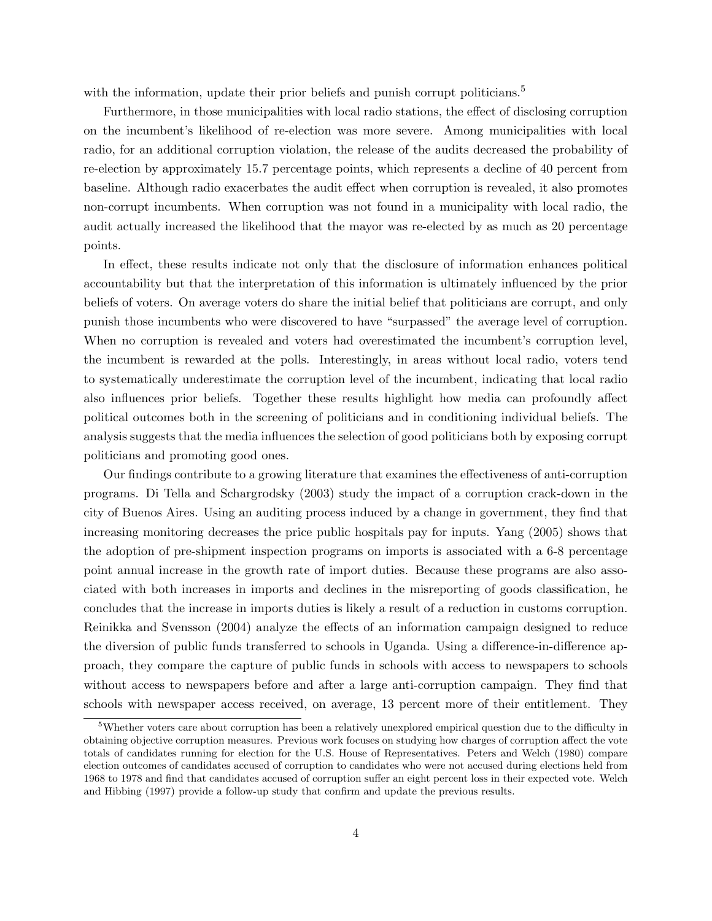with the information, update their prior beliefs and punish corrupt politicians.[5]

Furthermore, in those municipalities with local radio stations, the effect of disclosing corruption on the incumbent's likelihood of re-election was more severe. Among municipalities with local radio, for an additional corruption violation, the release of the audits decreased the probability of re-election by approximately 15.7 percentage points, which represents a decline of 40 percent from baseline. Although radio exacerbates the audit effect when corruption is revealed, it also promotes non-corrupt incumbents. When corruption was not found in a municipality with local radio, the audit actually increased the likelihood that the mayor was re-elected by as much as 20 percentage points.

In effect, these results indicate not only that the disclosure of information enhances political accountability but that the interpretation of this information is ultimately influenced by the prior beliefs of voters. On average voters do share the initial belief that politicians are corrupt, and only punish those incumbents who were discovered to have "surpassed" the average level of corruption. When no corruption is revealed and voters had overestimated the incumbent's corruption level, the incumbent is rewarded at the polls. Interestingly, in areas without local radio, voters tend to systematically underestimate the corruption level of the incumbent, indicating that local radio also influences prior beliefs. Together these results highlight how media can profoundly affect political outcomes both in the screening of politicians and in conditioning individual beliefs. The analysis suggests that the media influences the selection of good politicians both by exposing corrupt politicians and promoting good ones.

Our findings contribute to a growing literature that examines the effectiveness of anti-corruption programs. Di Tella and Schargrodsky (2003) study the impact of a corruption crack-down in the city of Buenos Aires. Using an auditing process induced by a change in government, they find that increasing monitoring decreases the price public hospitals pay for inputs. Yang (2005) shows that the adoption of pre-shipment inspection programs on imports is associated with a 6-8 percentage point annual increase in the growth rate of import duties. Because these programs are also associated with both increases in imports and declines in the misreporting of goods classification, he concludes that the increase in imports duties is likely a result of a reduction in customs corruption. Reinikka and Svensson (2004) analyze the effects of an information campaign designed to reduce the diversion of public funds transferred to schools in Uganda. Using a difference-in-difference approach, they compare the capture of public funds in schools with access to newspapers to schools without access to newspapers before and after a large anti-corruption campaign. They find that schools with newspaper access received, on average, 13 percent more of their entitlement. They

[5] Whether voters care about corruption has been a relatively unexplored empirical question due to the difficulty in obtaining objective corruption measures. Previous work focuses on studying how charges of corruption affect the vote totals of candidates running for election for the U.S. House of Representatives. Peters and Welch (1980) compare election outcomes of candidates accused of corruption to candidates who were not accused during elections held from 1968 to 1978 and find that candidates accused of corruption suffer an eight percent loss in their expected vote. Welch and Hibbing (1997) provide a follow-up study that confirm and update the previous results.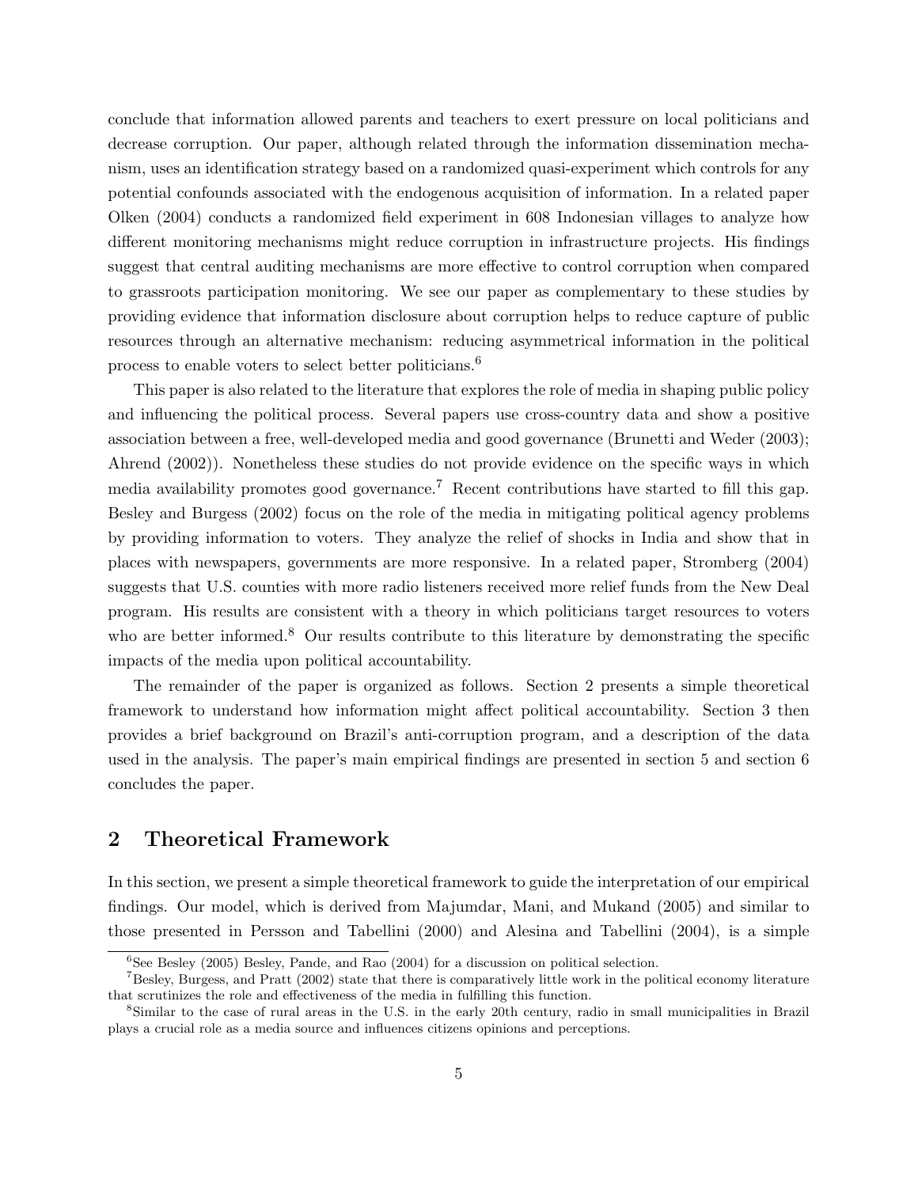conclude that information allowed parents and teachers to exert pressure on local politicians and decrease corruption. Our paper, although related through the information dissemination mechanism, uses an identification strategy based on a randomized quasi-experiment which controls for any potential confounds associated with the endogenous acquisition of information. In a related paper Olken (2004) conducts a randomized field experiment in 608 Indonesian villages to analyze how different monitoring mechanisms might reduce corruption in infrastructure projects. His findings suggest that central auditing mechanisms are more effective to control corruption when compared to grassroots participation monitoring. We see our paper as complementary to these studies by providing evidence that information disclosure about corruption helps to reduce capture of public resources through an alternative mechanism: reducing asymmetrical information in the political process to enable voters to select better politicians.[6]

This paper is also related to the literature that explores the role of media in shaping public policy and influencing the political process. Several papers use cross-country data and show a positive association between a free, well-developed media and good governance (Brunetti and Weder (2003); Ahrend (2002)). Nonetheless these studies do not provide evidence on the specific ways in which media availability promotes good governance.[7] Recent contributions have started to fill this gap. Besley and Burgess (2002) focus on the role of the media in mitigating political agency problems by providing information to voters. They analyze the relief of shocks in India and show that in places with newspapers, governments are more responsive. In a related paper, Stromberg (2004) suggests that U.S. counties with more radio listeners received more relief funds from the New Deal program. His results are consistent with a theory in which politicians target resources to voters who are better informed.[8] Our results contribute to this literature by demonstrating the specific impacts of the media upon political accountability.

The remainder of the paper is organized as follows. Section 2 presents a simple theoretical framework to understand how information might affect political accountability. Section 3 then provides a brief background on Brazil's anti-corruption program, and a description of the data used in the analysis. The paper's main empirical findings are presented in section 5 and section 6 concludes the paper.

## 2 Theoretical Framework

In this section, we present a simple theoretical framework to guide the interpretation of our empirical findings. Our model, which is derived from Majumdar, Mani, and Mukand (2005) and similar to those presented in Persson and Tabellini (2000) and Alesina and Tabellini (2004), is a simple

[6] See Besley (2005) Besley, Pande, and Rao (2004) for a discussion on political selection.

[7] Besley, Burgess, and Pratt (2002) state that there is comparatively little work in the political economy literature that scrutinizes the role and effectiveness of the media in fulfilling this function.

[8] Similar to the case of rural areas in the U.S. in the early 20th century, radio in small municipalities in Brazil plays a crucial role as a media source and influences citizens opinions and perceptions.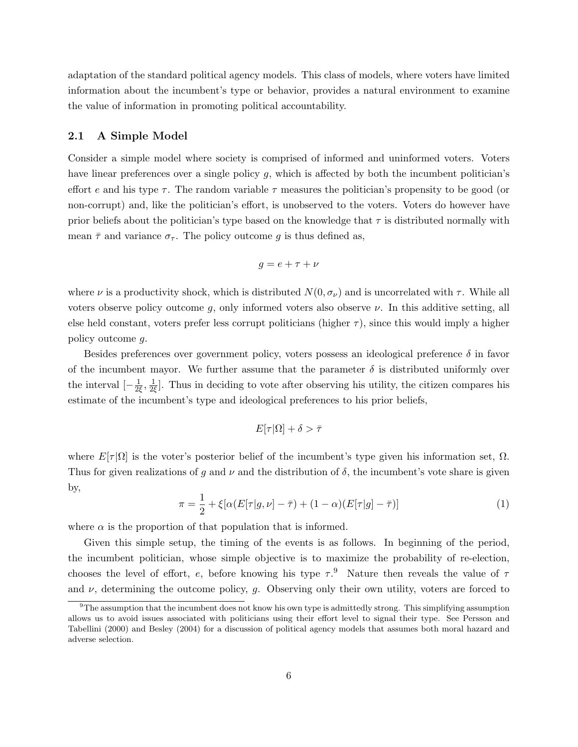adaptation of the standard political agency models. This class of models, where voters have limited information about the incumbent's type or behavior, provides a natural environment to examine the value of information in promoting political accountability.

### 2.1 A Simple Model

Consider a simple model where society is comprised of informed and uninformed voters. Voters have linear preferences over a single policy $g$, which is affected by both the incumbent politician's effort $e$ and his type $\tau$. The random variable $\tau$ measures the politician's propensity to be good (or non-corrupt) and, like the politician's effort, is unobserved to the voters. Voters do however have prior beliefs about the politician's type based on the knowledge that $\tau$ is distributed normally with mean $\bar{\tau}$ and variance $\sigma_\tau$. The policy outcome $g$ is thus defined as,

$$g = e + \tau + \nu$$

where $\nu$ is a productivity shock, which is distributed $N(0, \sigma_\nu)$ and is uncorrelated with $\tau$. While all voters observe policy outcome $g$, only informed voters also observe $\nu$. In this additive setting, all else held constant, voters prefer less corrupt politicians (higher $\tau$), since this would imply a higher policy outcome $g$.

Besides preferences over government policy, voters possess an ideological preference $\delta$ in favor of the incumbent mayor. We further assume that the parameter $\delta$ is distributed uniformly over the interval $[-\frac{1}{2\xi}, \frac{1}{2\xi}]$. Thus in deciding to vote after observing his utility, the citizen compares his estimate of the incumbent's type and ideological preferences to his prior beliefs,

$$E[\tau|\Omega] + \delta > \bar{\tau}$$

where $E[\tau|\Omega]$ is the voter's posterior belief of the incumbent's type given his information set, $\Omega$. Thus for given realizations of $g$ and $\nu$ and the distribution of $\delta$, the incumbent's vote share is given by,

$$\pi = \frac{1}{2} + \xi[\alpha(E[\tau|g, \nu] - \bar{\tau}) + (1 - \alpha)(E[\tau|g] - \bar{\tau})] \tag{1}$$

where $\alpha$ is the proportion of that population that is informed.

Given this simple setup, the timing of the events is as follows. In beginning of the period, the incumbent politician, whose simple objective is to maximize the probability of re-election, chooses the level of effort, $e$, before knowing his type $\tau$.[9] Nature then reveals the value of $\tau$ and $\nu$, determining the outcome policy, $g$. Observing only their own utility, voters are forced to

[9] The assumption that the incumbent does not know his own type is admittedly strong. This simplifying assumption allows us to avoid issues associated with politicians using their effort level to signal their type. See Persson and Tabellini (2000) and Besley (2004) for a discussion of political agency models that assumes both moral hazard and adverse selection.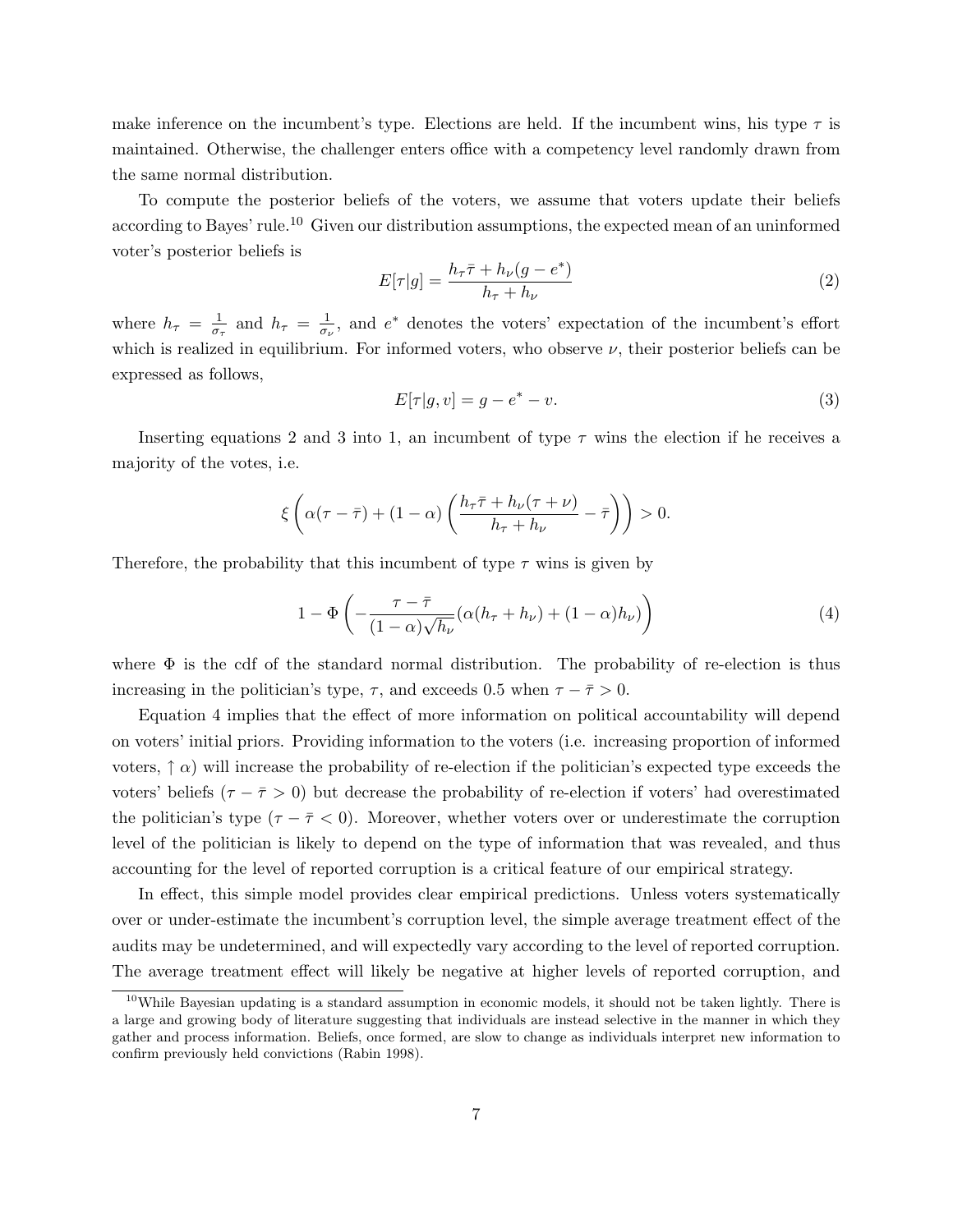make inference on the incumbent's type. Elections are held. If the incumbent wins, his type $\tau$ is maintained. Otherwise, the challenger enters office with a competency level randomly drawn from the same normal distribution.

To compute the posterior beliefs of the voters, we assume that voters update their beliefs according to Bayes' rule.[10] Given our distribution assumptions, the expected mean of an uninformed voter's posterior beliefs is

$$E[\tau|g] = \frac{h_\tau \bar{\tau} + h_\nu (g - e^*)}{h_\tau + h_\nu} \tag{2}$$

where $h_\tau = \frac{1}{\sigma_\tau}$ and $h_\tau = \frac{1}{\sigma_\nu}$, and $e^*$ denotes the voters' expectation of the incumbent's effort which is realized in equilibrium. For informed voters, who observe $\nu$, their posterior beliefs can be expressed as follows,

$$E[\tau|g, v] = g - e^* - v. \tag{3}$$

Inserting equations 2 and 3 into 1, an incumbent of type $\tau$ wins the election if he receives a majority of the votes, i.e.

$$\xi \left( \alpha(\tau - \bar{\tau}) + (1 - \alpha) \left( \frac{h_\tau \bar{\tau} + h_\nu (\tau + \nu)}{h_\tau + h_\nu} - \bar{\tau} \right) \right) > 0.$$

Therefore, the probability that this incumbent of type $\tau$ wins is given by

$$1 - \Phi \left( -\frac{\tau - \bar{\tau}}{(1 - \alpha)\sqrt{h_\nu}} (\alpha(h_\tau + h_\nu) + (1 - \alpha) h_\nu) \right) \tag{4}$$

where $\Phi$ is the cdf of the standard normal distribution. The probability of re-election is thus increasing in the politician's type, $\tau$, and exceeds 0.5 when $\tau - \bar{\tau} > 0$.

Equation 4 implies that the effect of more information on political accountability will depend on voters' initial priors. Providing information to the voters (i.e. increasing proportion of informed voters, $\uparrow \alpha$) will increase the probability of re-election if the politician's expected type exceeds the voters' beliefs ($\tau - \bar{\tau} > 0$) but decrease the probability of re-election if voters' had overestimated the politician's type ($\tau - \bar{\tau} < 0$). Moreover, whether voters over or underestimate the corruption level of the politician is likely to depend on the type of information that was revealed, and thus accounting for the level of reported corruption is a critical feature of our empirical strategy.

In effect, this simple model provides clear empirical predictions. Unless voters systematically over or under-estimate the incumbent's corruption level, the simple average treatment effect of the audits may be undetermined, and will expectedly vary according to the level of reported corruption. The average treatment effect will likely be negative at higher levels of reported corruption, and

[10] While Bayesian updating is a standard assumption in economic models, it should not be taken lightly. There is a large and growing body of literature suggesting that individuals are instead selective in the manner in which they gather and process information. Beliefs, once formed, are slow to change as individuals interpret new information to confirm previously held convictions (Rabin 1998).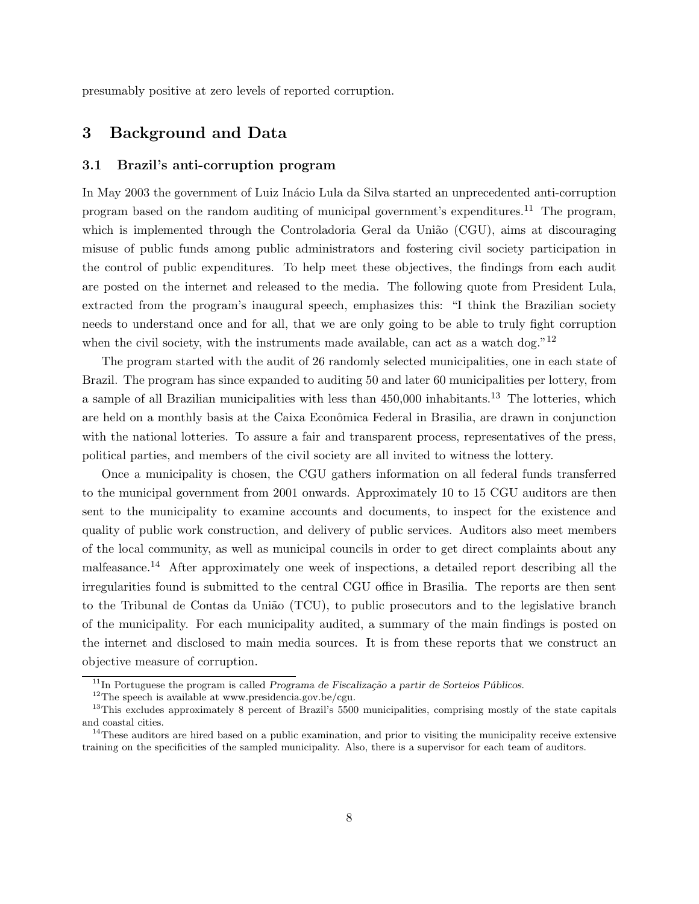presumably positive at zero levels of reported corruption.

## 3 Background and Data

### 3.1 Brazil's anti-corruption program

In May 2003 the government of Luiz Inácio Lula da Silva started an unprecedented anti-corruption program based on the random auditing of municipal government's expenditures.[11] The program, which is implemented through the Controladoria Geral da União (CGU), aims at discouraging misuse of public funds among public administrators and fostering civil society participation in the control of public expenditures. To help meet these objectives, the findings from each audit are posted on the internet and released to the media. The following quote from President Lula, extracted from the program's inaugural speech, emphasizes this: "I think the Brazilian society needs to understand once and for all, that we are only going to be able to truly fight corruption when the civil society, with the instruments made available, can act as a watch dog."[12]

The program started with the audit of 26 randomly selected municipalities, one in each state of Brazil. The program has since expanded to auditing 50 and later 60 municipalities per lottery, from a sample of all Brazilian municipalities with less than 450,000 inhabitants.[13] The lotteries, which are held on a monthly basis at the Caixa Econômica Federal in Brasilia, are drawn in conjunction with the national lotteries. To assure a fair and transparent process, representatives of the press, political parties, and members of the civil society are all invited to witness the lottery.

Once a municipality is chosen, the CGU gathers information on all federal funds transferred to the municipal government from 2001 onwards. Approximately 10 to 15 CGU auditors are then sent to the municipality to examine accounts and documents, to inspect for the existence and quality of public work construction, and delivery of public services. Auditors also meet members of the local community, as well as municipal councils in order to get direct complaints about any malfeasance.[14] After approximately one week of inspections, a detailed report describing all the irregularities found is submitted to the central CGU office in Brasilia. The reports are then sent to the Tribunal de Contas da União (TCU), to public prosecutors and to the legislative branch of the municipality. For each municipality audited, a summary of the main findings is posted on the internet and disclosed to main media sources. It is from these reports that we construct an objective measure of corruption.

---

[11] In Portuguese the program is called *Programa de Fiscalização a partir de Sorteios Públicos*.

[12] The speech is available at www.presidencia.gov.be/cgu.

[13] This excludes approximately 8 percent of Brazil's 5500 municipalities, comprising mostly of the state capitals and coastal cities.

[14] These auditors are hired based on a public examination, and prior to visiting the municipality receive extensive training on the specificities of the sampled municipality. Also, there is a supervisor for each team of auditors.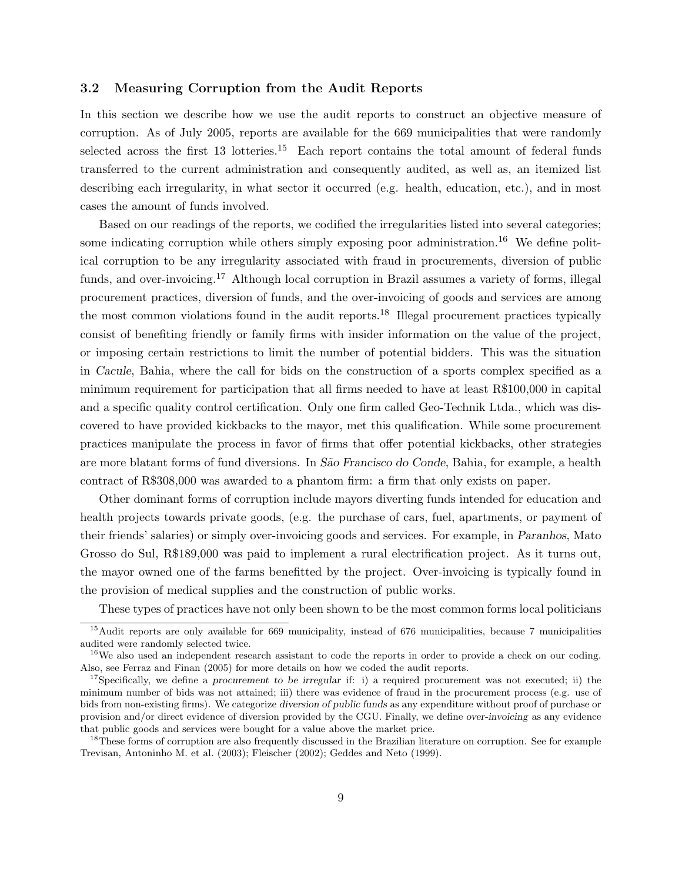### 3.2 Measuring Corruption from the Audit Reports

In this section we describe how we use the audit reports to construct an objective measure of corruption. As of July 2005, reports are available for the 669 municipalities that were randomly selected across the first 13 lotteries.[15] Each report contains the total amount of federal funds transferred to the current administration and consequently audited, as well as, an itemized list describing each irregularity, in what sector it occurred (e.g. health, education, etc.), and in most cases the amount of funds involved.

Based on our readings of the reports, we codified the irregularities listed into several categories; some indicating corruption while others simply exposing poor administration.[16] We define political corruption to be any irregularity associated with fraud in procurements, diversion of public funds, and over-invoicing.[17] Although local corruption in Brazil assumes a variety of forms, illegal procurement practices, diversion of funds, and the over-invoicing of goods and services are among the most common violations found in the audit reports.[18] Illegal procurement practices typically consist of benefiting friendly or family firms with insider information on the value of the project, or imposing certain restrictions to limit the number of potential bidders. This was the situation in *Cacule*, Bahia, where the call for bids on the construction of a sports complex specified as a minimum requirement for participation that all firms needed to have at least R$100,000 in capital and a specific quality control certification. Only one firm called Geo-Technik Ltda., which was discovered to have provided kickbacks to the mayor, met this qualification. While some procurement practices manipulate the process in favor of firms that offer potential kickbacks, other strategies are more blatant forms of fund diversions. In *São Francisco do Conde*, Bahia, for example, a health contract of R$308,000 was awarded to a phantom firm: a firm that only exists on paper.

Other dominant forms of corruption include mayors diverting funds intended for education and health projects towards private goods, (e.g. the purchase of cars, fuel, apartments, or payment of their friends' salaries) or simply over-invoicing goods and services. For example, in *Paranhos*, Mato Grosso do Sul, R$189,000 was paid to implement a rural electrification project. As it turns out, the mayor owned one of the farms benefitted by the project. Over-invoicing is typically found in the provision of medical supplies and the construction of public works.

These types of practices have not only been shown to be the most common forms local politicians

---

[15] Audit reports are only available for 669 municipality, instead of 676 municipalities, because 7 municipalities audited were randomly selected twice.

[16] We also used an independent research assistant to code the reports in order to provide a check on our coding. Also, see Ferraz and Finan (2005) for more details on how we coded the audit reports.

[17] Specifically, we define a *procurement to be irregular* if: i) a required procurement was not executed; ii) the minimum number of bids was not attained; iii) there was evidence of fraud in the procurement process (e.g. use of bids from non-existing firms). We categorize *diversion of public funds* as any expenditure without proof of purchase or provision and/or direct evidence of diversion provided by the CGU. Finally, we define *over-invoicing* as any evidence that public goods and services were bought for a value above the market price.

[18] These forms of corruption are also frequently discussed in the Brazilian literature on corruption. See for example Trevisan, Antoninho M. et al. (2003); Fleischer (2002); Geddes and Neto (1999).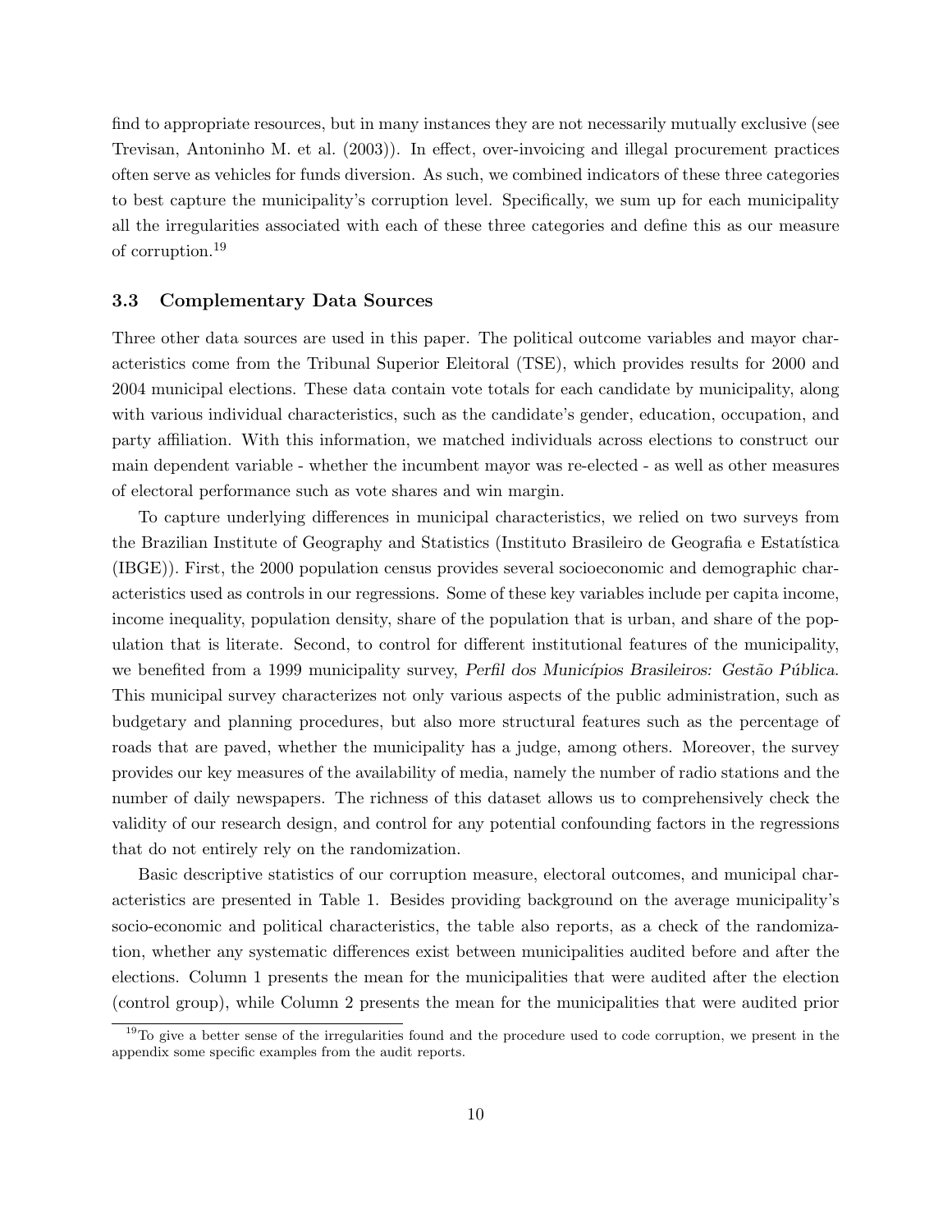find to appropriate resources, but in many instances they are not necessarily mutually exclusive (see Trevisan, Antoninho M. et al. (2003)). In effect, over-invoicing and illegal procurement practices often serve as vehicles for funds diversion. As such, we combined indicators of these three categories to best capture the municipality's corruption level. Specifically, we sum up for each municipality all the irregularities associated with each of these three categories and define this as our measure of corruption.[19]

### 3.3 Complementary Data Sources

Three other data sources are used in this paper. The political outcome variables and mayor characteristics come from the Tribunal Superior Eleitoral (TSE), which provides results for 2000 and 2004 municipal elections. These data contain vote totals for each candidate by municipality, along with various individual characteristics, such as the candidate's gender, education, occupation, and party affiliation. With this information, we matched individuals across elections to construct our main dependent variable - whether the incumbent mayor was re-elected - as well as other measures of electoral performance such as vote shares and win margin.

To capture underlying differences in municipal characteristics, we relied on two surveys from the Brazilian Institute of Geography and Statistics (Instituto Brasileiro de Geografia e Estatística (IBGE)). First, the 2000 population census provides several socioeconomic and demographic characteristics used as controls in our regressions. Some of these key variables include per capita income, income inequality, population density, share of the population that is urban, and share of the population that is literate. Second, to control for different institutional features of the municipality, we benefited from a 1999 municipality survey, *Perfil dos Municípios Brasileiros: Gestão Pública*. This municipal survey characterizes not only various aspects of the public administration, such as budgetary and planning procedures, but also more structural features such as the percentage of roads that are paved, whether the municipality has a judge, among others. Moreover, the survey provides our key measures of the availability of media, namely the number of radio stations and the number of daily newspapers. The richness of this dataset allows us to comprehensively check the validity of our research design, and control for any potential confounding factors in the regressions that do not entirely rely on the randomization.

Basic descriptive statistics of our corruption measure, electoral outcomes, and municipal characteristics are presented in Table 1. Besides providing background on the average municipality's socio-economic and political characteristics, the table also reports, as a check of the randomization, whether any systematic differences exist between municipalities audited before and after the elections. Column 1 presents the mean for the municipalities that were audited after the election (control group), while Column 2 presents the mean for the municipalities that were audited prior

[19] To give a better sense of the irregularities found and the procedure used to code corruption, we present in the appendix some specific examples from the audit reports.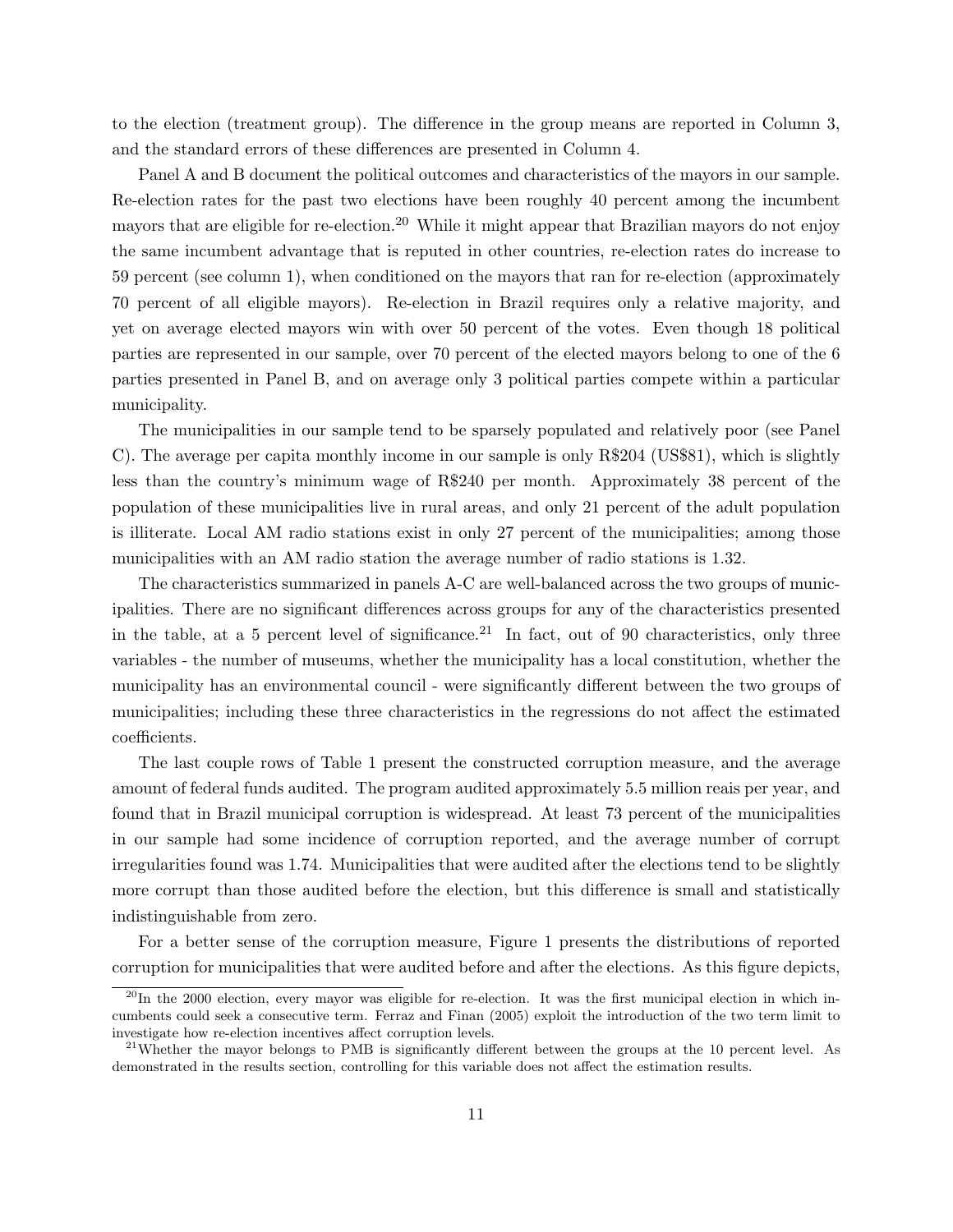to the election (treatment group). The difference in the group means are reported in Column 3, and the standard errors of these differences are presented in Column 4.

Panel A and B document the political outcomes and characteristics of the mayors in our sample. Re-election rates for the past two elections have been roughly 40 percent among the incumbent mayors that are eligible for re-election.[20] While it might appear that Brazilian mayors do not enjoy the same incumbent advantage that is reputed in other countries, re-election rates do increase to 59 percent (see column 1), when conditioned on the mayors that ran for re-election (approximately 70 percent of all eligible mayors). Re-election in Brazil requires only a relative majority, and yet on average elected mayors win with over 50 percent of the votes. Even though 18 political parties are represented in our sample, over 70 percent of the elected mayors belong to one of the 6 parties presented in Panel B, and on average only 3 political parties compete within a particular municipality.

The municipalities in our sample tend to be sparsely populated and relatively poor (see Panel C). The average per capita monthly income in our sample is only R$204 (US$81), which is slightly less than the country's minimum wage of R$240 per month. Approximately 38 percent of the population of these municipalities live in rural areas, and only 21 percent of the adult population is illiterate. Local AM radio stations exist in only 27 percent of the municipalities; among those municipalities with an AM radio station the average number of radio stations is 1.32.

The characteristics summarized in panels A-C are well-balanced across the two groups of municipalities. There are no significant differences across groups for any of the characteristics presented in the table, at a 5 percent level of significance.[21] In fact, out of 90 characteristics, only three variables - the number of museums, whether the municipality has a local constitution, whether the municipality has an environmental council - were significantly different between the two groups of municipalities; including these three characteristics in the regressions do not affect the estimated coefficients.

The last couple rows of Table 1 present the constructed corruption measure, and the average amount of federal funds audited. The program audited approximately 5.5 million reais per year, and found that in Brazil municipal corruption is widespread. At least 73 percent of the municipalities in our sample had some incidence of corruption reported, and the average number of corrupt irregularities found was 1.74. Municipalities that were audited after the elections tend to be slightly more corrupt than those audited before the election, but this difference is small and statistically indistinguishable from zero.

For a better sense of the corruption measure, Figure 1 presents the distributions of reported corruption for municipalities that were audited before and after the elections. As this figure depicts,

[20] In the 2000 election, every mayor was eligible for re-election. It was the first municipal election in which incumbents could seek a consecutive term. Ferraz and Finan (2005) exploit the introduction of the two term limit to investigate how re-election incentives affect corruption levels.

[21] Whether the mayor belongs to PMB is significantly different between the groups at the 10 percent level. As demonstrated in the results section, controlling for this variable does not affect the estimation results.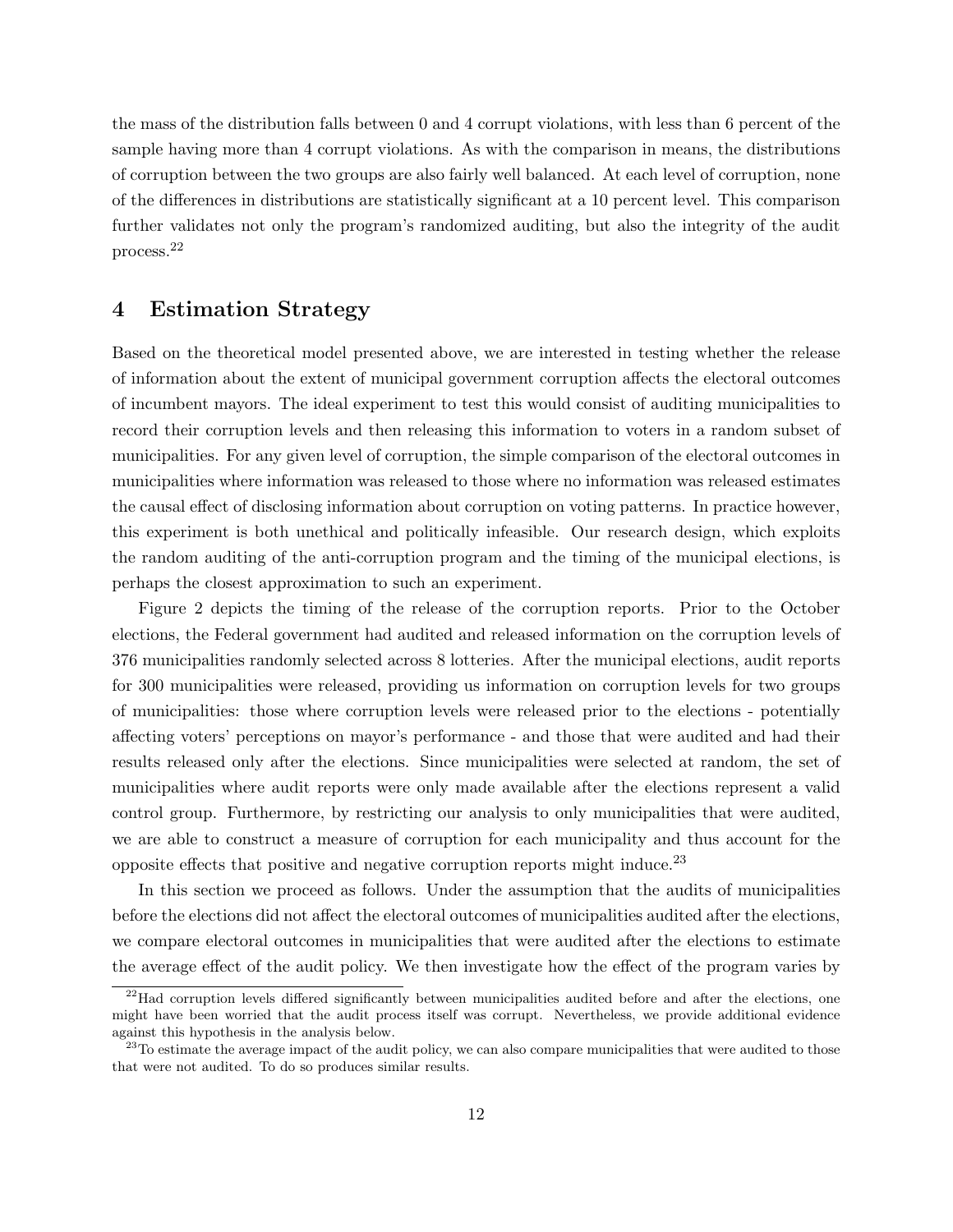the mass of the distribution falls between 0 and 4 corrupt violations, with less than 6 percent of the sample having more than 4 corrupt violations. As with the comparison in means, the distributions of corruption between the two groups are also fairly well balanced. At each level of corruption, none of the differences in distributions are statistically significant at a 10 percent level. This comparison further validates not only the program's randomized auditing, but also the integrity of the audit process.[22]

## 4 Estimation Strategy

Based on the theoretical model presented above, we are interested in testing whether the release of information about the extent of municipal government corruption affects the electoral outcomes of incumbent mayors. The ideal experiment to test this would consist of auditing municipalities to record their corruption levels and then releasing this information to voters in a random subset of municipalities. For any given level of corruption, the simple comparison of the electoral outcomes in municipalities where information was released to those where no information was released estimates the causal effect of disclosing information about corruption on voting patterns. In practice however, this experiment is both unethical and politically infeasible. Our research design, which exploits the random auditing of the anti-corruption program and the timing of the municipal elections, is perhaps the closest approximation to such an experiment.

Figure 2 depicts the timing of the release of the corruption reports. Prior to the October elections, the Federal government had audited and released information on the corruption levels of 376 municipalities randomly selected across 8 lotteries. After the municipal elections, audit reports for 300 municipalities were released, providing us information on corruption levels for two groups of municipalities: those where corruption levels were released prior to the elections - potentially affecting voters' perceptions on mayor's performance - and those that were audited and had their results released only after the elections. Since municipalities were selected at random, the set of municipalities where audit reports were only made available after the elections represent a valid control group. Furthermore, by restricting our analysis to only municipalities that were audited, we are able to construct a measure of corruption for each municipality and thus account for the opposite effects that positive and negative corruption reports might induce.[23]

In this section we proceed as follows. Under the assumption that the audits of municipalities before the elections did not affect the electoral outcomes of municipalities audited after the elections, we compare electoral outcomes in municipalities that were audited after the elections to estimate the average effect of the audit policy. We then investigate how the effect of the program varies by

[22] Had corruption levels differed significantly between municipalities audited before and after the elections, one might have been worried that the audit process itself was corrupt. Nevertheless, we provide additional evidence against this hypothesis in the analysis below.

[23] To estimate the average impact of the audit policy, we can also compare municipalities that were audited to those that were not audited. To do so produces similar results.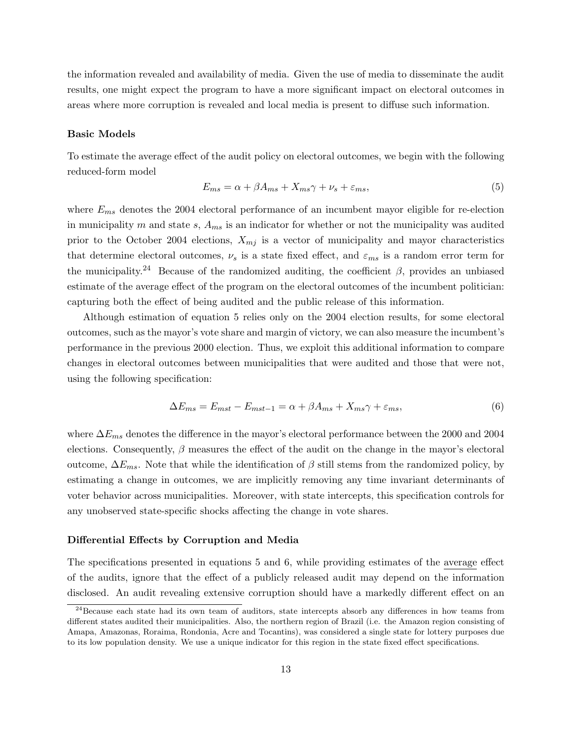the information revealed and availability of media. Given the use of media to disseminate the audit results, one might expect the program to have a more significant impact on electoral outcomes in areas where more corruption is revealed and local media is present to diffuse such information.

**Basic Models**

To estimate the average effect of the audit policy on electoral outcomes, we begin with the following reduced-form model

$$E_{ms} = \alpha + \beta A_{ms} + X_{ms}\gamma + \nu_s + \varepsilon_{ms}, \tag{5}$$

where $E_{ms}$ denotes the 2004 electoral performance of an incumbent mayor eligible for re-election in municipality $m$ and state $s$, $A_{ms}$ is an indicator for whether or not the municipality was audited prior to the October 2004 elections, $X_{mj}$ is a vector of municipality and mayor characteristics that determine electoral outcomes, $\nu_s$ is a state fixed effect, and $\varepsilon_{ms}$ is a random error term for the municipality.[24] Because of the randomized auditing, the coefficient $\beta$, provides an unbiased estimate of the average effect of the program on the electoral outcomes of the incumbent politician: capturing both the effect of being audited and the public release of this information.

Although estimation of equation 5 relies only on the 2004 election results, for some electoral outcomes, such as the mayor's vote share and margin of victory, we can also measure the incumbent's performance in the previous 2000 election. Thus, we exploit this additional information to compare changes in electoral outcomes between municipalities that were audited and those that were not, using the following specification:

$$\Delta E_{ms} = E_{mst} - E_{mst-1} = \alpha + \beta A_{ms} + X_{ms}\gamma + \varepsilon_{ms}, \tag{6}$$

where $\Delta E_{ms}$ denotes the difference in the mayor's electoral performance between the 2000 and 2004 elections. Consequently, $\beta$ measures the effect of the audit on the change in the mayor's electoral outcome, $\Delta E_{ms}$. Note that while the identification of $\beta$ still stems from the randomized policy, by estimating a change in outcomes, we are implicitly removing any time invariant determinants of voter behavior across municipalities. Moreover, with state intercepts, this specification controls for any unobserved state-specific shocks affecting the change in vote shares.

**Differential Effects by Corruption and Media**

The specifications presented in equations 5 and 6, while providing estimates of the average effect of the audits, ignore that the effect of a publicly released audit may depend on the information disclosed. An audit revealing extensive corruption should have a markedly different effect on an

[24] Because each state had its own team of auditors, state intercepts absorb any differences in how teams from different states audited their municipalities. Also, the northern region of Brazil (i.e. the Amazon region consisting of Amapa, Amazonas, Roraima, Rondonia, Acre and Tocantins), was considered a single state for lottery purposes due to its low population density. We use a unique indicator for this region in the state fixed effect specifications.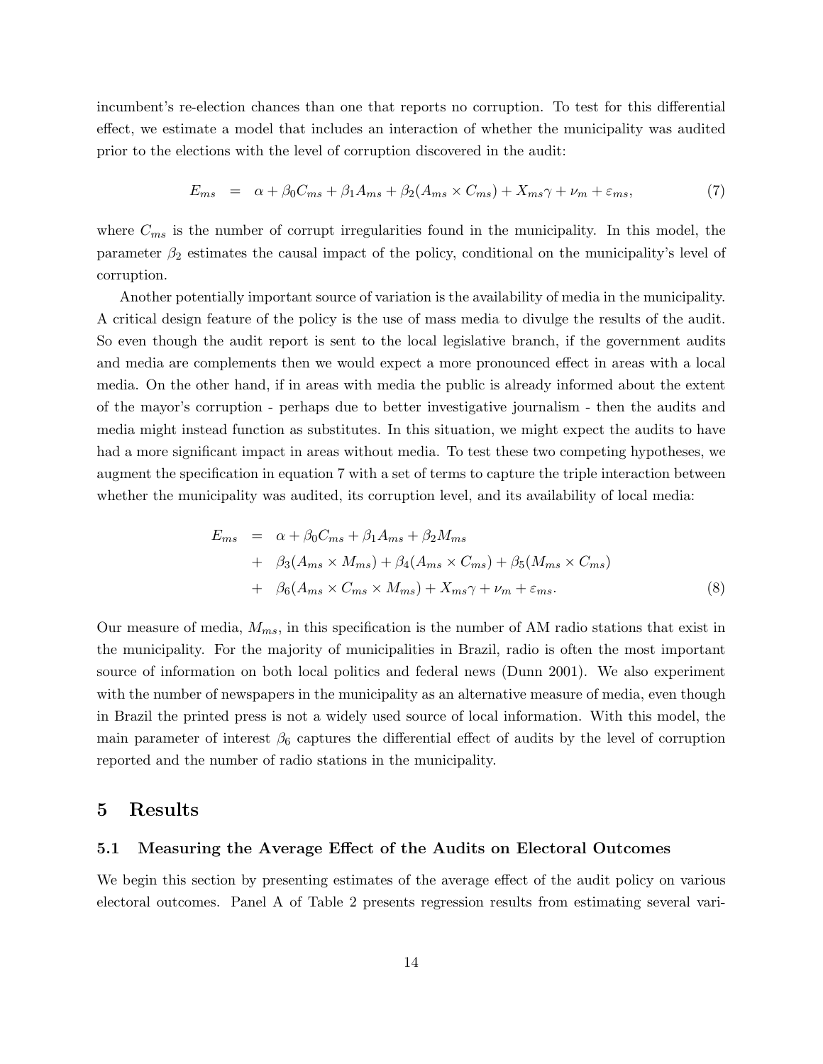incumbent's re-election chances than one that reports no corruption. To test for this differential effect, we estimate a model that includes an interaction of whether the municipality was audited prior to the elections with the level of corruption discovered in the audit:

$$E_{ms} = \alpha + \beta_0 C_{ms} + \beta_1 A_{ms} + \beta_2 (A_{ms} \times C_{ms}) + X_{ms}\gamma + \nu_m + \varepsilon_{ms}, \tag{7}$$

where $C_{ms}$ is the number of corrupt irregularities found in the municipality. In this model, the parameter $\beta_2$ estimates the causal impact of the policy, conditional on the municipality's level of corruption.

Another potentially important source of variation is the availability of media in the municipality. A critical design feature of the policy is the use of mass media to divulge the results of the audit. So even though the audit report is sent to the local legislative branch, if the government audits and media are complements then we would expect a more pronounced effect in areas with a local media. On the other hand, if in areas with media the public is already informed about the extent of the mayor's corruption - perhaps due to better investigative journalism - then the audits and media might instead function as substitutes. In this situation, we might expect the audits to have had a more significant impact in areas without media. To test these two competing hypotheses, we augment the specification in equation 7 with a set of terms to capture the triple interaction between whether the municipality was audited, its corruption level, and its availability of local media:

$$\begin{aligned} E_{ms} &= \alpha + \beta_0 C_{ms} + \beta_1 A_{ms} + \beta_2 M_{ms} \\ &+ \beta_3 (A_{ms} \times M_{ms}) + \beta_4 (A_{ms} \times C_{ms}) + \beta_5 (M_{ms} \times C_{ms}) \\ &+ \beta_6 (A_{ms} \times C_{ms} \times M_{ms}) + X_{ms}\gamma + \nu_m + \varepsilon_{ms}. \end{aligned} \tag{8}$$

Our measure of media, $M_{ms}$, in this specification is the number of AM radio stations that exist in the municipality. For the majority of municipalities in Brazil, radio is often the most important source of information on both local politics and federal news (Dunn 2001). We also experiment with the number of newspapers in the municipality as an alternative measure of media, even though in Brazil the printed press is not a widely used source of local information. With this model, the main parameter of interest $\beta_6$ captures the differential effect of audits by the level of corruption reported and the number of radio stations in the municipality.

## 5 Results

### 5.1 Measuring the Average Effect of the Audits on Electoral Outcomes

We begin this section by presenting estimates of the average effect of the audit policy on various electoral outcomes. Panel A of Table 2 presents regression results from estimating several vari-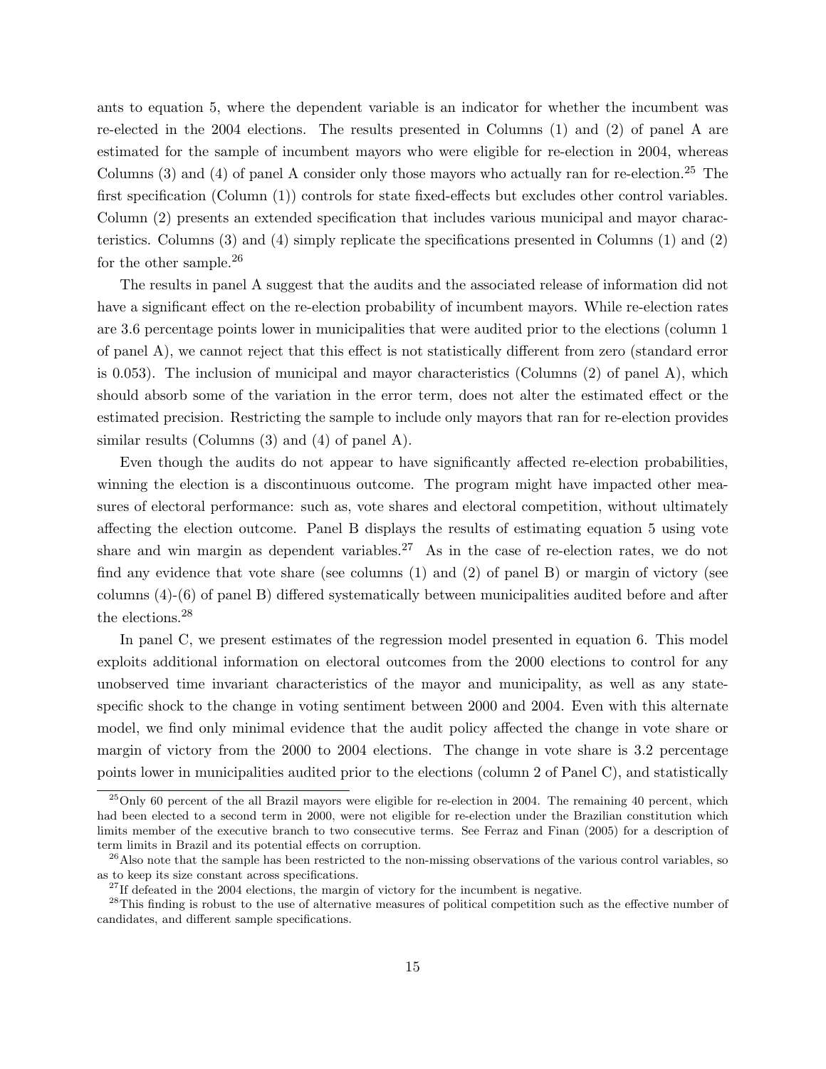ants to equation 5, where the dependent variable is an indicator for whether the incumbent was re-elected in the 2004 elections. The results presented in Columns (1) and (2) of panel A are estimated for the sample of incumbent mayors who were eligible for re-election in 2004, whereas Columns (3) and (4) of panel A consider only those mayors who actually ran for re-election.[25] The first specification (Column (1)) controls for state fixed-effects but excludes other control variables. Column (2) presents an extended specification that includes various municipal and mayor characteristics. Columns (3) and (4) simply replicate the specifications presented in Columns (1) and (2) for the other sample.[26]

The results in panel A suggest that the audits and the associated release of information did not have a significant effect on the re-election probability of incumbent mayors. While re-election rates are 3.6 percentage points lower in municipalities that were audited prior to the elections (column 1 of panel A), we cannot reject that this effect is not statistically different from zero (standard error is 0.053). The inclusion of municipal and mayor characteristics (Columns (2) of panel A), which should absorb some of the variation in the error term, does not alter the estimated effect or the estimated precision. Restricting the sample to include only mayors that ran for re-election provides similar results (Columns (3) and (4) of panel A).

Even though the audits do not appear to have significantly affected re-election probabilities, winning the election is a discontinuous outcome. The program might have impacted other measures of electoral performance: such as, vote shares and electoral competition, without ultimately affecting the election outcome. Panel B displays the results of estimating equation 5 using vote share and win margin as dependent variables.[27] As in the case of re-election rates, we do not find any evidence that vote share (see columns (1) and (2) of panel B) or margin of victory (see columns (4)-(6) of panel B) differed systematically between municipalities audited before and after the elections.[28]

In panel C, we present estimates of the regression model presented in equation 6. This model exploits additional information on electoral outcomes from the 2000 elections to control for any unobserved time invariant characteristics of the mayor and municipality, as well as any state-specific shock to the change in voting sentiment between 2000 and 2004. Even with this alternate model, we find only minimal evidence that the audit policy affected the change in vote share or margin of victory from the 2000 to 2004 elections. The change in vote share is 3.2 percentage points lower in municipalities audited prior to the elections (column 2 of Panel C), and statistically

---

[25] Only 60 percent of the all Brazil mayors were eligible for re-election in 2004. The remaining 40 percent, which had been elected to a second term in 2000, were not eligible for re-election under the Brazilian constitution which limits member of the executive branch to two consecutive terms. See Ferraz and Finan (2005) for a description of term limits in Brazil and its potential effects on corruption.

[26] Also note that the sample has been restricted to the non-missing observations of the various control variables, so as to keep its size constant across specifications.

[27] If defeated in the 2004 elections, the margin of victory for the incumbent is negative.

[28] This finding is robust to the use of alternative measures of political competition such as the effective number of candidates, and different sample specifications.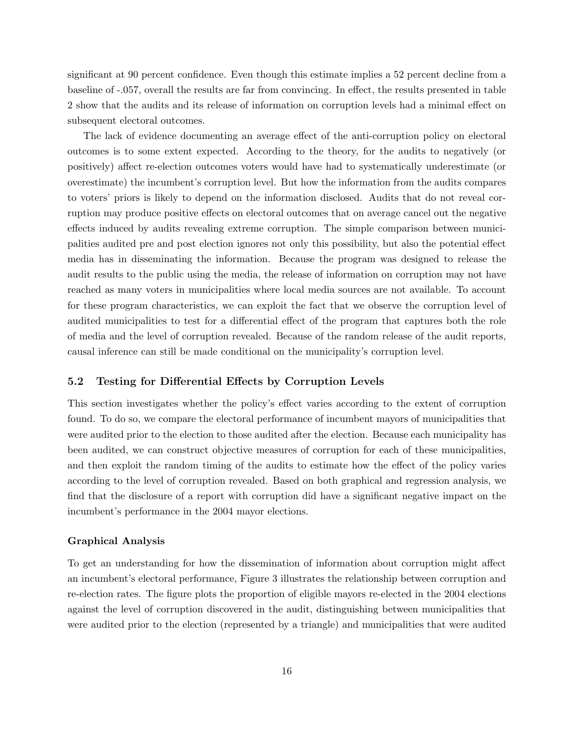significant at 90 percent confidence. Even though this estimate implies a 52 percent decline from a baseline of -.057, overall the results are far from convincing. In effect, the results presented in table 2 show that the audits and its release of information on corruption levels had a minimal effect on subsequent electoral outcomes.

The lack of evidence documenting an average effect of the anti-corruption policy on electoral outcomes is to some extent expected. According to the theory, for the audits to negatively (or positively) affect re-election outcomes voters would have had to systematically underestimate (or overestimate) the incumbent's corruption level. But how the information from the audits compares to voters' priors is likely to depend on the information disclosed. Audits that do not reveal corruption may produce positive effects on electoral outcomes that on average cancel out the negative effects induced by audits revealing extreme corruption. The simple comparison between municipalities audited pre and post election ignores not only this possibility, but also the potential effect media has in disseminating the information. Because the program was designed to release the audit results to the public using the media, the release of information on corruption may not have reached as many voters in municipalities where local media sources are not available. To account for these program characteristics, we can exploit the fact that we observe the corruption level of audited municipalities to test for a differential effect of the program that captures both the role of media and the level of corruption revealed. Because of the random release of the audit reports, causal inference can still be made conditional on the municipality's corruption level.

### 5.2 Testing for Differential Effects by Corruption Levels

This section investigates whether the policy's effect varies according to the extent of corruption found. To do so, we compare the electoral performance of incumbent mayors of municipalities that were audited prior to the election to those audited after the election. Because each municipality has been audited, we can construct objective measures of corruption for each of these municipalities, and then exploit the random timing of the audits to estimate how the effect of the policy varies according to the level of corruption revealed. Based on both graphical and regression analysis, we find that the disclosure of a report with corruption did have a significant negative impact on the incumbent's performance in the 2004 mayor elections.

#### Graphical Analysis

To get an understanding for how the dissemination of information about corruption might affect an incumbent's electoral performance, Figure 3 illustrates the relationship between corruption and re-election rates. The figure plots the proportion of eligible mayors re-elected in the 2004 elections against the level of corruption discovered in the audit, distinguishing between municipalities that were audited prior to the election (represented by a triangle) and municipalities that were audited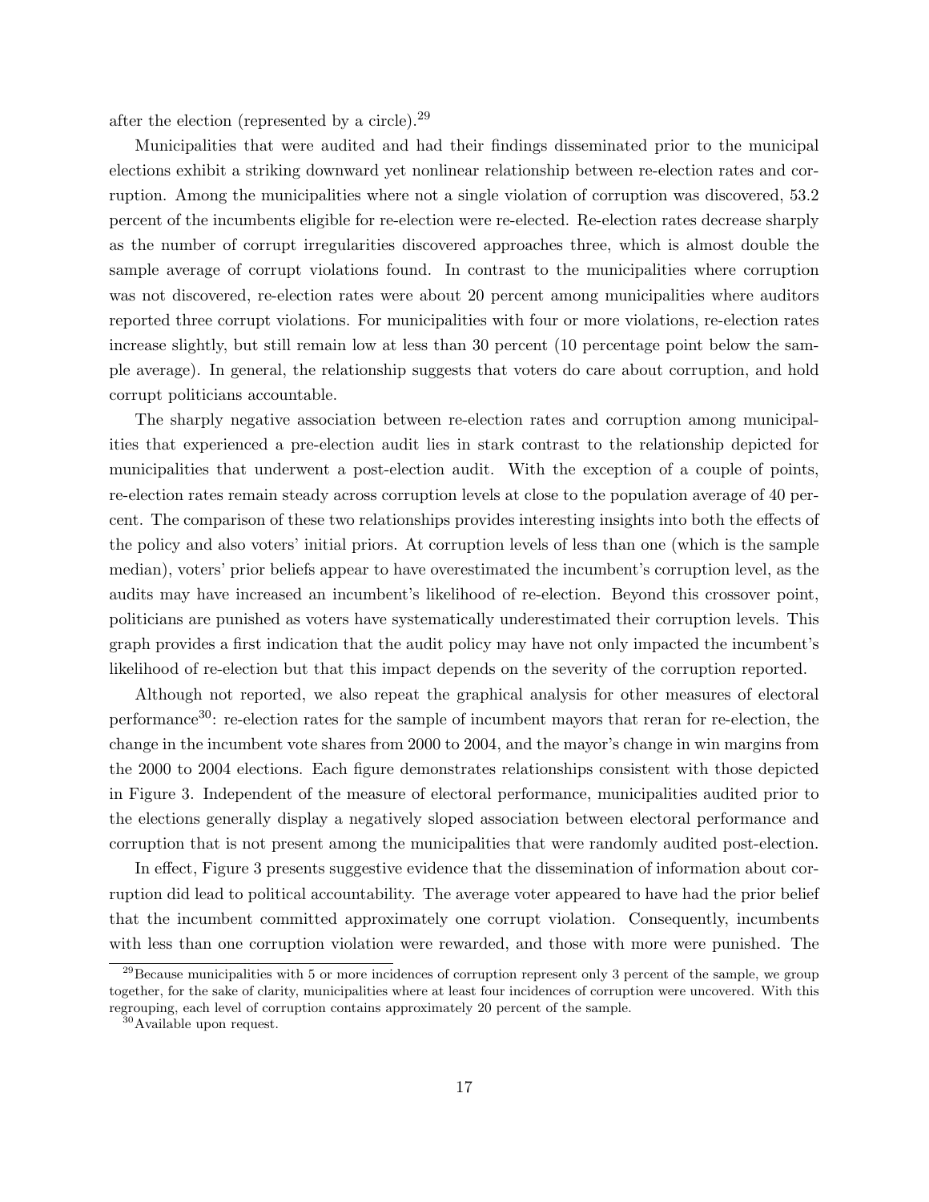after the election (represented by a circle).[29]

Municipalities that were audited and had their findings disseminated prior to the municipal elections exhibit a striking downward yet nonlinear relationship between re-election rates and corruption. Among the municipalities where not a single violation of corruption was discovered, 53.2 percent of the incumbents eligible for re-election were re-elected. Re-election rates decrease sharply as the number of corrupt irregularities discovered approaches three, which is almost double the sample average of corrupt violations found. In contrast to the municipalities where corruption was not discovered, re-election rates were about 20 percent among municipalities where auditors reported three corrupt violations. For municipalities with four or more violations, re-election rates increase slightly, but still remain low at less than 30 percent (10 percentage point below the sample average). In general, the relationship suggests that voters do care about corruption, and hold corrupt politicians accountable.

The sharply negative association between re-election rates and corruption among municipalities that experienced a pre-election audit lies in stark contrast to the relationship depicted for municipalities that underwent a post-election audit. With the exception of a couple of points, re-election rates remain steady across corruption levels at close to the population average of 40 percent. The comparison of these two relationships provides interesting insights into both the effects of the policy and also voters' initial priors. At corruption levels of less than one (which is the sample median), voters' prior beliefs appear to have overestimated the incumbent's corruption level, as the audits may have increased an incumbent's likelihood of re-election. Beyond this crossover point, politicians are punished as voters have systematically underestimated their corruption levels. This graph provides a first indication that the audit policy may have not only impacted the incumbent's likelihood of re-election but that this impact depends on the severity of the corruption reported.

Although not reported, we also repeat the graphical analysis for other measures of electoral performance[30]: re-election rates for the sample of incumbent mayors that reran for re-election, the change in the incumbent vote shares from 2000 to 2004, and the mayor's change in win margins from the 2000 to 2004 elections. Each figure demonstrates relationships consistent with those depicted in Figure 3. Independent of the measure of electoral performance, municipalities audited prior to the elections generally display a negatively sloped association between electoral performance and corruption that is not present among the municipalities that were randomly audited post-election.

In effect, Figure 3 presents suggestive evidence that the dissemination of information about corruption did lead to political accountability. The average voter appeared to have had the prior belief that the incumbent committed approximately one corrupt violation. Consequently, incumbents with less than one corruption violation were rewarded, and those with more were punished. The

[29] Because municipalities with 5 or more incidences of corruption represent only 3 percent of the sample, we group together, for the sake of clarity, municipalities where at least four incidences of corruption were uncovered. With this regrouping, each level of corruption contains approximately 20 percent of the sample.

[30] Available upon request.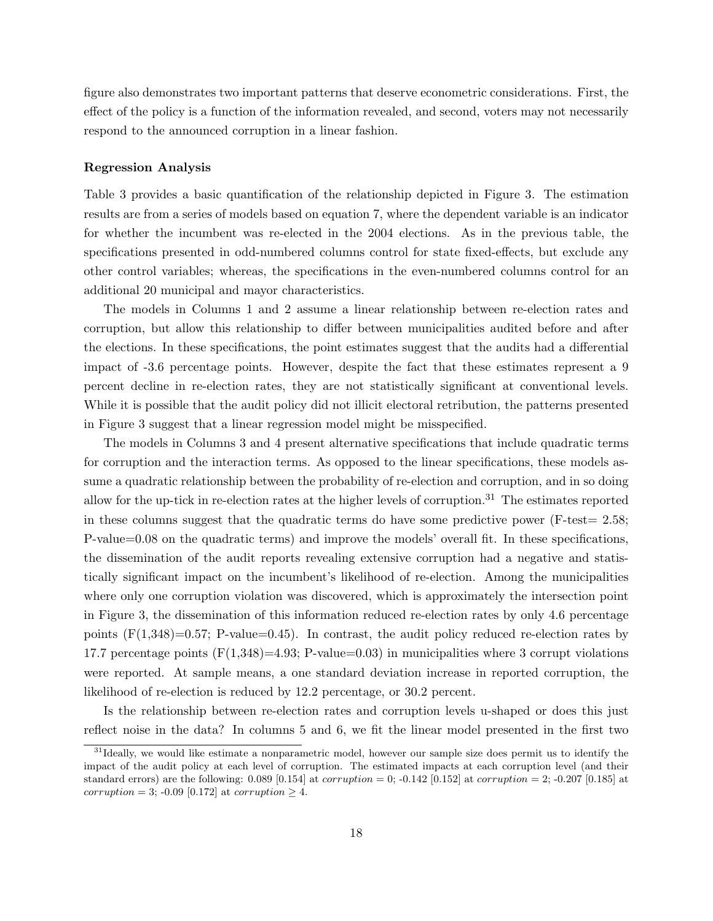figure also demonstrates two important patterns that deserve econometric considerations. First, the effect of the policy is a function of the information revealed, and second, voters may not necessarily respond to the announced corruption in a linear fashion.

**Regression Analysis**

Table 3 provides a basic quantification of the relationship depicted in Figure 3. The estimation results are from a series of models based on equation 7, where the dependent variable is an indicator for whether the incumbent was re-elected in the 2004 elections. As in the previous table, the specifications presented in odd-numbered columns control for state fixed-effects, but exclude any other control variables; whereas, the specifications in the even-numbered columns control for an additional 20 municipal and mayor characteristics.

The models in Columns 1 and 2 assume a linear relationship between re-election rates and corruption, but allow this relationship to differ between municipalities audited before and after the elections. In these specifications, the point estimates suggest that the audits had a differential impact of -3.6 percentage points. However, despite the fact that these estimates represent a 9 percent decline in re-election rates, they are not statistically significant at conventional levels. While it is possible that the audit policy did not illicit electoral retribution, the patterns presented in Figure 3 suggest that a linear regression model might be misspecified.

The models in Columns 3 and 4 present alternative specifications that include quadratic terms for corruption and the interaction terms. As opposed to the linear specifications, these models assume a quadratic relationship between the probability of re-election and corruption, and in so doing allow for the up-tick in re-election rates at the higher levels of corruption.[31] The estimates reported in these columns suggest that the quadratic terms do have some predictive power (F-test= 2.58; P-value=0.08 on the quadratic terms) and improve the models' overall fit. In these specifications, the dissemination of the audit reports revealing extensive corruption had a negative and statistically significant impact on the incumbent's likelihood of re-election. Among the municipalities where only one corruption violation was discovered, which is approximately the intersection point in Figure 3, the dissemination of this information reduced re-election rates by only 4.6 percentage points ($F(1,348)=0.57$; P-value=0.45). In contrast, the audit policy reduced re-election rates by 17.7 percentage points ($F(1,348)=4.93$; P-value=0.03) in municipalities where 3 corrupt violations were reported. At sample means, a one standard deviation increase in reported corruption, the likelihood of re-election is reduced by 12.2 percentage, or 30.2 percent.

Is the relationship between re-election rates and corruption levels u-shaped or does this just reflect noise in the data? In columns 5 and 6, we fit the linear model presented in the first two

[31] Ideally, we would like estimate a nonparametric model, however our sample size does permit us to identify the impact of the audit policy at each level of corruption. The estimated impacts at each corruption level (and their standard errors) are the following: 0.089 [0.154] at $corruption = 0$; -0.142 [0.152] at $corruption = 2$; -0.207 [0.185] at $corruption = 3$; -0.09 [0.172] at $corruption \geq 4$.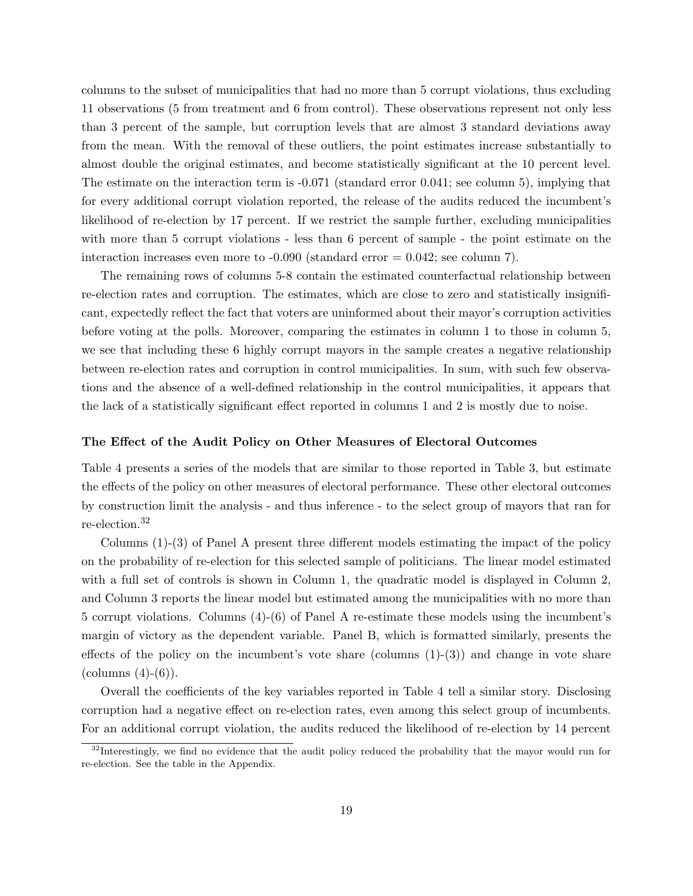columns to the subset of municipalities that had no more than 5 corrupt violations, thus excluding 11 observations (5 from treatment and 6 from control). These observations represent not only less than 3 percent of the sample, but corruption levels that are almost 3 standard deviations away from the mean. With the removal of these outliers, the point estimates increase substantially to almost double the original estimates, and become statistically significant at the 10 percent level. The estimate on the interaction term is -0.071 (standard error 0.041; see column 5), implying that for every additional corrupt violation reported, the release of the audits reduced the incumbent's likelihood of re-election by 17 percent. If we restrict the sample further, excluding municipalities with more than 5 corrupt violations - less than 6 percent of sample - the point estimate on the interaction increases even more to -0.090 (standard error = 0.042; see column 7).

The remaining rows of columns 5-8 contain the estimated counterfactual relationship between re-election rates and corruption. The estimates, which are close to zero and statistically insignificant, expectedly reflect the fact that voters are uninformed about their mayor's corruption activities before voting at the polls. Moreover, comparing the estimates in column 1 to those in column 5, we see that including these 6 highly corrupt mayors in the sample creates a negative relationship between re-election rates and corruption in control municipalities. In sum, with such few observations and the absence of a well-defined relationship in the control municipalities, it appears that the lack of a statistically significant effect reported in columns 1 and 2 is mostly due to noise.

**The Effect of the Audit Policy on Other Measures of Electoral Outcomes**

Table 4 presents a series of the models that are similar to those reported in Table 3, but estimate the effects of the policy on other measures of electoral performance. These other electoral outcomes by construction limit the analysis - and thus inference - to the select group of mayors that ran for re-election.[32]

Columns (1)-(3) of Panel A present three different models estimating the impact of the policy on the probability of re-election for this selected sample of politicians. The linear model estimated with a full set of controls is shown in Column 1, the quadratic model is displayed in Column 2, and Column 3 reports the linear model but estimated among the municipalities with no more than 5 corrupt violations. Columns (4)-(6) of Panel A re-estimate these models using the incumbent's margin of victory as the dependent variable. Panel B, which is formatted similarly, presents the effects of the policy on the incumbent's vote share (columns (1)-(3)) and change in vote share (columns (4)-(6)).

Overall the coefficients of the key variables reported in Table 4 tell a similar story. Disclosing corruption had a negative effect on re-election rates, even among this select group of incumbents. For an additional corrupt violation, the audits reduced the likelihood of re-election by 14 percent

[32]Interestingly, we find no evidence that the audit policy reduced the probability that the mayor would run for re-election. See the table in the Appendix.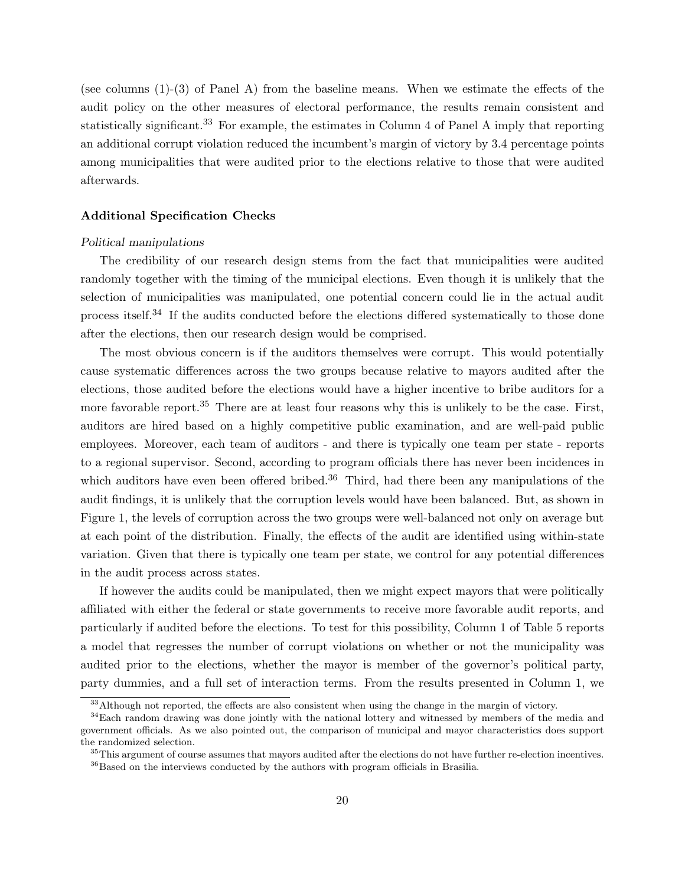(see columns (1)-(3) of Panel A) from the baseline means. When we estimate the effects of the audit policy on the other measures of electoral performance, the results remain consistent and statistically significant.[33] For example, the estimates in Column 4 of Panel A imply that reporting an additional corrupt violation reduced the incumbent's margin of victory by 3.4 percentage points among municipalities that were audited prior to the elections relative to those that were audited afterwards.

### Additional Specification Checks

*Political manipulations*

The credibility of our research design stems from the fact that municipalities were audited randomly together with the timing of the municipal elections. Even though it is unlikely that the selection of municipalities was manipulated, one potential concern could lie in the actual audit process itself.[34] If the audits conducted before the elections differed systematically to those done after the elections, then our research design would be comprised.

The most obvious concern is if the auditors themselves were corrupt. This would potentially cause systematic differences across the two groups because relative to mayors audited after the elections, those audited before the elections would have a higher incentive to bribe auditors for a more favorable report.[35] There are at least four reasons why this is unlikely to be the case. First, auditors are hired based on a highly competitive public examination, and are well-paid public employees. Moreover, each team of auditors - and there is typically one team per state - reports to a regional supervisor. Second, according to program officials there has never been incidences in which auditors have even been offered bribed.[36] Third, had there been any manipulations of the audit findings, it is unlikely that the corruption levels would have been balanced. But, as shown in Figure 1, the levels of corruption across the two groups were well-balanced not only on average but at each point of the distribution. Finally, the effects of the audit are identified using within-state variation. Given that there is typically one team per state, we control for any potential differences in the audit process across states.

If however the audits could be manipulated, then we might expect mayors that were politically affiliated with either the federal or state governments to receive more favorable audit reports, and particularly if audited before the elections. To test for this possibility, Column 1 of Table 5 reports a model that regresses the number of corrupt violations on whether or not the municipality was audited prior to the elections, whether the mayor is member of the governor's political party, party dummies, and a full set of interaction terms. From the results presented in Column 1, we

[33] Although not reported, the effects are also consistent when using the change in the margin of victory.

[34] Each random drawing was done jointly with the national lottery and witnessed by members of the media and government officials. As we also pointed out, the comparison of municipal and mayor characteristics does support the randomized selection.

[35] This argument of course assumes that mayors audited after the elections do not have further re-election incentives.

[36] Based on the interviews conducted by the authors with program officials in Brasilia.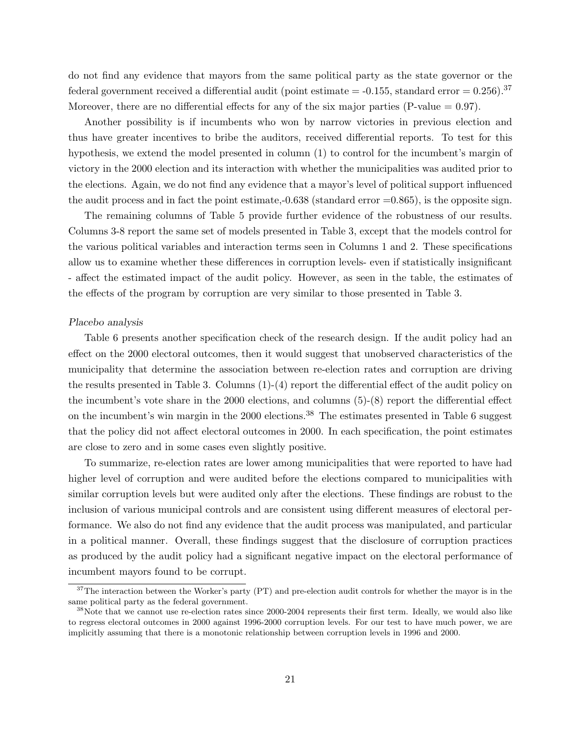do not find any evidence that mayors from the same political party as the state governor or the federal government received a differential audit (point estimate = -0.155, standard error = 0.256).[37] Moreover, there are no differential effects for any of the six major parties (P-value = 0.97).

Another possibility is if incumbents who won by narrow victories in previous election and thus have greater incentives to bribe the auditors, received differential reports. To test for this hypothesis, we extend the model presented in column (1) to control for the incumbent's margin of victory in the 2000 election and its interaction with whether the municipalities was audited prior to the elections. Again, we do not find any evidence that a mayor's level of political support influenced the audit process and in fact the point estimate,-0.638 (standard error =0.865), is the opposite sign.

The remaining columns of Table 5 provide further evidence of the robustness of our results. Columns 3-8 report the same set of models presented in Table 3, except that the models control for the various political variables and interaction terms seen in Columns 1 and 2. These specifications allow us to examine whether these differences in corruption levels- even if statistically insignificant - affect the estimated impact of the audit policy. However, as seen in the table, the estimates of the effects of the program by corruption are very similar to those presented in Table 3.

*Placebo analysis*

Table 6 presents another specification check of the research design. If the audit policy had an effect on the 2000 electoral outcomes, then it would suggest that unobserved characteristics of the municipality that determine the association between re-election rates and corruption are driving the results presented in Table 3. Columns (1)-(4) report the differential effect of the audit policy on the incumbent's vote share in the 2000 elections, and columns (5)-(8) report the differential effect on the incumbent's win margin in the 2000 elections.[38] The estimates presented in Table 6 suggest that the policy did not affect electoral outcomes in 2000. In each specification, the point estimates are close to zero and in some cases even slightly positive.

To summarize, re-election rates are lower among municipalities that were reported to have had higher level of corruption and were audited before the elections compared to municipalities with similar corruption levels but were audited only after the elections. These findings are robust to the inclusion of various municipal controls and are consistent using different measures of electoral performance. We also do not find any evidence that the audit process was manipulated, and particular in a political manner. Overall, these findings suggest that the disclosure of corruption practices as produced by the audit policy had a significant negative impact on the electoral performance of incumbent mayors found to be corrupt.

[37] The interaction between the Worker's party (PT) and pre-election audit controls for whether the mayor is in the same political party as the federal government.

[38] Note that we cannot use re-election rates since 2000-2004 represents their first term. Ideally, we would also like to regress electoral outcomes in 2000 against 1996-2000 corruption levels. For our test to have much power, we are implicitly assuming that there is a monotonic relationship between corruption levels in 1996 and 2000.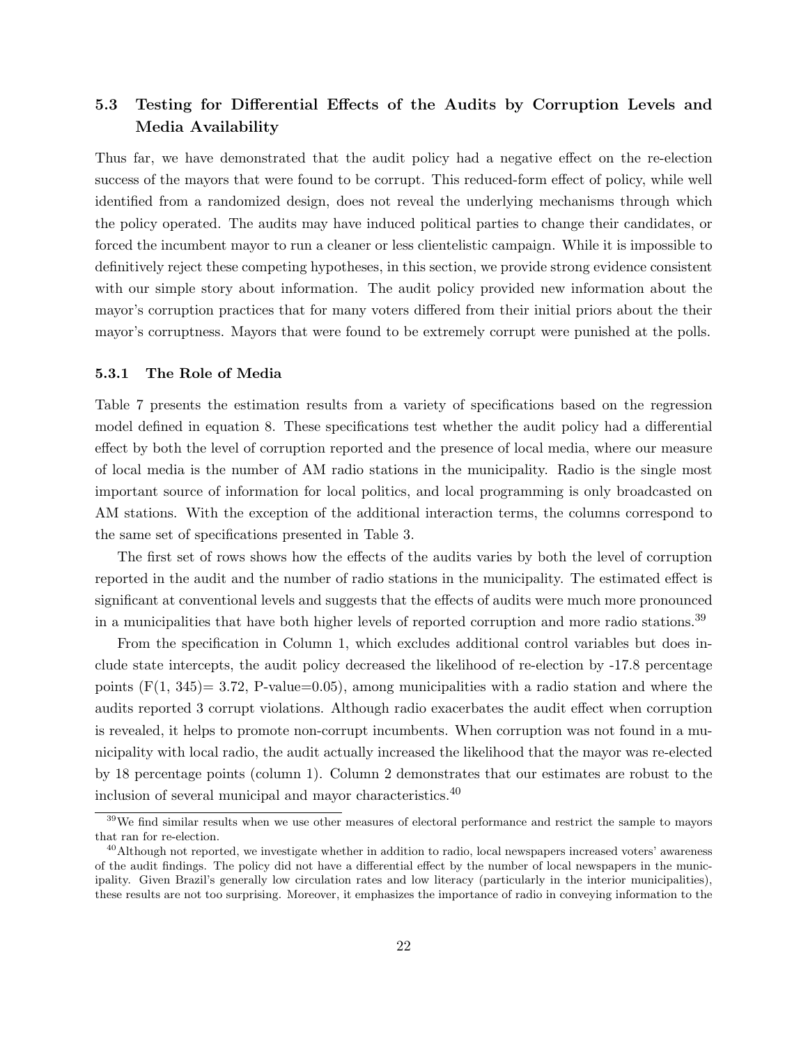### 5.3 Testing for Differential Effects of the Audits by Corruption Levels and Media Availability

Thus far, we have demonstrated that the audit policy had a negative effect on the re-election success of the mayors that were found to be corrupt. This reduced-form effect of policy, while well identified from a randomized design, does not reveal the underlying mechanisms through which the policy operated. The audits may have induced political parties to change their candidates, or forced the incumbent mayor to run a cleaner or less clientelistic campaign. While it is impossible to definitively reject these competing hypotheses, in this section, we provide strong evidence consistent with our simple story about information. The audit policy provided new information about the mayor's corruption practices that for many voters differed from their initial priors about the their mayor's corruptness. Mayors that were found to be extremely corrupt were punished at the polls.

#### 5.3.1 The Role of Media

Table 7 presents the estimation results from a variety of specifications based on the regression model defined in equation 8. These specifications test whether the audit policy had a differential effect by both the level of corruption reported and the presence of local media, where our measure of local media is the number of AM radio stations in the municipality. Radio is the single most important source of information for local politics, and local programming is only broadcasted on AM stations. With the exception of the additional interaction terms, the columns correspond to the same set of specifications presented in Table 3.

The first set of rows shows how the effects of the audits varies by both the level of corruption reported in the audit and the number of radio stations in the municipality. The estimated effect is significant at conventional levels and suggests that the effects of audits were much more pronounced in a municipalities that have both higher levels of reported corruption and more radio stations.[39]

From the specification in Column 1, which excludes additional control variables but does include state intercepts, the audit policy decreased the likelihood of re-election by -17.8 percentage points ($F(1, 345) = 3.72$, P-value=0.05), among municipalities with a radio station and where the audits reported 3 corrupt violations. Although radio exacerbates the audit effect when corruption is revealed, it helps to promote non-corrupt incumbents. When corruption was not found in a municipality with local radio, the audit actually increased the likelihood that the mayor was re-elected by 18 percentage points (column 1). Column 2 demonstrates that our estimates are robust to the inclusion of several municipal and mayor characteristics.[40]

[39] We find similar results when we use other measures of electoral performance and restrict the sample to mayors that ran for re-election.

[40] Although not reported, we investigate whether in addition to radio, local newspapers increased voters' awareness of the audit findings. The policy did not have a differential effect by the number of local newspapers in the municipality. Given Brazil's generally low circulation rates and low literacy (particularly in the interior municipalities), these results are not too surprising. Moreover, it emphasizes the importance of radio in conveying information to the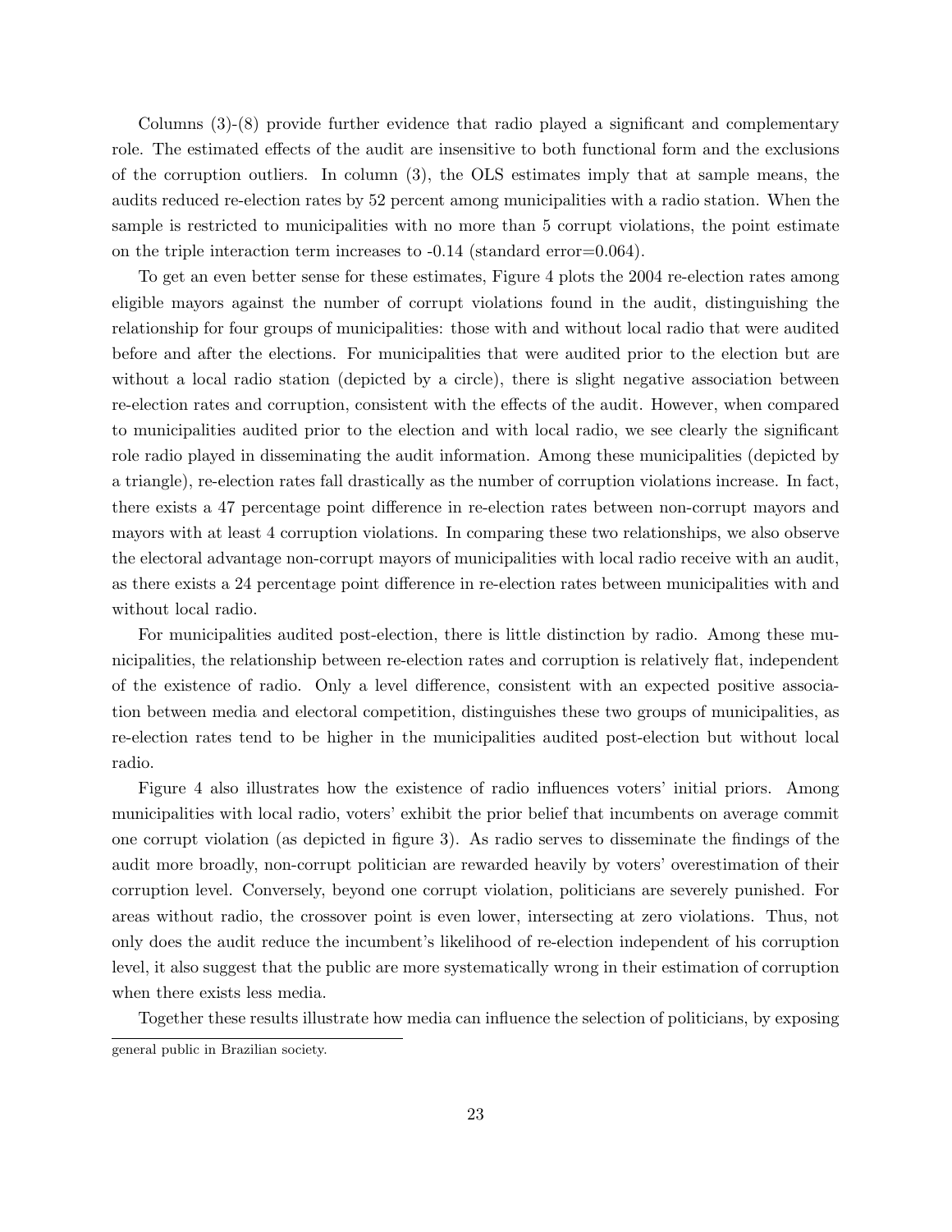Columns (3)-(8) provide further evidence that radio played a significant and complementary role. The estimated effects of the audit are insensitive to both functional form and the exclusions of the corruption outliers. In column (3), the OLS estimates imply that at sample means, the audits reduced re-election rates by 52 percent among municipalities with a radio station. When the sample is restricted to municipalities with no more than 5 corrupt violations, the point estimate on the triple interaction term increases to -0.14 (standard error=0.064).

To get an even better sense for these estimates, Figure 4 plots the 2004 re-election rates among eligible mayors against the number of corrupt violations found in the audit, distinguishing the relationship for four groups of municipalities: those with and without local radio that were audited before and after the elections. For municipalities that were audited prior to the election but are without a local radio station (depicted by a circle), there is slight negative association between re-election rates and corruption, consistent with the effects of the audit. However, when compared to municipalities audited prior to the election and with local radio, we see clearly the significant role radio played in disseminating the audit information. Among these municipalities (depicted by a triangle), re-election rates fall drastically as the number of corruption violations increase. In fact, there exists a 47 percentage point difference in re-election rates between non-corrupt mayors and mayors with at least 4 corruption violations. In comparing these two relationships, we also observe the electoral advantage non-corrupt mayors of municipalities with local radio receive with an audit, as there exists a 24 percentage point difference in re-election rates between municipalities with and without local radio.

For municipalities audited post-election, there is little distinction by radio. Among these municipalities, the relationship between re-election rates and corruption is relatively flat, independent of the existence of radio. Only a level difference, consistent with an expected positive association between media and electoral competition, distinguishes these two groups of municipalities, as re-election rates tend to be higher in the municipalities audited post-election but without local radio.

Figure 4 also illustrates how the existence of radio influences voters' initial priors. Among municipalities with local radio, voters' exhibit the prior belief that incumbents on average commit one corrupt violation (as depicted in figure 3). As radio serves to disseminate the findings of the audit more broadly, non-corrupt politician are rewarded heavily by voters' overestimation of their corruption level. Conversely, beyond one corrupt violation, politicians are severely punished. For areas without radio, the crossover point is even lower, intersecting at zero violations. Thus, not only does the audit reduce the incumbent's likelihood of re-election independent of his corruption level, it also suggest that the public are more systematically wrong in their estimation of corruption when there exists less media.

Together these results illustrate how media can influence the selection of politicians, by exposing

general public in Brazilian society.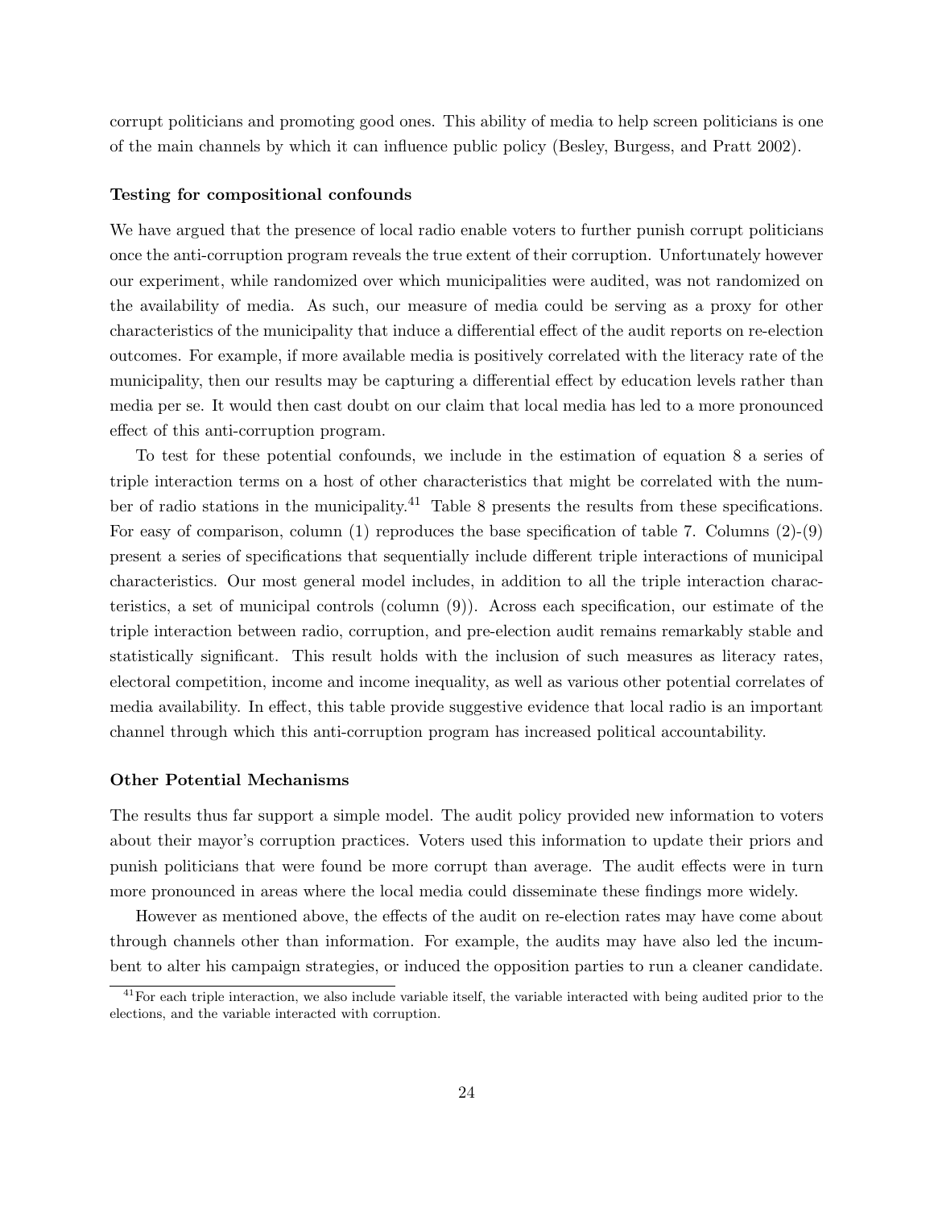corrupt politicians and promoting good ones. This ability of media to help screen politicians is one of the main channels by which it can influence public policy (Besley, Burgess, and Pratt 2002).

**Testing for compositional confounds**

We have argued that the presence of local radio enable voters to further punish corrupt politicians once the anti-corruption program reveals the true extent of their corruption. Unfortunately however our experiment, while randomized over which municipalities were audited, was not randomized on the availability of media. As such, our measure of media could be serving as a proxy for other characteristics of the municipality that induce a differential effect of the audit reports on re-election outcomes. For example, if more available media is positively correlated with the literacy rate of the municipality, then our results may be capturing a differential effect by education levels rather than media per se. It would then cast doubt on our claim that local media has led to a more pronounced effect of this anti-corruption program.

To test for these potential confounds, we include in the estimation of equation 8 a series of triple interaction terms on a host of other characteristics that might be correlated with the number of radio stations in the municipality.[41] Table 8 presents the results from these specifications. For easy of comparison, column (1) reproduces the base specification of table 7. Columns (2)-(9) present a series of specifications that sequentially include different triple interactions of municipal characteristics. Our most general model includes, in addition to all the triple interaction characteristics, a set of municipal controls (column (9)). Across each specification, our estimate of the triple interaction between radio, corruption, and pre-election audit remains remarkably stable and statistically significant. This result holds with the inclusion of such measures as literacy rates, electoral competition, income and income inequality, as well as various other potential correlates of media availability. In effect, this table provide suggestive evidence that local radio is an important channel through which this anti-corruption program has increased political accountability.

**Other Potential Mechanisms**

The results thus far support a simple model. The audit policy provided new information to voters about their mayor's corruption practices. Voters used this information to update their priors and punish politicians that were found be more corrupt than average. The audit effects were in turn more pronounced in areas where the local media could disseminate these findings more widely.

However as mentioned above, the effects of the audit on re-election rates may have come about through channels other than information. For example, the audits may have also led the incumbent to alter his campaign strategies, or induced the opposition parties to run a cleaner candidate.

[41] For each triple interaction, we also include variable itself, the variable interacted with being audited prior to the elections, and the variable interacted with corruption.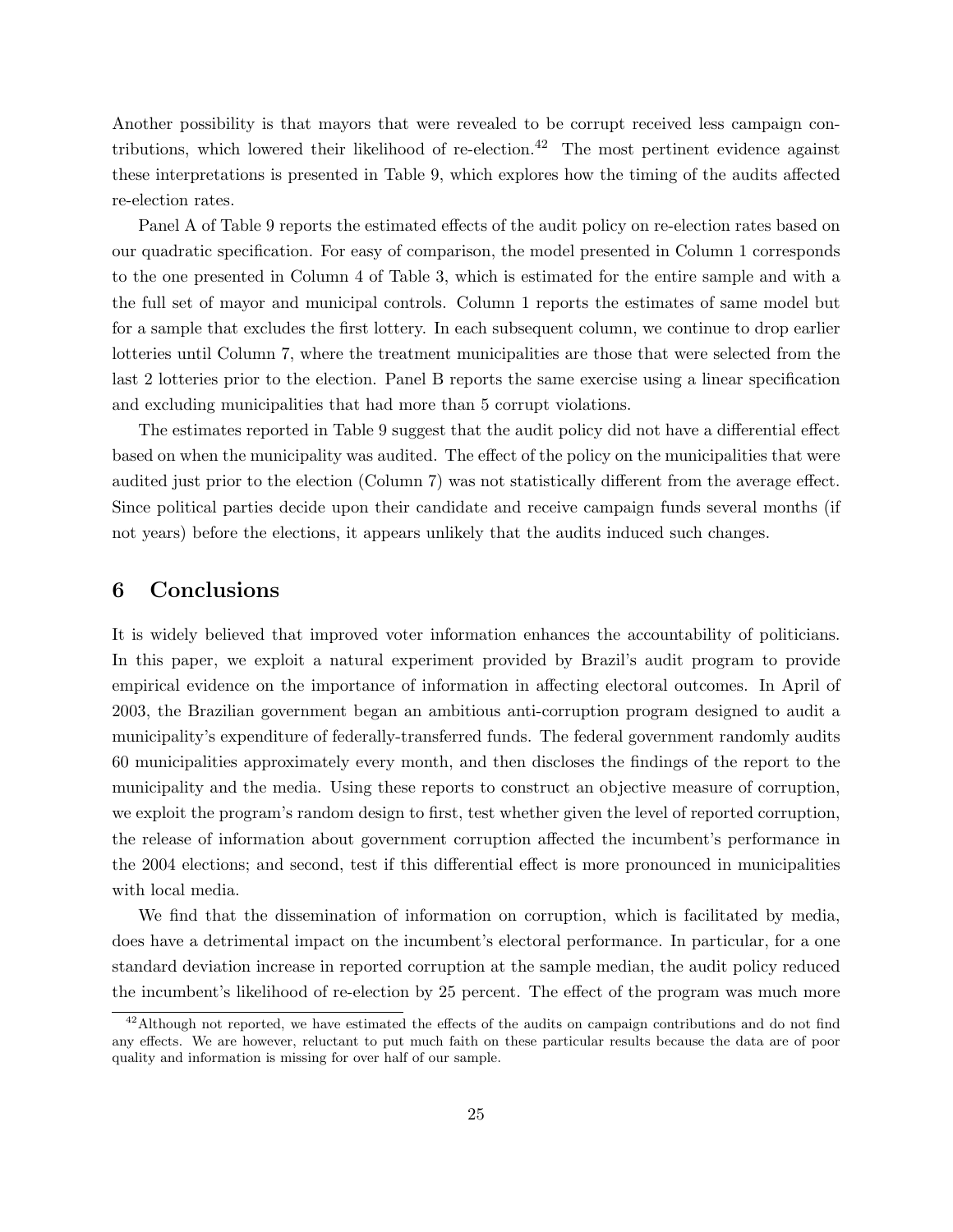Another possibility is that mayors that were revealed to be corrupt received less campaign contributions, which lowered their likelihood of re-election.[42] The most pertinent evidence against these interpretations is presented in Table 9, which explores how the timing of the audits affected re-election rates.

Panel A of Table 9 reports the estimated effects of the audit policy on re-election rates based on our quadratic specification. For easy of comparison, the model presented in Column 1 corresponds to the one presented in Column 4 of Table 3, which is estimated for the entire sample and with a the full set of mayor and municipal controls. Column 1 reports the estimates of same model but for a sample that excludes the first lottery. In each subsequent column, we continue to drop earlier lotteries until Column 7, where the treatment municipalities are those that were selected from the last 2 lotteries prior to the election. Panel B reports the same exercise using a linear specification and excluding municipalities that had more than 5 corrupt violations.

The estimates reported in Table 9 suggest that the audit policy did not have a differential effect based on when the municipality was audited. The effect of the policy on the municipalities that were audited just prior to the election (Column 7) was not statistically different from the average effect. Since political parties decide upon their candidate and receive campaign funds several months (if not years) before the elections, it appears unlikely that the audits induced such changes.

## 6 Conclusions

It is widely believed that improved voter information enhances the accountability of politicians. In this paper, we exploit a natural experiment provided by Brazil's audit program to provide empirical evidence on the importance of information in affecting electoral outcomes. In April of 2003, the Brazilian government began an ambitious anti-corruption program designed to audit a municipality's expenditure of federally-transferred funds. The federal government randomly audits 60 municipalities approximately every month, and then discloses the findings of the report to the municipality and the media. Using these reports to construct an objective measure of corruption, we exploit the program's random design to first, test whether given the level of reported corruption, the release of information about government corruption affected the incumbent's performance in the 2004 elections; and second, test if this differential effect is more pronounced in municipalities with local media.

We find that the dissemination of information on corruption, which is facilitated by media, does have a detrimental impact on the incumbent's electoral performance. In particular, for a one standard deviation increase in reported corruption at the sample median, the audit policy reduced the incumbent's likelihood of re-election by 25 percent. The effect of the program was much more

[42] Although not reported, we have estimated the effects of the audits on campaign contributions and do not find any effects. We are however, reluctant to put much faith on these particular results because the data are of poor quality and information is missing for over half of our sample.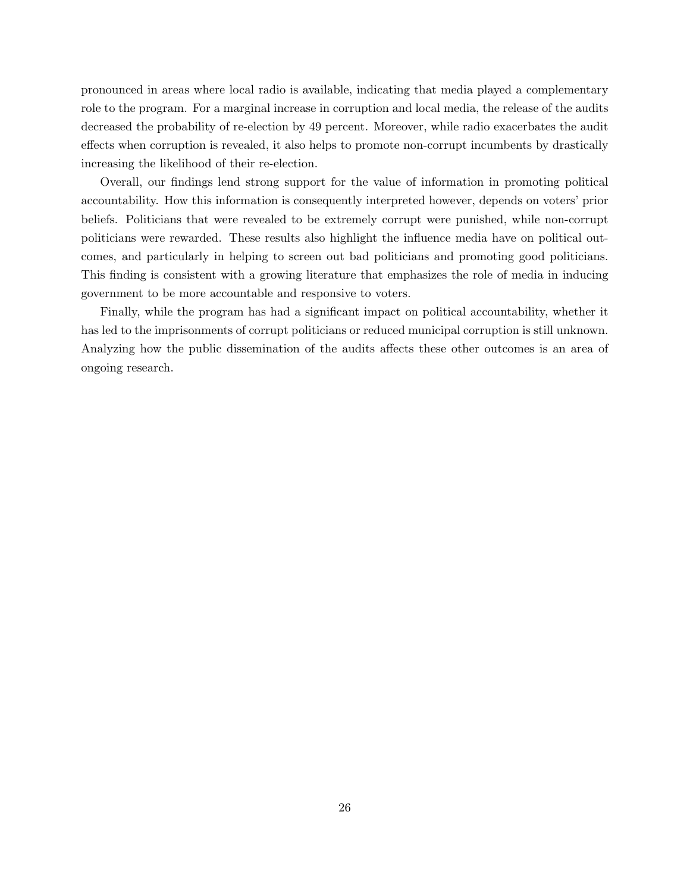pronounced in areas where local radio is available, indicating that media played a complementary role to the program. For a marginal increase in corruption and local media, the release of the audits decreased the probability of re-election by 49 percent. Moreover, while radio exacerbates the audit effects when corruption is revealed, it also helps to promote non-corrupt incumbents by drastically increasing the likelihood of their re-election.

Overall, our findings lend strong support for the value of information in promoting political accountability. How this information is consequently interpreted however, depends on voters' prior beliefs. Politicians that were revealed to be extremely corrupt were punished, while non-corrupt politicians were rewarded. These results also highlight the influence media have on political outcomes, and particularly in helping to screen out bad politicians and promoting good politicians. This finding is consistent with a growing literature that emphasizes the role of media in inducing government to be more accountable and responsive to voters.

Finally, while the program has had a significant impact on political accountability, whether it has led to the imprisonments of corrupt politicians or reduced municipal corruption is still unknown. Analyzing how the public dissemination of the audits affects these other outcomes is an area of ongoing research.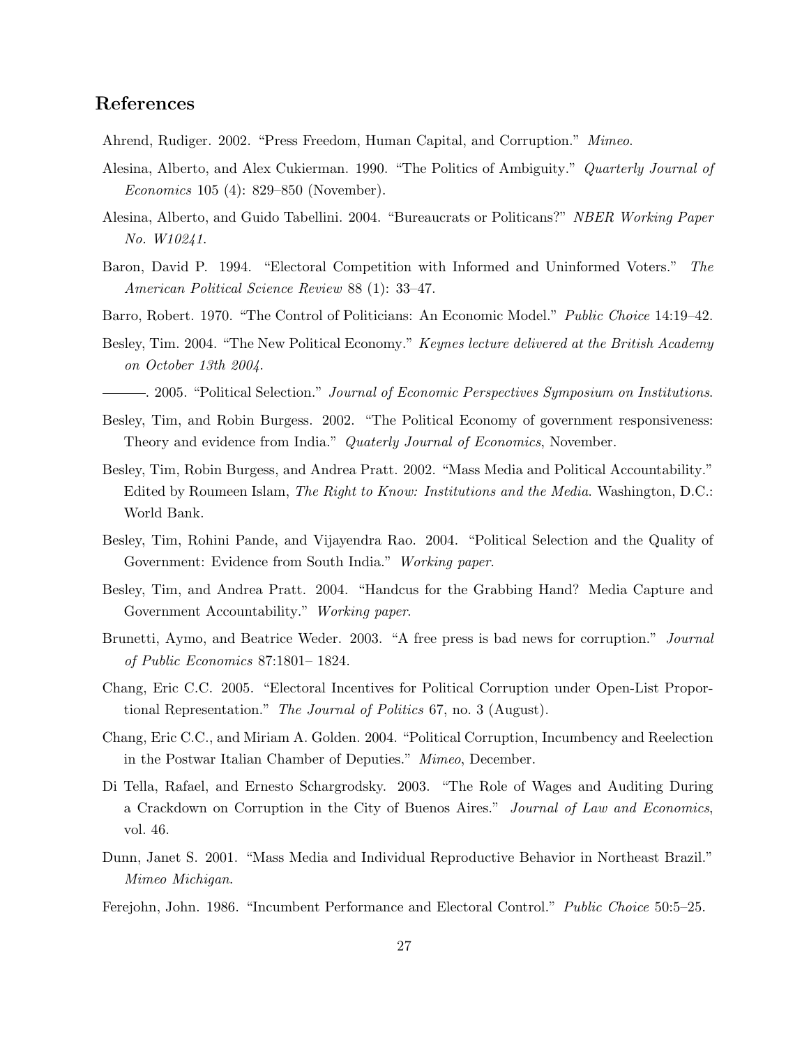## References

Ahrend, Rudiger. 2002. "Press Freedom, Human Capital, and Corruption." *Mimeo*.

Alesina, Alberto, and Alex Cukierman. 1990. "The Politics of Ambiguity." *Quarterly Journal of Economics* 105 (4): 829–850 (November).

Alesina, Alberto, and Guido Tabellini. 2004. "Bureaucrats or Politicans?" *NBER Working Paper No. W10241*.

Baron, David P. 1994. "Electoral Competition with Informed and Uninformed Voters." *The American Political Science Review* 88 (1): 33–47.

Barro, Robert. 1970. "The Control of Politicians: An Economic Model." *Public Choice* 14:19–42.

Besley, Tim. 2004. "The New Political Economy." *Keynes lecture delivered at the British Academy on October 13th 2004*.

———. 2005. "Political Selection." *Journal of Economic Perspectives Symposium on Institutions*.

Besley, Tim, and Robin Burgess. 2002. "The Political Economy of government responsiveness: Theory and evidence from India." *Quaterly Journal of Economics*, November.

Besley, Tim, Robin Burgess, and Andrea Pratt. 2002. "Mass Media and Political Accountability." Edited by Roumeen Islam, *The Right to Know: Institutions and the Media*. Washington, D.C.: World Bank.

Besley, Tim, Rohini Pande, and Vijayendra Rao. 2004. "Political Selection and the Quality of Government: Evidence from South India." *Working paper*.

Besley, Tim, and Andrea Pratt. 2004. "Handcus for the Grabbing Hand? Media Capture and Government Accountability." *Working paper*.

Brunetti, Aymo, and Beatrice Weder. 2003. "A free press is bad news for corruption." *Journal of Public Economics* 87:1801– 1824.

Chang, Eric C.C. 2005. "Electoral Incentives for Political Corruption under Open-List Proportional Representation." *The Journal of Politics* 67, no. 3 (August).

Chang, Eric C.C., and Miriam A. Golden. 2004. "Political Corruption, Incumbency and Reelection in the Postwar Italian Chamber of Deputies." *Mimeo*, December.

Di Tella, Rafael, and Ernesto Schargrodsky. 2003. "The Role of Wages and Auditing During a Crackdown on Corruption in the City of Buenos Aires." *Journal of Law and Economics*, vol. 46.

Dunn, Janet S. 2001. "Mass Media and Individual Reproductive Behavior in Northeast Brazil." *Mimeo Michigan*.

Ferejohn, John. 1986. "Incumbent Performance and Electoral Control." *Public Choice* 50:5–25.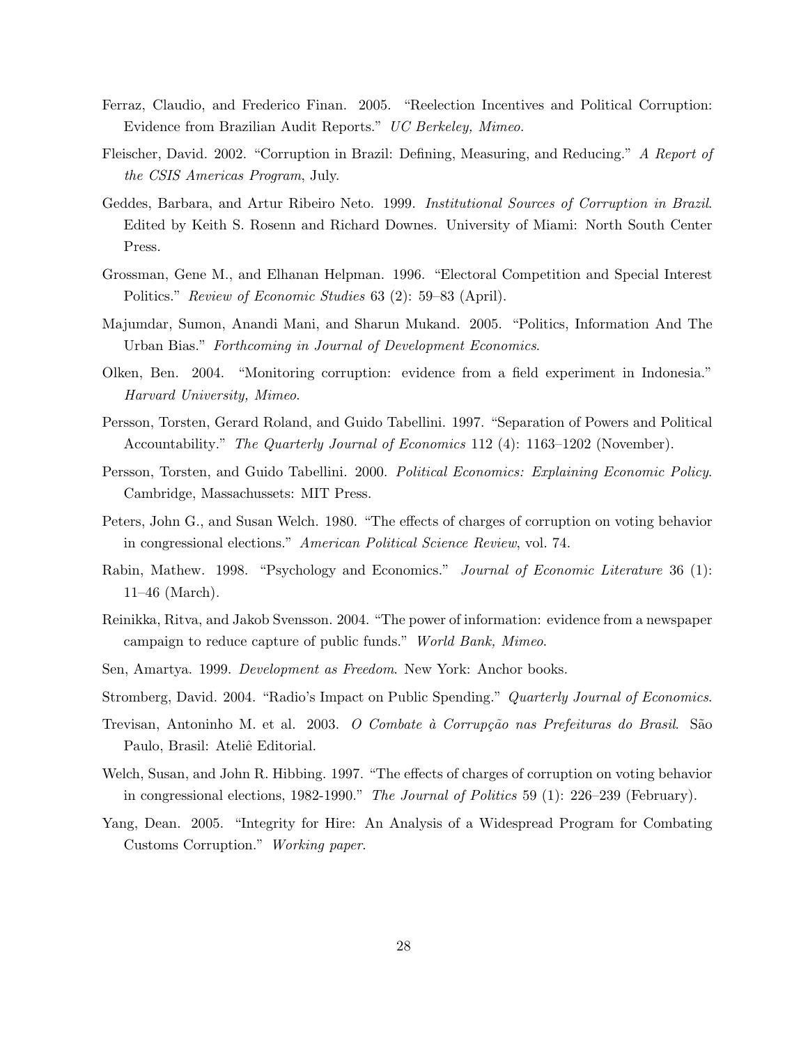Ferraz, Claudio, and Frederico Finan. 2005. "Reelection Incentives and Political Corruption: Evidence from Brazilian Audit Reports." *UC Berkeley, Mimeo*.

Fleischer, David. 2002. "Corruption in Brazil: Defining, Measuring, and Reducing." *A Report of the CSIS Americas Program*, July.

Geddes, Barbara, and Artur Ribeiro Neto. 1999. *Institutional Sources of Corruption in Brazil*. Edited by Keith S. Rosenn and Richard Downes. University of Miami: North South Center Press.

Grossman, Gene M., and Elhanan Helpman. 1996. "Electoral Competition and Special Interest Politics." *Review of Economic Studies* 63 (2): 59–83 (April).

Majumdar, Sumon, Anandi Mani, and Sharun Mukand. 2005. "Politics, Information And The Urban Bias." *Forthcoming in Journal of Development Economics*.

Olken, Ben. 2004. "Monitoring corruption: evidence from a field experiment in Indonesia." *Harvard University, Mimeo*.

Persson, Torsten, Gerard Roland, and Guido Tabellini. 1997. "Separation of Powers and Political Accountability." *The Quarterly Journal of Economics* 112 (4): 1163–1202 (November).

Persson, Torsten, and Guido Tabellini. 2000. *Political Economics: Explaining Economic Policy*. Cambridge, Massachussets: MIT Press.

Peters, John G., and Susan Welch. 1980. "The effects of charges of corruption on voting behavior in congressional elections." *American Political Science Review*, vol. 74.

Rabin, Mathew. 1998. "Psychology and Economics." *Journal of Economic Literature* 36 (1): 11–46 (March).

Reinikka, Ritva, and Jakob Svensson. 2004. "The power of information: evidence from a newspaper campaign to reduce capture of public funds." *World Bank, Mimeo*.

Sen, Amartya. 1999. *Development as Freedom*. New York: Anchor books.

Stromberg, David. 2004. "Radio's Impact on Public Spending." *Quarterly Journal of Economics*.

Trevisan, Antoninho M. et al. 2003. *O Combate à Corrupção nas Prefeituras do Brasil*. São Paulo, Brasil: Ateliê Editorial.

Welch, Susan, and John R. Hibbing. 1997. "The effects of charges of corruption on voting behavior in congressional elections, 1982-1990." *The Journal of Politics* 59 (1): 226–239 (February).

Yang, Dean. 2005. "Integrity for Hire: An Analysis of a Widespread Program for Combating Customs Corruption." *Working paper*.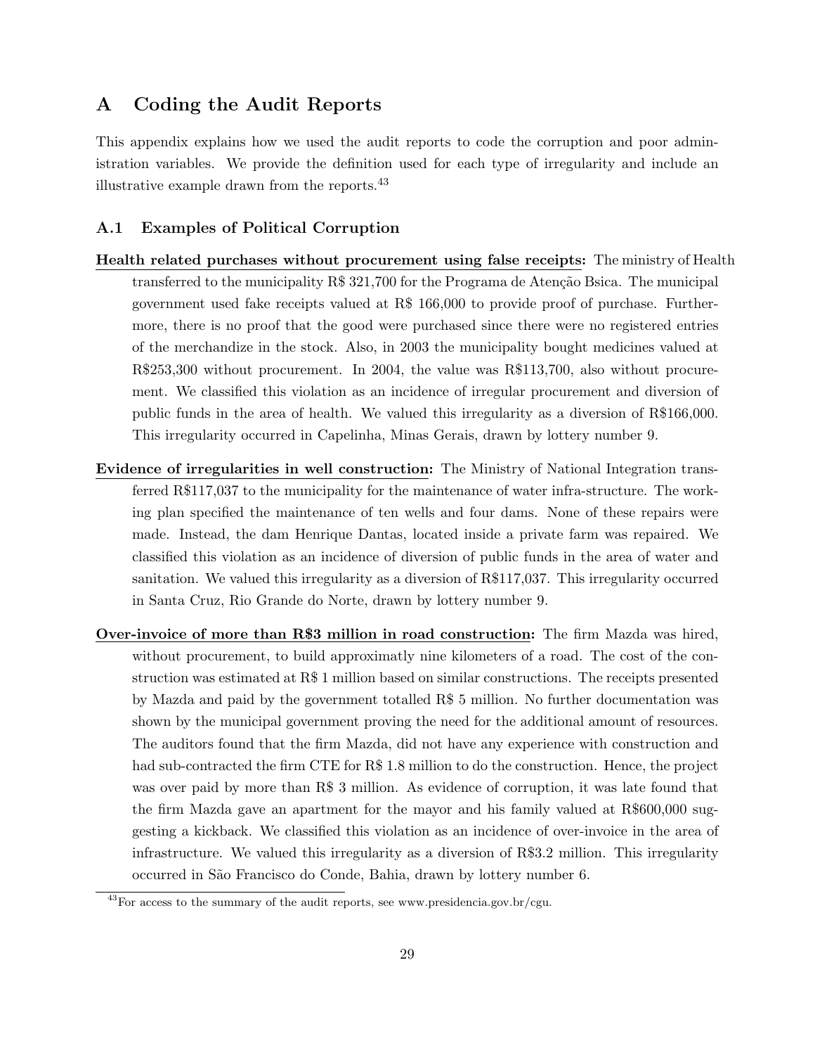# A Coding the Audit Reports

This appendix explains how we used the audit reports to code the corruption and poor administration variables. We provide the definition used for each type of irregularity and include an illustrative example drawn from the reports.[43]

## A.1 Examples of Political Corruption

**Health related purchases without procurement using false receipts:** The ministry of Health transferred to the municipality R$ 321,700 for the Programa de Atenção Bsica. The municipal government used fake receipts valued at R$ 166,000 to provide proof of purchase. Furthermore, there is no proof that the good were purchased since there were no registered entries of the merchandize in the stock. Also, in 2003 the municipality bought medicines valued at R$253,300 without procurement. In 2004, the value was R$113,700, also without procurement. We classified this violation as an incidence of irregular procurement and diversion of public funds in the area of health. We valued this irregularity as a diversion of R$166,000. This irregularity occurred in Capelinha, Minas Gerais, drawn by lottery number 9.

**Evidence of irregularities in well construction:** The Ministry of National Integration transferred R$117,037 to the municipality for the maintenance of water infra-structure. The working plan specified the maintenance of ten wells and four dams. None of these repairs were made. Instead, the dam Henrique Dantas, located inside a private farm was repaired. We classified this violation as an incidence of diversion of public funds in the area of water and sanitation. We valued this irregularity as a diversion of R$117,037. This irregularity occurred in Santa Cruz, Rio Grande do Norte, drawn by lottery number 9.

**Over-invoice of more than R$3 million in road construction:** The firm Mazda was hired, without procurement, to build approximatly nine kilometers of a road. The cost of the construction was estimated at R$ 1 million based on similar constructions. The receipts presented by Mazda and paid by the government totalled R$ 5 million. No further documentation was shown by the municipal government proving the need for the additional amount of resources. The auditors found that the firm Mazda, did not have any experience with construction and had sub-contracted the firm CTE for R$ 1.8 million to do the construction. Hence, the project was over paid by more than R$ 3 million. As evidence of corruption, it was late found that the firm Mazda gave an apartment for the mayor and his family valued at R$600,000 suggesting a kickback. We classified this violation as an incidence of over-invoice in the area of infrastructure. We valued this irregularity as a diversion of R$3.2 million. This irregularity occurred in São Francisco do Conde, Bahia, drawn by lottery number 6.

[43] For access to the summary of the audit reports, see www.presidencia.gov.br/cgu.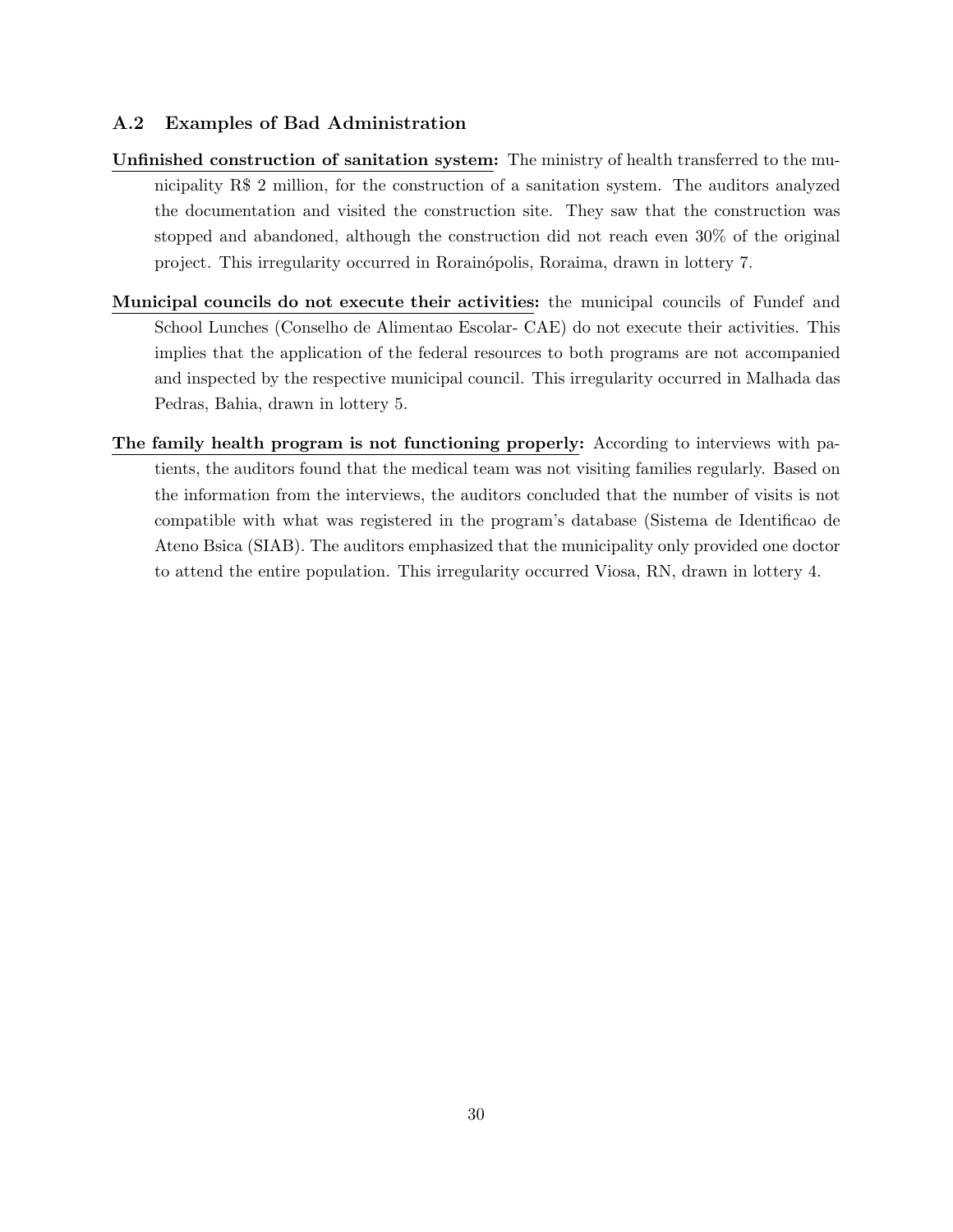### A.2 Examples of Bad Administration

**Unfinished construction of sanitation system:** The ministry of health transferred to the municipality R$ 2 million, for the construction of a sanitation system. The auditors analyzed the documentation and visited the construction site. They saw that the construction was stopped and abandoned, although the construction did not reach even 30% of the original project. This irregularity occurred in Rorainópolis, Roraima, drawn in lottery 7.

**Municipal councils do not execute their activities:** the municipal councils of Fundef and School Lunches (Conselho de Alimentao Escolar- CAE) do not execute their activities. This implies that the application of the federal resources to both programs are not accompanied and inspected by the respective municipal council. This irregularity occurred in Malhada das Pedras, Bahia, drawn in lottery 5.

**The family health program is not functioning properly:** According to interviews with patients, the auditors found that the medical team was not visiting families regularly. Based on the information from the interviews, the auditors concluded that the number of visits is not compatible with what was registered in the program's database (Sistema de Identificao de Ateno Bsica (SIAB). The auditors emphasized that the municipality only provided one doctor to attend the entire population. This irregularity occurred Viosa, RN, drawn in lottery 4.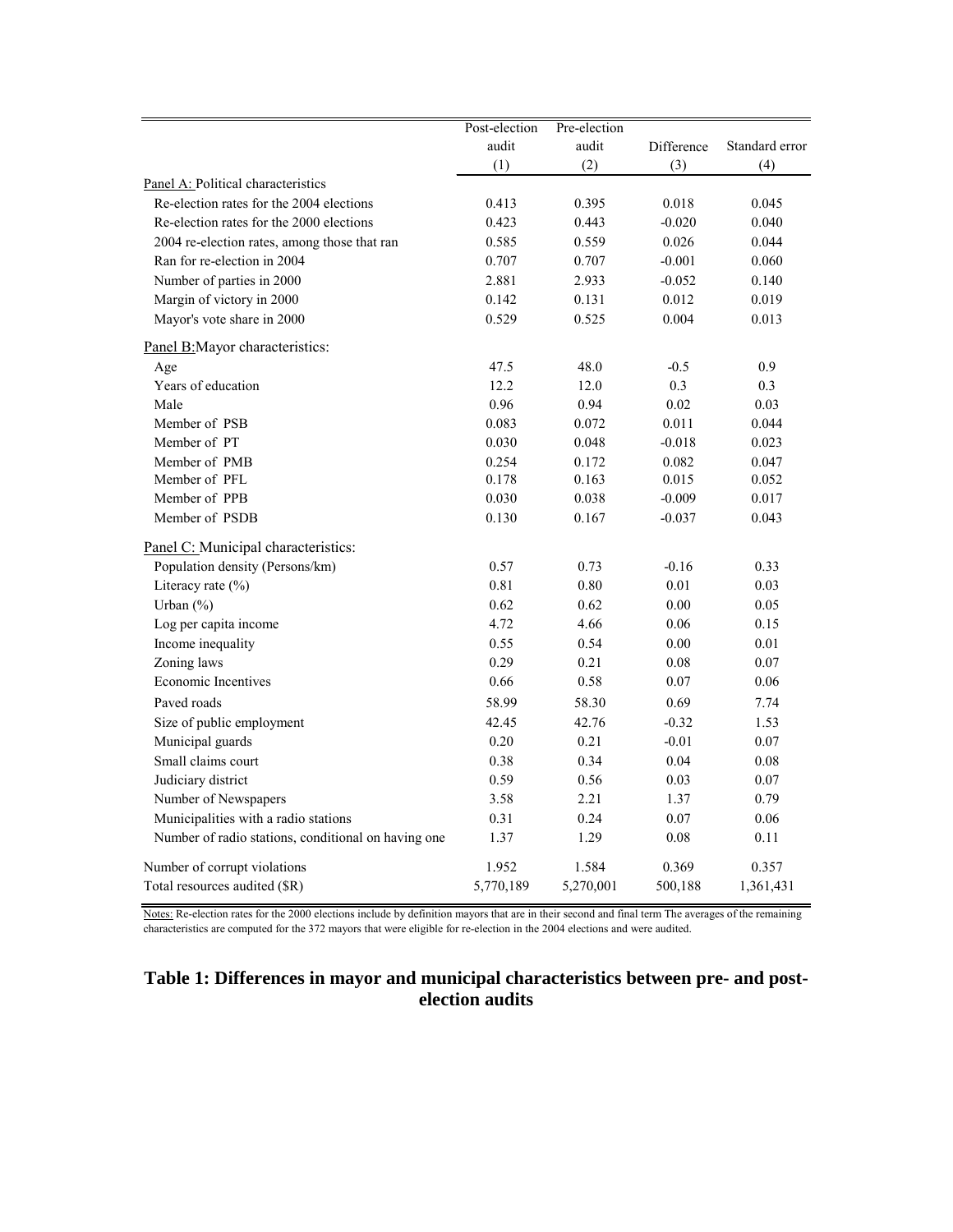| | Post-election audit | Pre-election audit | Difference | Standard error |
|---|---|---|---|---|
| | (1) | (2) | (3) | (4) |
| Panel A: Political characteristics | | | | |
| Re-election rates for the 2004 elections | 0.413 | 0.395 | 0.018 | 0.045 |
| Re-election rates for the 2000 elections | 0.423 | 0.443 | -0.020 | 0.040 |
| 2004 re-election rates, among those that ran | 0.585 | 0.559 | 0.026 | 0.044 |
| Ran for re-election in 2004 | 0.707 | 0.707 | -0.001 | 0.060 |
| Number of parties in 2000 | 2.881 | 2.933 | -0.052 | 0.140 |
| Margin of victory in 2000 | 0.142 | 0.131 | 0.012 | 0.019 |
| Mayor's vote share in 2000 | 0.529 | 0.525 | 0.004 | 0.013 |
| Panel B: Mayor characteristics: | | | | |
| Age | 47.5 | 48.0 | -0.5 | 0.9 |
| Years of education | 12.2 | 12.0 | 0.3 | 0.3 |
| Male | 0.96 | 0.94 | 0.02 | 0.03 |
| Member of PSB | 0.083 | 0.072 | 0.011 | 0.044 |
| Member of PT | 0.030 | 0.048 | -0.018 | 0.023 |
| Member of PMB | 0.254 | 0.172 | 0.082 | 0.047 |
| Member of PFL | 0.178 | 0.163 | 0.015 | 0.052 |
| Member of PPB | 0.030 | 0.038 | -0.009 | 0.017 |
| Member of PSDB | 0.130 | 0.167 | -0.037 | 0.043 |
| Panel C: Municipal characteristics: | | | | |
| Population density (Persons/km) | 0.57 | 0.73 | -0.16 | 0.33 |
| Literacy rate (%) | 0.81 | 0.80 | 0.01 | 0.03 |
| Urban (%) | 0.62 | 0.62 | 0.00 | 0.05 |
| Log per capita income | 4.72 | 4.66 | 0.06 | 0.15 |
| Income inequality | 0.55 | 0.54 | 0.00 | 0.01 |
| Zoning laws | 0.29 | 0.21 | 0.08 | 0.07 |
| Economic Incentives | 0.66 | 0.58 | 0.07 | 0.06 |
| Paved roads | 58.99 | 58.30 | 0.69 | 7.74 |
| Size of public employment | 42.45 | 42.76 | -0.32 | 1.53 |
| Municipal guards | 0.20 | 0.21 | -0.01 | 0.07 |
| Small claims court | 0.38 | 0.34 | 0.04 | 0.08 |
| Judiciary district | 0.59 | 0.56 | 0.03 | 0.07 |
| Number of Newspapers | 3.58 | 2.21 | 1.37 | 0.79 |
| Municipalities with a radio stations | 0.31 | 0.24 | 0.07 | 0.06 |
| Number of radio stations, conditional on having one | 1.37 | 1.29 | 0.08 | 0.11 |
| Number of corrupt violations | 1.952 | 1.584 | 0.369 | 0.357 |
| Total resources audited ($R) | 5,770,189 | 5,270,001 | 500,188 | 1,361,431 |

Notes: Re-election rates for the 2000 elections include by definition mayors that are in their second and final term The averages of the remaining characteristics are computed for the 372 mayors that were eligible for re-election in the 2004 elections and were audited.

**Table 1: Differences in mayor and municipal characteristics between pre- and post-election audits**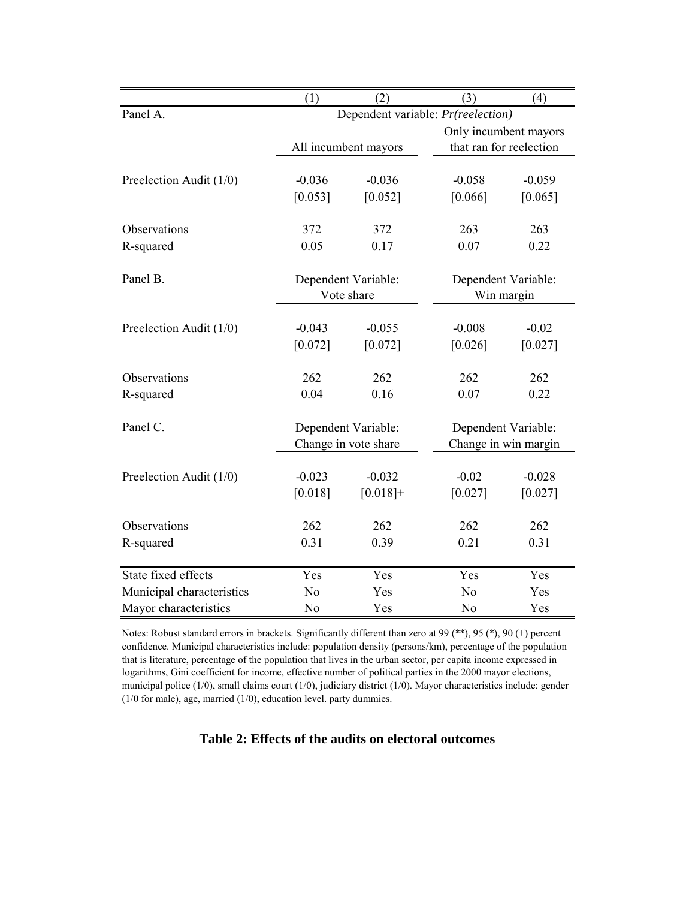| | (1) | (2) | (3) | (4) |
|---|---|---|---|---|
| Panel A. | Dependent variable: *Pr(reelection)* | | | |
| | All incumbent mayors | | Only incumbent mayors that ran for reelection | |
| Preelection Audit (1/0) | -0.036 | -0.036 | -0.058 | -0.059 |
| | [0.053] | [0.052] | [0.066] | [0.065] |
| Observations | 372 | 372 | 263 | 263 |
| R-squared | 0.05 | 0.17 | 0.07 | 0.22 |
| Panel B. | Dependent Variable: Vote share | | Dependent Variable: Win margin | |
| Preelection Audit (1/0) | -0.043 | -0.055 | -0.008 | -0.02 |
| | [0.072] | [0.072] | [0.026] | [0.027] |
| Observations | 262 | 262 | 262 | 262 |
| R-squared | 0.04 | 0.16 | 0.07 | 0.22 |
| Panel C. | Dependent Variable: Change in vote share | | Dependent Variable: Change in win margin | |
| Preelection Audit (1/0) | -0.023 | -0.032 | -0.02 | -0.028 |
| | [0.018] | [0.018]+ | [0.027] | [0.027] |
| Observations | 262 | 262 | 262 | 262 |
| R-squared | 0.31 | 0.39 | 0.21 | 0.31 |
| State fixed effects | Yes | Yes | Yes | Yes |
| Municipal characteristics | No | Yes | No | Yes |
| Mayor characteristics | No | Yes | No | Yes |

Notes: Robust standard errors in brackets. Significantly different than zero at 99 (**), 95 (*), 90 (+) percent confidence. Municipal characteristics include: population density (persons/km), percentage of the population that is literature, percentage of the population that lives in the urban sector, per capita income expressed in logarithms, Gini coefficient for income, effective number of political parties in the 2000 mayor elections, municipal police (1/0), small claims court (1/0), judiciary district (1/0). Mayor characteristics include: gender (1/0 for male), age, married (1/0), education level. party dummies.

**Table 2: Effects of the audits on electoral outcomes**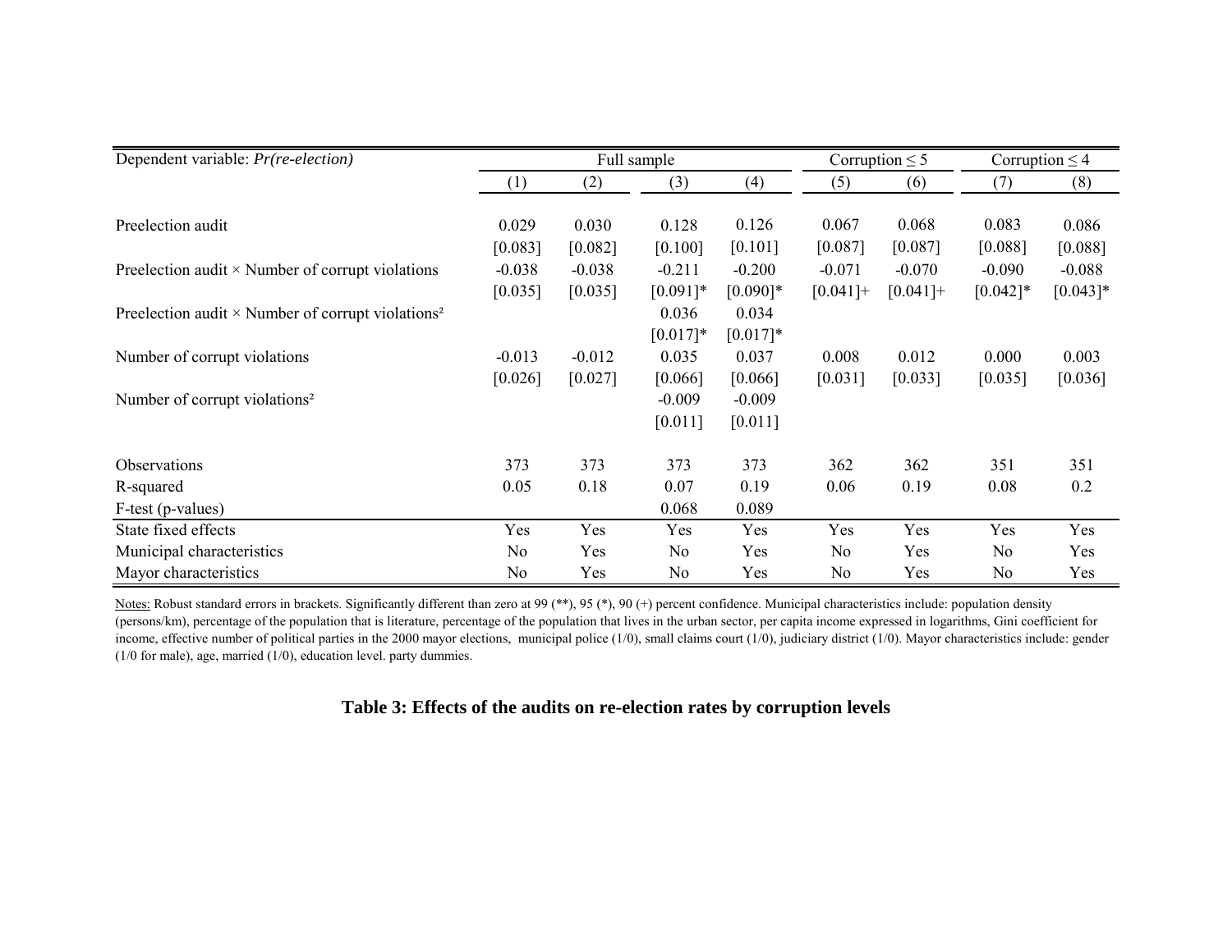| Dependent variable: *Pr(re-election)* | Full sample | | | | Corruption ≤ 5 | | Corruption ≤ 4 | |
|---|---|---|---|---|---|---|---|---|
| | (1) | (2) | (3) | (4) | (5) | (6) | (7) | (8) |
| Preelection audit | 0.029 | 0.030 | 0.128 | 0.126 | 0.067 | 0.068 | 0.083 | 0.086 |
| | [0.083] | [0.082] | [0.100] | [0.101] | [0.087] | [0.087] | [0.088] | [0.088] |
| Preelection audit × Number of corrupt violations | -0.038 | -0.038 | -0.211 | -0.200 | -0.071 | -0.070 | -0.090 | -0.088 |
| | [0.035] | [0.035] | [0.091]* | [0.090]* | [0.041]+ | [0.041]+ | [0.042]* | [0.043]* |
| Preelection audit × Number of corrupt violations² | | | 0.036 | 0.034 | | | | |
| | | | [0.017]* | [0.017]* | | | | |
| Number of corrupt violations | -0.013 | -0.012 | 0.035 | 0.037 | 0.008 | 0.012 | 0.000 | 0.003 |
| | [0.026] | [0.027] | [0.066] | [0.066] | [0.031] | [0.033] | [0.035] | [0.036] |
| Number of corrupt violations² | | | -0.009 | -0.009 | | | | |
| | | | [0.011] | [0.011] | | | | |
| Observations | 373 | 373 | 373 | 373 | 362 | 362 | 351 | 351 |
| R-squared | 0.05 | 0.18 | 0.07 | 0.19 | 0.06 | 0.19 | 0.08 | 0.2 |
| F-test (p-values) | | | 0.068 | 0.089 | | | | |
| State fixed effects | Yes | Yes | Yes | Yes | Yes | Yes | Yes | Yes |
| Municipal characteristics | No | Yes | No | Yes | No | Yes | No | Yes |
| Mayor characteristics | No | Yes | No | Yes | No | Yes | No | Yes |

Notes: Robust standard errors in brackets. Significantly different than zero at 99 (**), 95 (*), 90 (+) percent confidence. Municipal characteristics include: population density (persons/km), percentage of the population that is literature, percentage of the population that lives in the urban sector, per capita income expressed in logarithms, Gini coefficient for income, effective number of political parties in the 2000 mayor elections, municipal police (1/0), small claims court (1/0), judiciary district (1/0). Mayor characteristics include: gender (1/0 for male), age, married (1/0), education level. party dummies.

**Table 3: Effects of the audits on re-election rates by corruption levels**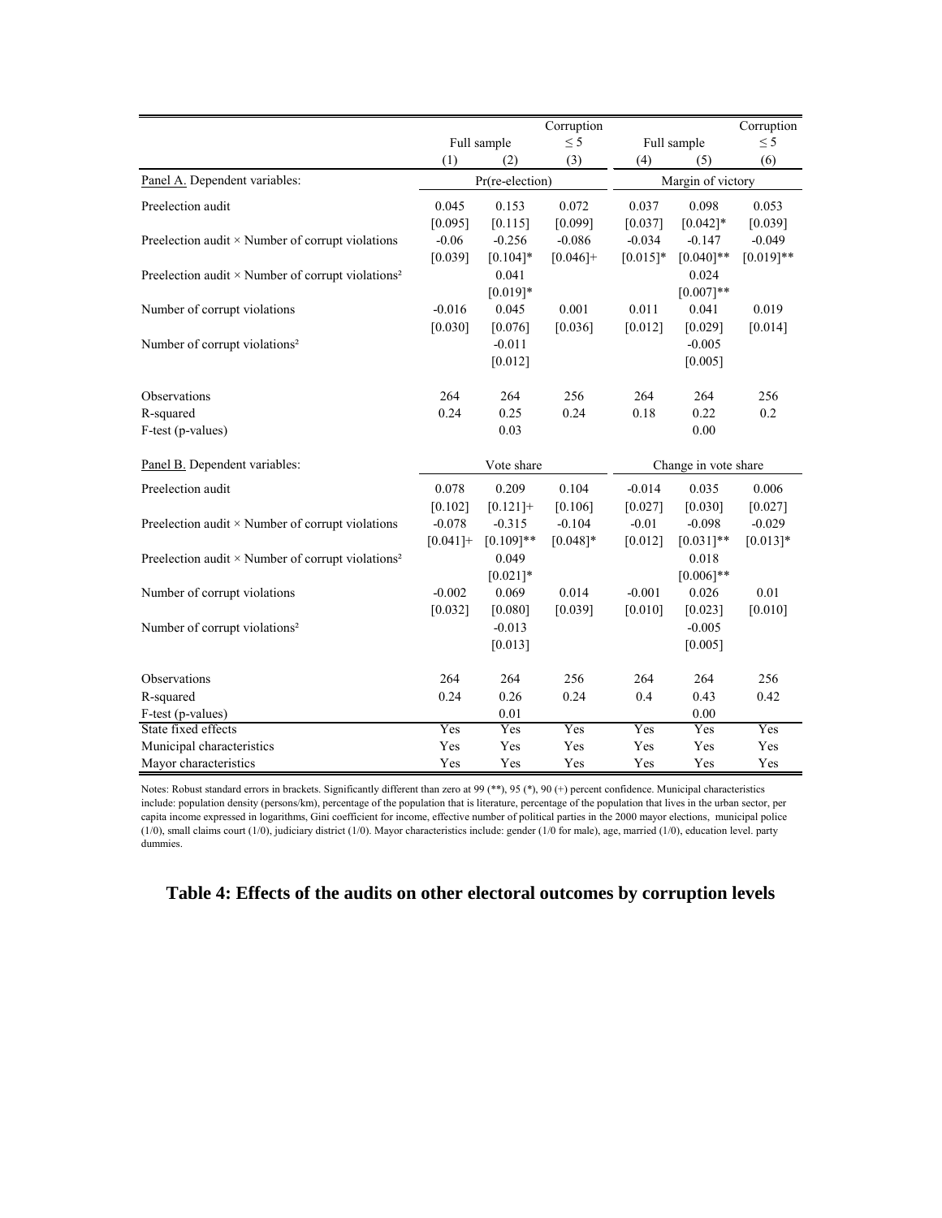|  | Full sample |  | Corruption ≤ 5 | Full sample |  | Corruption ≤ 5 |
|---|---|---|---|---|---|---|
|  | (1) | (2) | (3) | (4) | (5) | (6) |
| Panel A. Dependent variables: | Pr(re-election) |  |  | Margin of victory |  |  |
| Preelection audit | 0.045 | 0.153 | 0.072 | 0.037 | 0.098 | 0.053 |
|  | [0.095] | [0.115] | [0.099] | [0.037] | [0.042]* | [0.039] |
| Preelection audit × Number of corrupt violations | -0.06 | -0.256 | -0.086 | -0.034 | -0.147 | -0.049 |
|  | [0.039] | [0.104]* | [0.046]+ | [0.015]* | [0.040]** | [0.019]** |
| Preelection audit × Number of corrupt violations² |  | 0.041 |  |  | 0.024 |  |
|  |  | [0.019]* |  |  | [0.007]** |  |
| Number of corrupt violations | -0.016 | 0.045 | 0.001 | 0.011 | 0.041 | 0.019 |
|  | [0.030] | [0.076] | [0.036] | [0.012] | [0.029] | [0.014] |
| Number of corrupt violations² |  | -0.011 |  |  | -0.005 |  |
|  |  | [0.012] |  |  | [0.005] |  |
| Observations | 264 | 264 | 256 | 264 | 264 | 256 |
| R-squared | 0.24 | 0.25 | 0.24 | 0.18 | 0.22 | 0.2 |
| F-test (p-values) |  | 0.03 |  |  | 0.00 |  |
| Panel B. Dependent variables: | Vote share |  |  | Change in vote share |  |  |
| Preelection audit | 0.078 | 0.209 | 0.104 | -0.014 | 0.035 | 0.006 |
|  | [0.102] | [0.121]+ | [0.106] | [0.027] | [0.030] | [0.027] |
| Preelection audit × Number of corrupt violations | -0.078 | -0.315 | -0.104 | -0.01 | -0.098 | -0.029 |
|  | [0.041]+ | [0.109]** | [0.048]* | [0.012] | [0.031]** | [0.013]* |
| Preelection audit × Number of corrupt violations² |  | 0.049 |  |  | 0.018 |  |
|  |  | [0.021]* |  |  | [0.006]** |  |
| Number of corrupt violations | -0.002 | 0.069 | 0.014 | -0.001 | 0.026 | 0.01 |
|  | [0.032] | [0.080] | [0.039] | [0.010] | [0.023] | [0.010] |
| Number of corrupt violations² |  | -0.013 |  |  | -0.005 |  |
|  |  | [0.013] |  |  | [0.005] |  |
| Observations | 264 | 264 | 256 | 264 | 264 | 256 |
| R-squared | 0.24 | 0.26 | 0.24 | 0.4 | 0.43 | 0.42 |
| F-test (p-values) |  | 0.01 |  |  | 0.00 |  |
| State fixed effects | Yes | Yes | Yes | Yes | Yes | Yes |
| Municipal characteristics | Yes | Yes | Yes | Yes | Yes | Yes |
| Mayor characteristics | Yes | Yes | Yes | Yes | Yes | Yes |

Notes: Robust standard errors in brackets. Significantly different than zero at 99 (**), 95 (*), 90 (+) percent confidence. Municipal characteristics include: population density (persons/km), percentage of the population that is literature, percentage of the population that lives in the urban sector, per capita income expressed in logarithms, Gini coefficient for income, effective number of political parties in the 2000 mayor elections, municipal police (1/0), small claims court (1/0), judiciary district (1/0). Mayor characteristics include: gender (1/0 for male), age, married (1/0), education level. party dummies.

**Table 4: Effects of the audits on other electoral outcomes by corruption levels**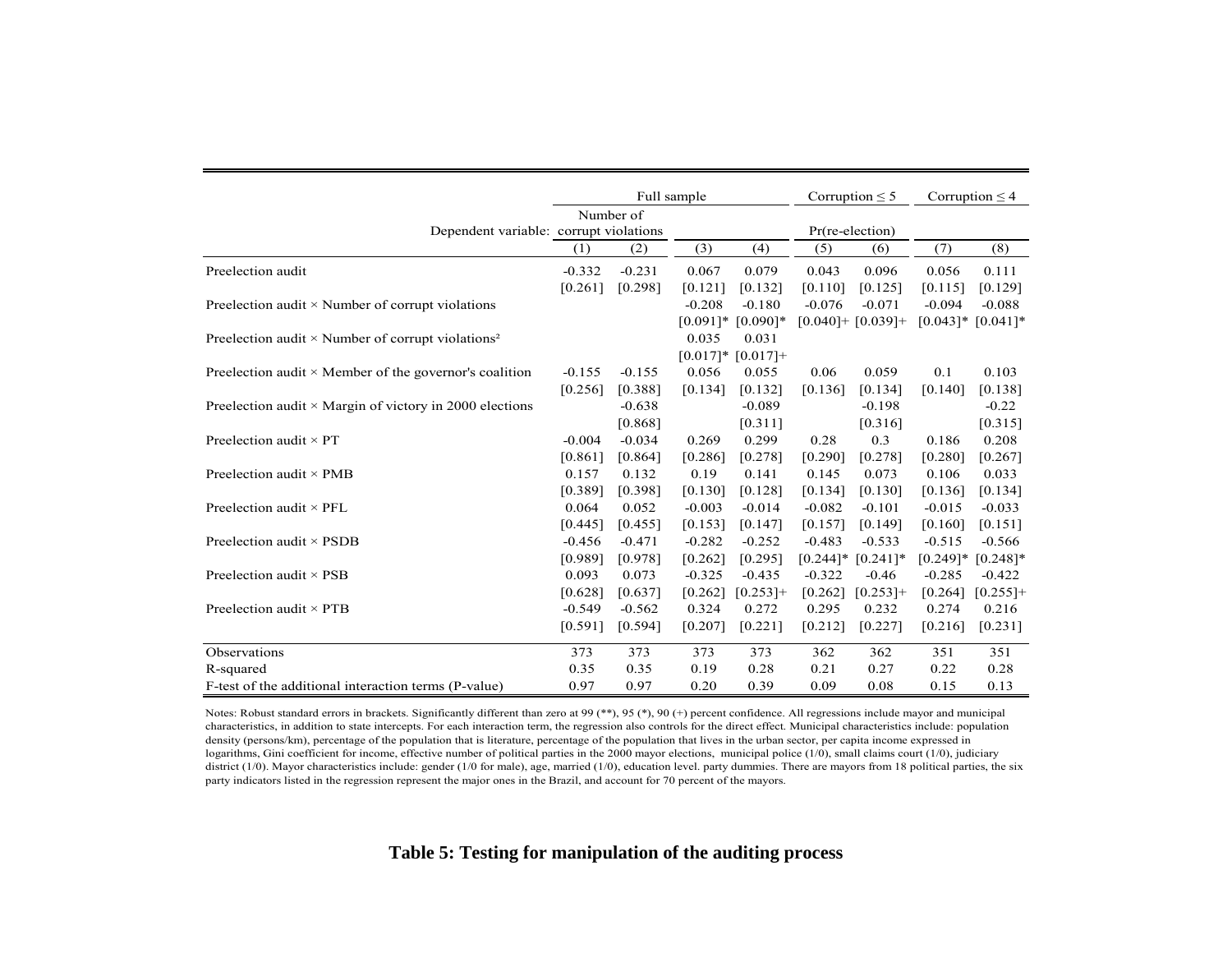| | Full sample | | | | Corruption ≤ 5 | | Corruption ≤ 4 | |
|---|---|---|---|---|---|---|---|---|
| Dependent variable: | Number of corrupt violations | | | | Pr(re-election) | | | |
| | (1) | (2) | (3) | (4) | (5) | (6) | (7) | (8) |
| Preelection audit | -0.332 | -0.231 | 0.067 | 0.079 | 0.043 | 0.096 | 0.056 | 0.111 |
| | [0.261] | [0.298] | [0.121] | [0.132] | [0.110] | [0.125] | [0.115] | [0.129] |
| Preelection audit × Number of corrupt violations | | | -0.208 | -0.180 | -0.076 | -0.071 | -0.094 | -0.088 |
| | | | [0.091]* | [0.090]* | [0.040]+ | [0.039]+ | [0.043]* | [0.041]* |
| Preelection audit × Number of corrupt violations² | | | 0.035 | 0.031 | | | | |
| | | | [0.017]* | [0.017]+ | | | | |
| Preelection audit × Member of the governor's coalition | -0.155 | -0.155 | 0.056 | 0.055 | 0.06 | 0.059 | 0.1 | 0.103 |
| | [0.256] | [0.388] | [0.134] | [0.132] | [0.136] | [0.134] | [0.140] | [0.138] |
| Preelection audit × Margin of victory in 2000 elections | | -0.638 | | -0.089 | | -0.198 | | -0.22 |
| | | [0.868] | | [0.311] | | [0.316] | | [0.315] |
| Preelection audit × PT | -0.004 | -0.034 | 0.269 | 0.299 | 0.28 | 0.3 | 0.186 | 0.208 |
| | [0.861] | [0.864] | [0.286] | [0.278] | [0.290] | [0.278] | [0.280] | [0.267] |
| Preelection audit × PMB | 0.157 | 0.132 | 0.19 | 0.141 | 0.145 | 0.073 | 0.106 | 0.033 |
| | [0.389] | [0.398] | [0.130] | [0.128] | [0.134] | [0.130] | [0.136] | [0.134] |
| Preelection audit × PFL | 0.064 | 0.052 | -0.003 | -0.014 | -0.082 | -0.101 | -0.015 | -0.033 |
| | [0.445] | [0.455] | [0.153] | [0.147] | [0.157] | [0.149] | [0.160] | [0.151] |
| Preelection audit × PSDB | -0.456 | -0.471 | -0.282 | -0.252 | -0.483 | -0.533 | -0.515 | -0.566 |
| | [0.989] | [0.978] | [0.262] | [0.295] | [0.244]* | [0.241]* | [0.249]* | [0.248]* |
| Preelection audit × PSB | 0.093 | 0.073 | -0.325 | -0.435 | -0.322 | -0.46 | -0.285 | -0.422 |
| | [0.628] | [0.637] | [0.262] | [0.253]+ | [0.262] | [0.253]+ | [0.264] | [0.255]+ |
| Preelection audit × PTB | -0.549 | -0.562 | 0.324 | 0.272 | 0.295 | 0.232 | 0.274 | 0.216 |
| | [0.591] | [0.594] | [0.207] | [0.221] | [0.212] | [0.227] | [0.216] | [0.231] |
| Observations | 373 | 373 | 373 | 373 | 362 | 362 | 351 | 351 |
| R-squared | 0.35 | 0.35 | 0.19 | 0.28 | 0.21 | 0.27 | 0.22 | 0.28 |
| F-test of the additional interaction terms (P-value) | 0.97 | 0.97 | 0.20 | 0.39 | 0.09 | 0.08 | 0.15 | 0.13 |

Notes: Robust standard errors in brackets. Significantly different than zero at 99 (**), 95 (*), 90 (+) percent confidence. All regressions include mayor and municipal characteristics, in addition to state intercepts. For each interaction term, the regression also controls for the direct effect. Municipal characteristics include: population density (persons/km), percentage of the population that is literature, percentage of the population that lives in the urban sector, per capita income expressed in logarithms, Gini coefficient for income, effective number of political parties in the 2000 mayor elections, municipal police (1/0), small claims court (1/0), judiciary district (1/0). Mayor characteristics include: gender (1/0 for male), age, married (1/0), education level. party dummies. There are mayors from 18 political parties, the six party indicators listed in the regression represent the major ones in the Brazil, and account for 70 percent of the mayors.

**Table 5: Testing for manipulation of the auditing process**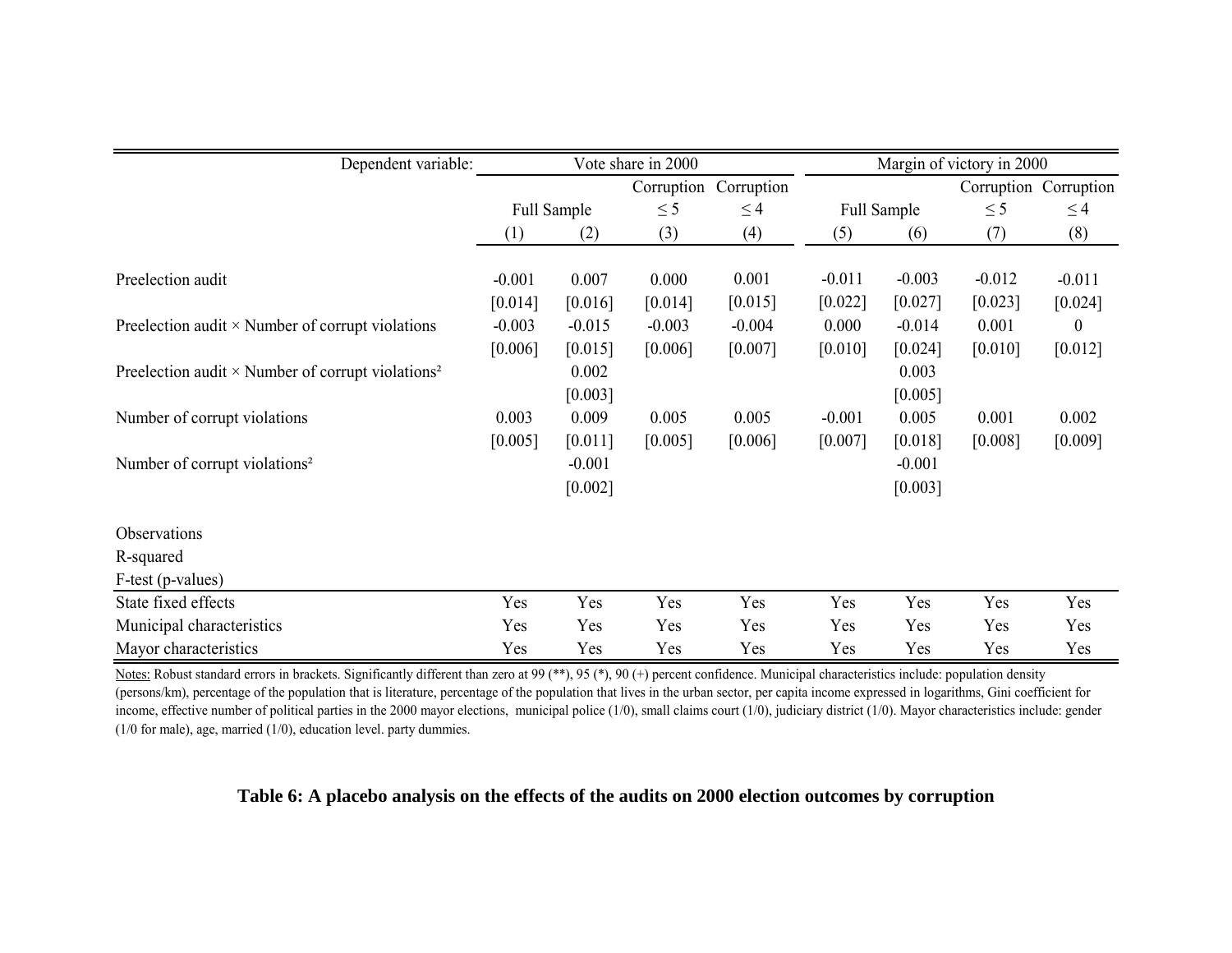| Dependent variable: | Vote share in 2000 | | | | Margin of victory in 2000 | | | |
|---|---|---|---|---|---|---|---|---|
| | Full Sample | | Corruption ≤ 5 | Corruption ≤ 4 | Full Sample | | Corruption ≤ 5 | Corruption ≤ 4 |
| | (1) | (2) | (3) | (4) | (5) | (6) | (7) | (8) |
| Preelection audit | -0.001 | 0.007 | 0.000 | 0.001 | -0.011 | -0.003 | -0.012 | -0.011 |
| | [0.014] | [0.016] | [0.014] | [0.015] | [0.022] | [0.027] | [0.023] | [0.024] |
| Preelection audit × Number of corrupt violations | -0.003 | -0.015 | -0.003 | -0.004 | 0.000 | -0.014 | 0.001 | 0 |
| | [0.006] | [0.015] | [0.006] | [0.007] | [0.010] | [0.024] | [0.010] | [0.012] |
| Preelection audit × Number of corrupt violations² | | 0.002 | | | | 0.003 | | |
| | | [0.003] | | | | [0.005] | | |
| Number of corrupt violations | 0.003 | 0.009 | 0.005 | 0.005 | -0.001 | 0.005 | 0.001 | 0.002 |
| | [0.005] | [0.011] | [0.005] | [0.006] | [0.007] | [0.018] | [0.008] | [0.009] |
| Number of corrupt violations² | | -0.001 | | | | -0.001 | | |
| | | [0.002] | | | | [0.003] | | |
| Observations | | | | | | | | |
| R-squared | | | | | | | | |
| F-test (p-values) | | | | | | | | |
| State fixed effects | Yes | Yes | Yes | Yes | Yes | Yes | Yes | Yes |
| Municipal characteristics | Yes | Yes | Yes | Yes | Yes | Yes | Yes | Yes |
| Mayor characteristics | Yes | Yes | Yes | Yes | Yes | Yes | Yes | Yes |

Notes: Robust standard errors in brackets. Significantly different than zero at 99 (**), 95 (*), 90 (+) percent confidence. Municipal characteristics include: population density (persons/km), percentage of the population that is literature, percentage of the population that lives in the urban sector, per capita income expressed in logarithms, Gini coefficient for income, effective number of political parties in the 2000 mayor elections, municipal police (1/0), small claims court (1/0), judiciary district (1/0). Mayor characteristics include: gender (1/0 for male), age, married (1/0), education level. party dummies.

**Table 6: A placebo analysis on the effects of the audits on 2000 election outcomes by corruption**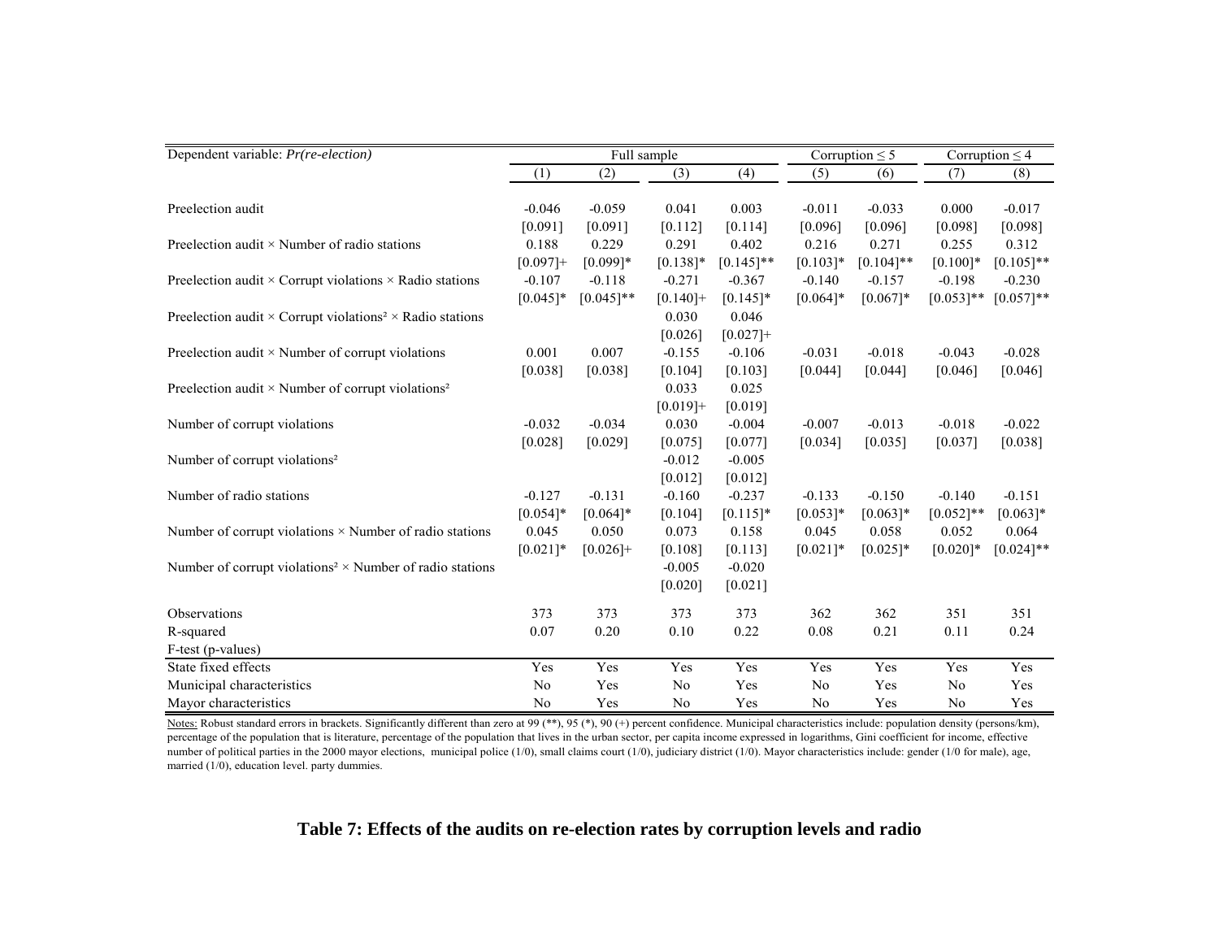| Dependent variable: *Pr(re-election)* | Full sample | | | | Corruption ≤ 5 | | Corruption ≤ 4 | |
|---|---|---|---|---|---|---|---|---|
| | (1) | (2) | (3) | (4) | (5) | (6) | (7) | (8) |
| Preelection audit | -0.046 | -0.059 | 0.041 | 0.003 | -0.011 | -0.033 | 0.000 | -0.017 |
| | [0.091] | [0.091] | [0.112] | [0.114] | [0.096] | [0.096] | [0.098] | [0.098] |
| Preelection audit × Number of radio stations | 0.188 | 0.229 | 0.291 | 0.402 | 0.216 | 0.271 | 0.255 | 0.312 |
| | [0.097]+ | [0.099]* | [0.138]* | [0.145]** | [0.103]* | [0.104]** | [0.100]* | [0.105]** |
| Preelection audit × Corrupt violations × Radio stations | -0.107 | -0.118 | -0.271 | -0.367 | -0.140 | -0.157 | -0.198 | -0.230 |
| | [0.045]* | [0.045]** | [0.140]+ | [0.145]* | [0.064]* | [0.067]* | [0.053]** | [0.057]** |
| Preelection audit × Corrupt violations² × Radio stations | | | 0.030 | 0.046 | | | | |
| | | | [0.026] | [0.027]+ | | | | |
| Preelection audit × Number of corrupt violations | 0.001 | 0.007 | -0.155 | -0.106 | -0.031 | -0.018 | -0.043 | -0.028 |
| | [0.038] | [0.038] | [0.104] | [0.103] | [0.044] | [0.044] | [0.046] | [0.046] |
| Preelection audit × Number of corrupt violations² | | | 0.033 | 0.025 | | | | |
| | | | [0.019]+ | [0.019] | | | | |
| Number of corrupt violations | -0.032 | -0.034 | 0.030 | -0.004 | -0.007 | -0.013 | -0.018 | -0.022 |
| | [0.028] | [0.029] | [0.075] | [0.077] | [0.034] | [0.035] | [0.037] | [0.038] |
| Number of corrupt violations² | | | -0.012 | -0.005 | | | | |
| | | | [0.012] | [0.012] | | | | |
| Number of radio stations | -0.127 | -0.131 | -0.160 | -0.237 | -0.133 | -0.150 | -0.140 | -0.151 |
| | [0.054]* | [0.064]* | [0.104] | [0.115]* | [0.053]* | [0.063]* | [0.052]** | [0.063]* |
| Number of corrupt violations × Number of radio stations | 0.045 | 0.050 | 0.073 | 0.158 | 0.045 | 0.058 | 0.052 | 0.064 |
| | [0.021]* | [0.026]+ | [0.108] | [0.113] | [0.021]* | [0.025]* | [0.020]* | [0.024]** |
| Number of corrupt violations² × Number of radio stations | | | -0.005 | -0.020 | | | | |
| | | | [0.020] | [0.021] | | | | |
| Observations | 373 | 373 | 373 | 373 | 362 | 362 | 351 | 351 |
| R-squared | 0.07 | 0.20 | 0.10 | 0.22 | 0.08 | 0.21 | 0.11 | 0.24 |
| F-test (p-values) | | | | | | | | |
| State fixed effects | Yes | Yes | Yes | Yes | Yes | Yes | Yes | Yes |
| Municipal characteristics | No | Yes | No | Yes | No | Yes | No | Yes |
| Mayor characteristics | No | Yes | No | Yes | No | Yes | No | Yes |

Notes: Robust standard errors in brackets. Significantly different than zero at 99 (**), 95 (*), 90 (+) percent confidence. Municipal characteristics include: population density (persons/km), percentage of the population that is literature, percentage of the population that lives in the urban sector, per capita income expressed in logarithms, Gini coefficient for income, effective number of political parties in the 2000 mayor elections, municipal police (1/0), small claims court (1/0), judiciary district (1/0). Mayor characteristics include: gender (1/0 for male), age, married (1/0), education level. party dummies.

**Table 7: Effects of the audits on re-election rates by corruption levels and radio**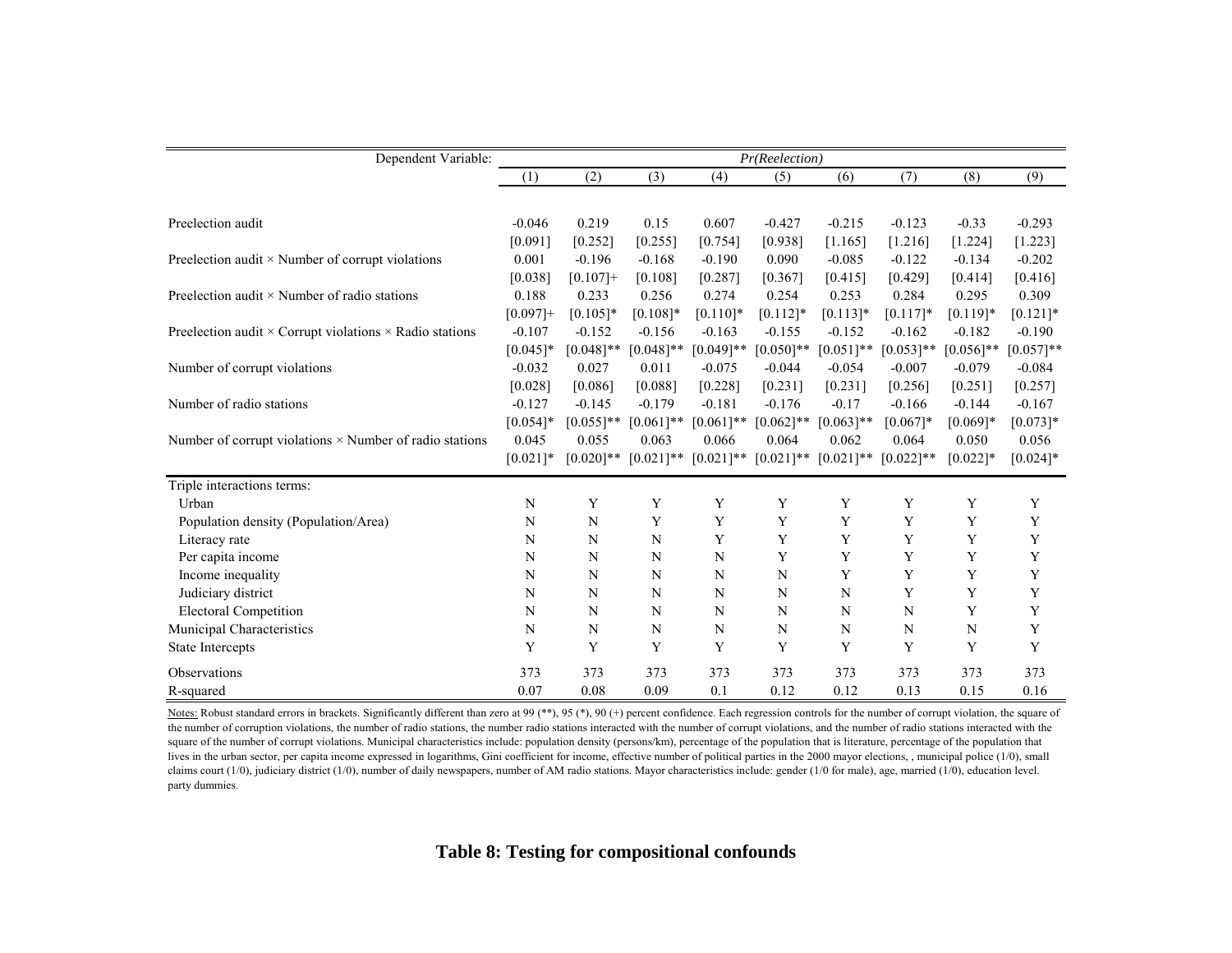| Dependent Variable: | *Pr(Reelection)* | | | | | | | | |
|---|---|---|---|---|---|---|---|---|---|
| | (1) | (2) | (3) | (4) | (5) | (6) | (7) | (8) | (9) |
| Preelection audit | -0.046 | 0.219 | 0.15 | 0.607 | -0.427 | -0.215 | -0.123 | -0.33 | -0.293 |
| | [0.091] | [0.252] | [0.255] | [0.754] | [0.938] | [1.165] | [1.216] | [1.224] | [1.223] |
| Preelection audit × Number of corrupt violations | 0.001 | -0.196 | -0.168 | -0.190 | 0.090 | -0.085 | -0.122 | -0.134 | -0.202 |
| | [0.038] | [0.107]+ | [0.108] | [0.287] | [0.367] | [0.415] | [0.429] | [0.414] | [0.416] |
| Preelection audit × Number of radio stations | 0.188 | 0.233 | 0.256 | 0.274 | 0.254 | 0.253 | 0.284 | 0.295 | 0.309 |
| | [0.097]+ | [0.105]* | [0.108]* | [0.110]* | [0.112]* | [0.113]* | [0.117]* | [0.119]* | [0.121]* |
| Preelection audit × Corrupt violations × Radio stations | -0.107 | -0.152 | -0.156 | -0.163 | -0.155 | -0.152 | -0.162 | -0.182 | -0.190 |
| | [0.045]* | [0.048]** | [0.048]** | [0.049]** | [0.050]** | [0.051]** | [0.053]** | [0.056]** | [0.057]** |
| Number of corrupt violations | -0.032 | 0.027 | 0.011 | -0.075 | -0.044 | -0.054 | -0.007 | -0.079 | -0.084 |
| | [0.028] | [0.086] | [0.088] | [0.228] | [0.231] | [0.231] | [0.256] | [0.251] | [0.257] |
| Number of radio stations | -0.127 | -0.145 | -0.179 | -0.181 | -0.176 | -0.17 | -0.166 | -0.144 | -0.167 |
| | [0.054]* | [0.055]** | [0.061]** | [0.061]** | [0.062]** | [0.063]** | [0.067]* | [0.069]* | [0.073]* |
| Number of corrupt violations × Number of radio stations | 0.045 | 0.055 | 0.063 | 0.066 | 0.064 | 0.062 | 0.064 | 0.050 | 0.056 |
| | [0.021]* | [0.020]** | [0.021]** | [0.021]** | [0.021]** | [0.021]** | [0.022]** | [0.022]* | [0.024]* |
| Triple interactions terms: | | | | | | | | | |
| Urban | N | Y | Y | Y | Y | Y | Y | Y | Y |
| Population density (Population/Area) | N | N | Y | Y | Y | Y | Y | Y | Y |
| Literacy rate | N | N | N | Y | Y | Y | Y | Y | Y |
| Per capita income | N | N | N | N | Y | Y | Y | Y | Y |
| Income inequality | N | N | N | N | N | Y | Y | Y | Y |
| Judiciary district | N | N | N | N | N | N | Y | Y | Y |
| Electoral Competition | N | N | N | N | N | N | N | Y | Y |
| Municipal Characteristics | N | N | N | N | N | N | N | N | Y |
| State Intercepts | Y | Y | Y | Y | Y | Y | Y | Y | Y |
| Observations | 373 | 373 | 373 | 373 | 373 | 373 | 373 | 373 | 373 |
| R-squared | 0.07 | 0.08 | 0.09 | 0.1 | 0.12 | 0.12 | 0.13 | 0.15 | 0.16 |

Notes: Robust standard errors in brackets. Significantly different than zero at 99 (**), 95 (*), 90 (+) percent confidence. Each regression controls for the number of corrupt violation, the square of the number of corruption violations, the number of radio stations, the number radio stations interacted with the number of corrupt violations, and the number of radio stations interacted with the square of the number of corrupt violations. Municipal characteristics include: population density (persons/km), percentage of the population that is literature, percentage of the population that lives in the urban sector, per capita income expressed in logarithms, Gini coefficient for income, effective number of political parties in the 2000 mayor elections, , municipal police (1/0), small claims court (1/0), judiciary district (1/0), number of daily newspapers, number of AM radio stations. Mayor characteristics include: gender (1/0 for male), age, married (1/0), education level. party dummies.

**Table 8: Testing for compositional confounds**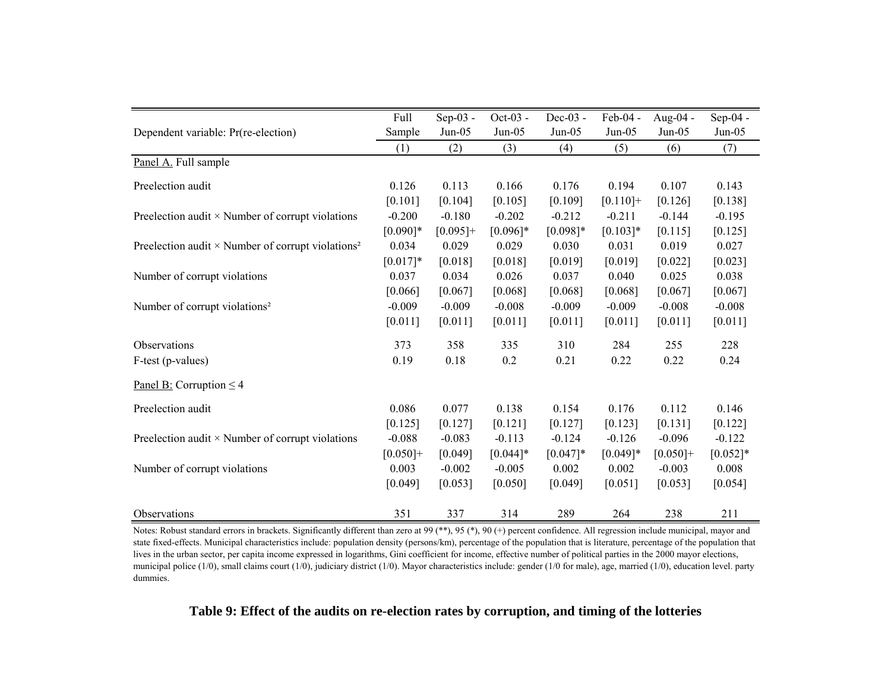| Dependent variable: Pr(re-election) | Full Sample | Sep-03 - Jun-05 | Oct-03 - Jun-05 | Dec-03 - Jun-05 | Feb-04 - Jun-05 | Aug-04 - Jun-05 | Sep-04 - Jun-05 |
|---|---|---|---|---|---|---|---|
| | (1) | (2) | (3) | (4) | (5) | (6) | (7) |
| Panel A. Full sample | | | | | | | |
| Preelection audit | 0.126 | 0.113 | 0.166 | 0.176 | 0.194 | 0.107 | 0.143 |
| | [0.101] | [0.104] | [0.105] | [0.109] | [0.110]+ | [0.126] | [0.138] |
| Preelection audit × Number of corrupt violations | -0.200 | -0.180 | -0.202 | -0.212 | -0.211 | -0.144 | -0.195 |
| | [0.090]* | [0.095]+ | [0.096]* | [0.098]* | [0.103]* | [0.115] | [0.125] |
| Preelection audit × Number of corrupt violations² | 0.034 | 0.029 | 0.029 | 0.030 | 0.031 | 0.019 | 0.027 |
| | [0.017]* | [0.018] | [0.018] | [0.019] | [0.019] | [0.022] | [0.023] |
| Number of corrupt violations | 0.037 | 0.034 | 0.026 | 0.037 | 0.040 | 0.025 | 0.038 |
| | [0.066] | [0.067] | [0.068] | [0.068] | [0.068] | [0.067] | [0.067] |
| Number of corrupt violations² | -0.009 | -0.009 | -0.008 | -0.009 | -0.009 | -0.008 | -0.008 |
| | [0.011] | [0.011] | [0.011] | [0.011] | [0.011] | [0.011] | [0.011] |
| Observations | 373 | 358 | 335 | 310 | 284 | 255 | 228 |
| F-test (p-values) | 0.19 | 0.18 | 0.2 | 0.21 | 0.22 | 0.22 | 0.24 |
| Panel B: Corruption ≤ 4 | | | | | | | |
| Preelection audit | 0.086 | 0.077 | 0.138 | 0.154 | 0.176 | 0.112 | 0.146 |
| | [0.125] | [0.127] | [0.121] | [0.127] | [0.123] | [0.131] | [0.122] |
| Preelection audit × Number of corrupt violations | -0.088 | -0.083 | -0.113 | -0.124 | -0.126 | -0.096 | -0.122 |
| | [0.050]+ | [0.049] | [0.044]* | [0.047]* | [0.049]* | [0.050]+ | [0.052]* |
| Number of corrupt violations | 0.003 | -0.002 | -0.005 | 0.002 | 0.002 | -0.003 | 0.008 |
| | [0.049] | [0.053] | [0.050] | [0.049] | [0.051] | [0.053] | [0.054] |
| Observations | 351 | 337 | 314 | 289 | 264 | 238 | 211 |

Notes: Robust standard errors in brackets. Significantly different than zero at 99 (**), 95 (*), 90 (+) percent confidence. All regression include municipal, mayor and state fixed-effects. Municipal characteristics include: population density (persons/km), percentage of the population that is literature, percentage of the population that lives in the urban sector, per capita income expressed in logarithms, Gini coefficient for income, effective number of political parties in the 2000 mayor elections, municipal police (1/0), small claims court (1/0), judiciary district (1/0). Mayor characteristics include: gender (1/0 for male), age, married (1/0), education level. party dummies.

**Table 9: Effect of the audits on re-election rates by corruption, and timing of the lotteries**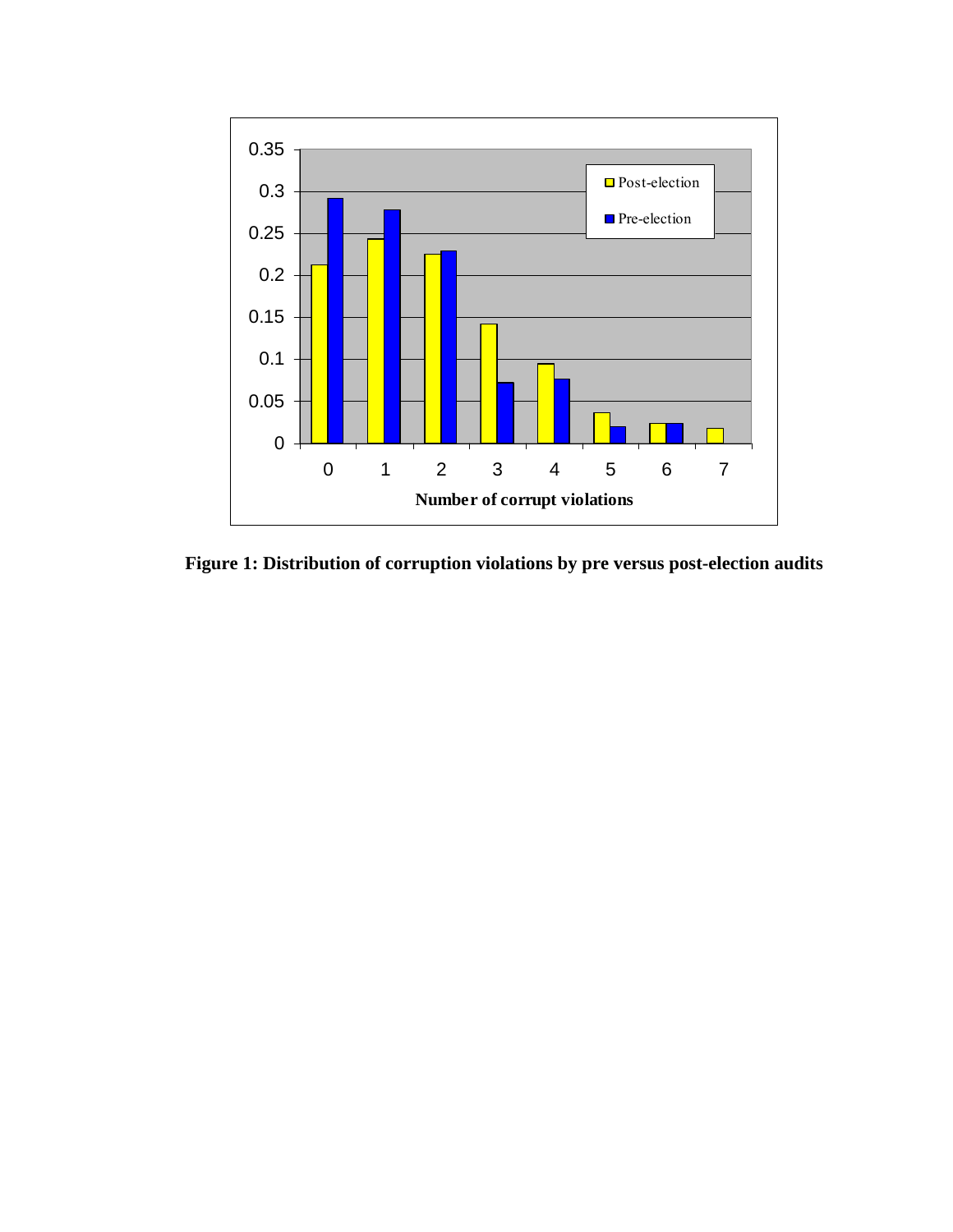**Figure 1: Distribution of corruption violations by pre versus post-election audits**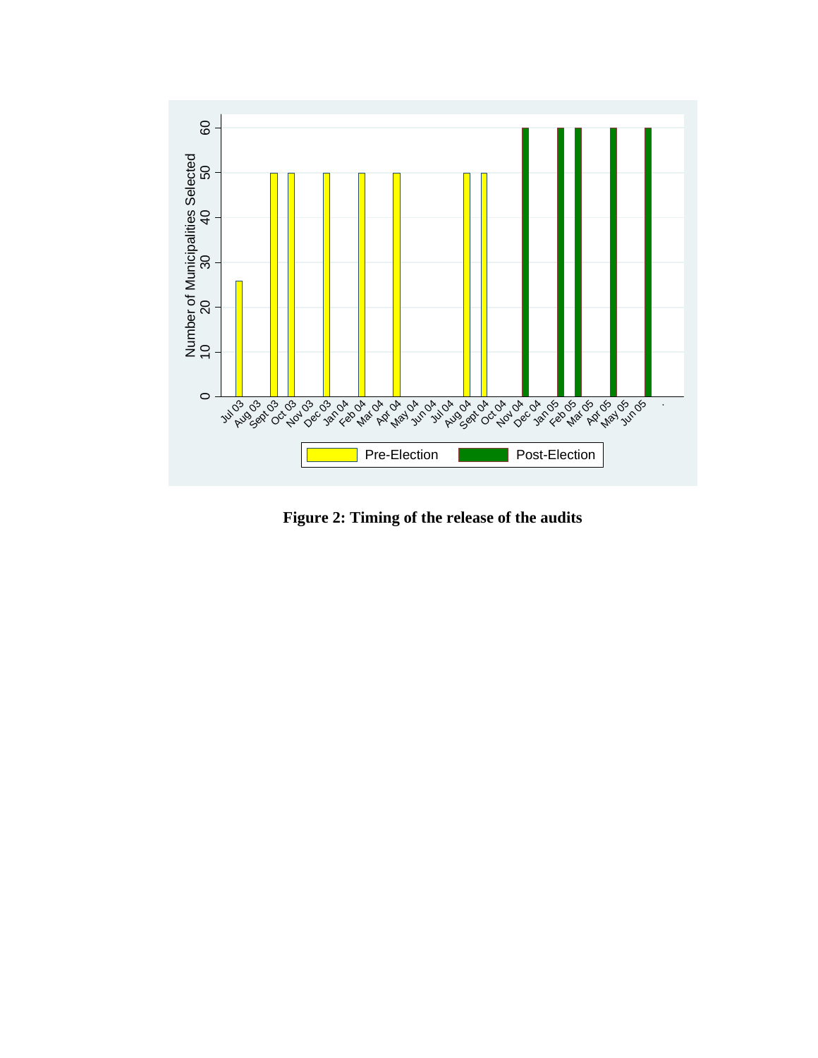**Figure 2: Timing of the release of the audits**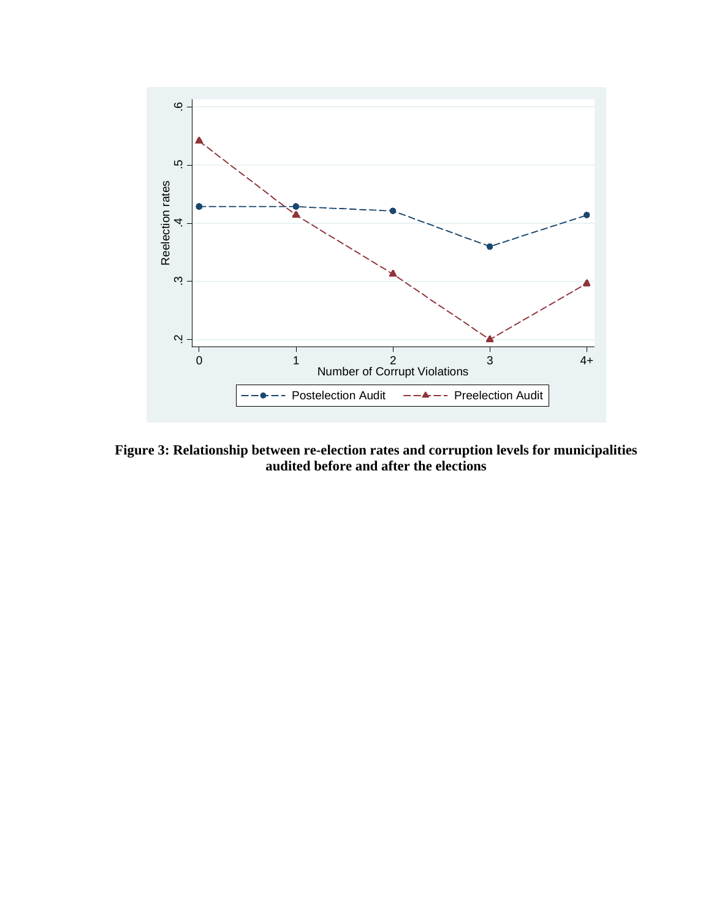**Figure 3: Relationship between re-election rates and corruption levels for municipalities audited before and after the elections**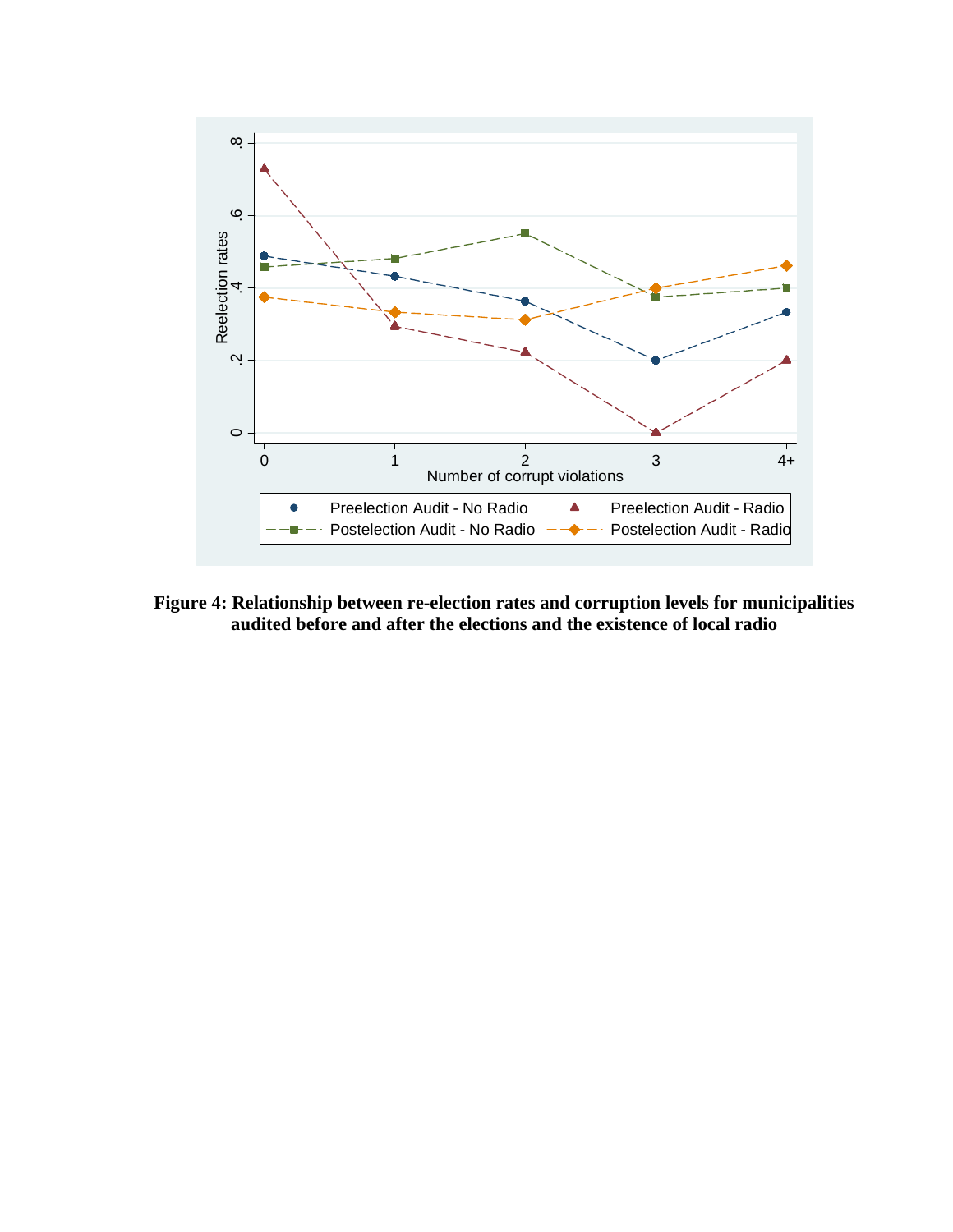.8
.6
.4
.2
0
Reelection rates

0
1
2
3
4+
Number of corrupt violations

Preelection Audit - No Radio
Preelection Audit - Radio
Postelection Audit - No Radio
Postelection Audit - Radio

**Figure 4: Relationship between re-election rates and corruption levels for municipalities audited before and after the elections and the existence of local radio**